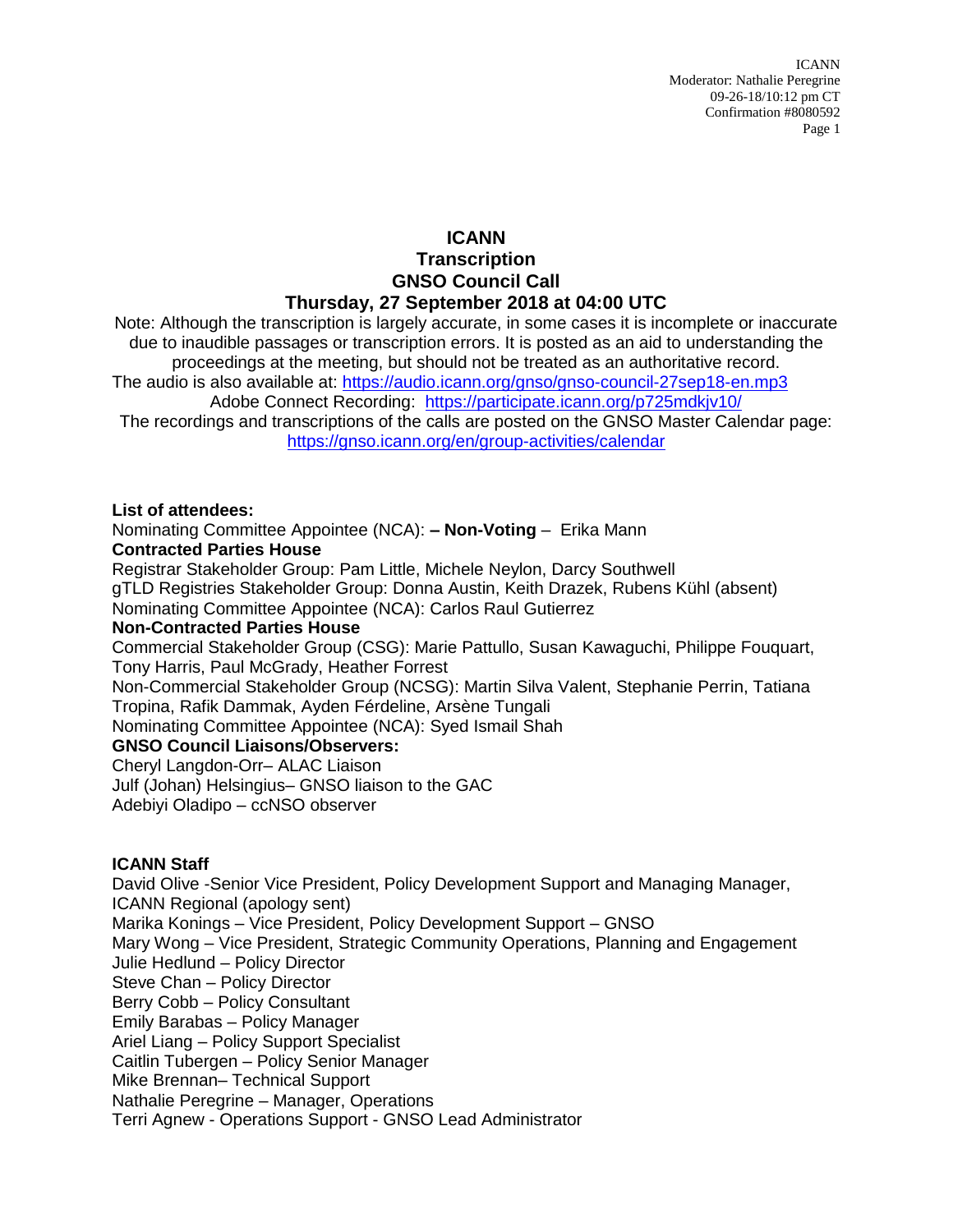# ICANN
# Transcription
# GNSO Council Call
# Thursday, 27 September 2018 at 04:00 UTC

Note: Although the transcription is largely accurate, in some cases it is incomplete or inaccurate due to inaudible passages or transcription errors. It is posted as an aid to understanding the proceedings at the meeting, but should not be treated as an authoritative record.
The audio is also available at: https://audio.icann.org/gnso/gnso-council-27sep18-en.mp3
Adobe Connect Recording: https://participate.icann.org/p725mdkjv10/
The recordings and transcriptions of the calls are posted on the GNSO Master Calendar page: https://gnso.icann.org/en/group-activities/calendar

**List of attendees:**
Nominating Committee Appointee (NCA): **– Non-Voting** – Erika Mann
**Contracted Parties House**
Registrar Stakeholder Group: Pam Little, Michele Neylon, Darcy Southwell
gTLD Registries Stakeholder Group: Donna Austin, Keith Drazek, Rubens Kühl (absent)
Nominating Committee Appointee (NCA): Carlos Raul Gutierrez
**Non-Contracted Parties House**
Commercial Stakeholder Group (CSG): Marie Pattullo, Susan Kawaguchi, Philippe Fouquart, Tony Harris, Paul McGrady, Heather Forrest
Non-Commercial Stakeholder Group (NCSG): Martin Silva Valent, Stephanie Perrin, Tatiana Tropina, Rafik Dammak, Ayden Férdeline, Arsène Tungali
Nominating Committee Appointee (NCA): Syed Ismail Shah
**GNSO Council Liaisons/Observers:**
Cheryl Langdon-Orr– ALAC Liaison
Julf (Johan) Helsingius– GNSO liaison to the GAC
Adebiyi Oladipo – ccNSO observer

**ICANN Staff**
David Olive -Senior Vice President, Policy Development Support and Managing Manager, ICANN Regional (apology sent)
Marika Konings – Vice President, Policy Development Support – GNSO
Mary Wong – Vice President, Strategic Community Operations, Planning and Engagement
Julie Hedlund – Policy Director
Steve Chan – Policy Director
Berry Cobb – Policy Consultant
Emily Barabas – Policy Manager
Ariel Liang – Policy Support Specialist
Caitlin Tubergen – Policy Senior Manager
Mike Brennan– Technical Support
Nathalie Peregrine – Manager, Operations
Terri Agnew - Operations Support - GNSO Lead Administrator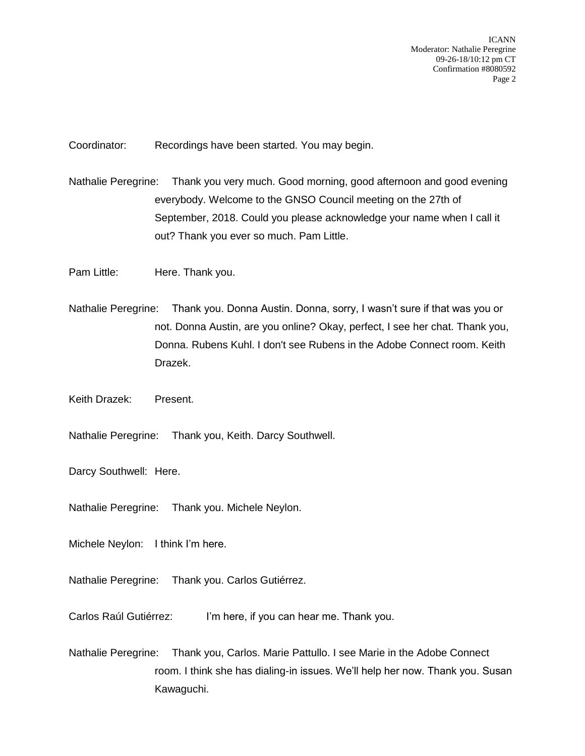Coordinator: Recordings have been started. You may begin.

Nathalie Peregrine: Thank you very much. Good morning, good afternoon and good evening everybody. Welcome to the GNSO Council meeting on the 27th of September, 2018. Could you please acknowledge your name when I call it out? Thank you ever so much. Pam Little.

Pam Little: Here. Thank you.

Nathalie Peregrine: Thank you. Donna Austin. Donna, sorry, I wasn't sure if that was you or not. Donna Austin, are you online? Okay, perfect, I see her chat. Thank you, Donna. Rubens Kuhl. I don't see Rubens in the Adobe Connect room. Keith Drazek.

Keith Drazek: Present.

Nathalie Peregrine: Thank you, Keith. Darcy Southwell.

Darcy Southwell: Here.

Nathalie Peregrine: Thank you. Michele Neylon.

Michele Neylon: I think I'm here.

Nathalie Peregrine: Thank you. Carlos Gutiérrez.

Carlos Raúl Gutiérrez: I'm here, if you can hear me. Thank you.

Nathalie Peregrine: Thank you, Carlos. Marie Pattullo. I see Marie in the Adobe Connect room. I think she has dialing-in issues. We'll help her now. Thank you. Susan Kawaguchi.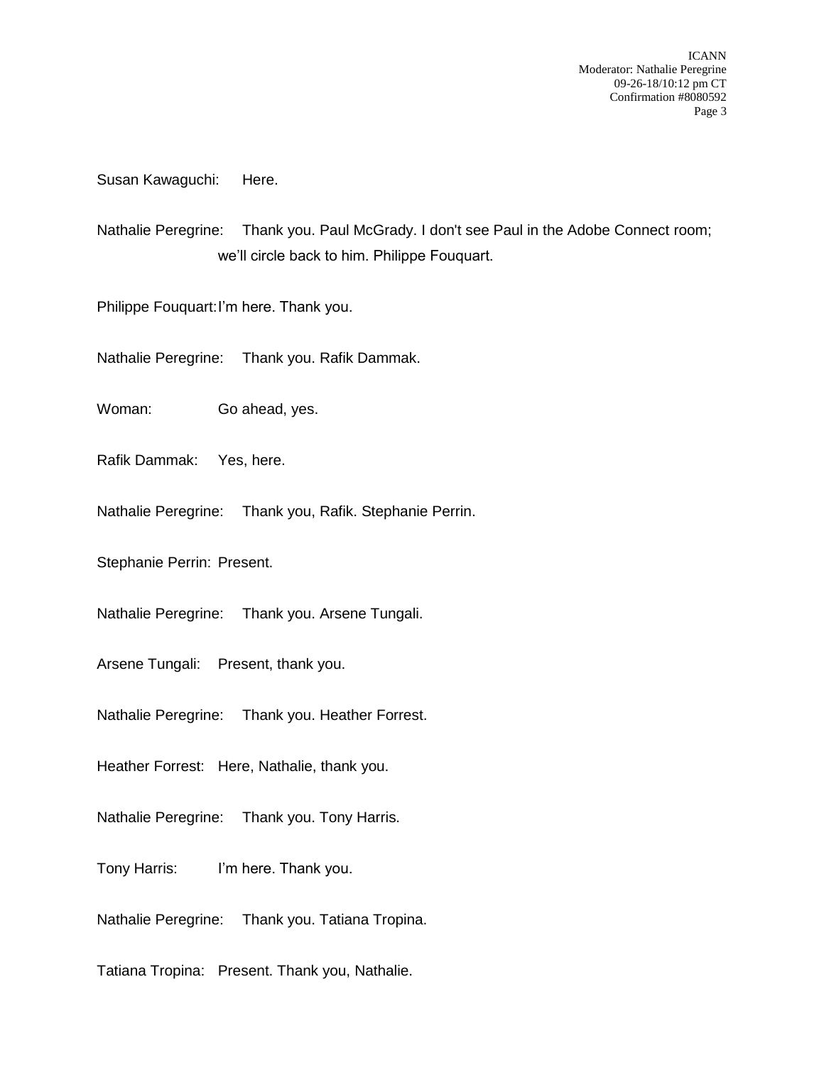Susan Kawaguchi: Here.

Nathalie Peregrine: Thank you. Paul McGrady. I don't see Paul in the Adobe Connect room; we'll circle back to him. Philippe Fouquart.

Philippe Fouquart: I'm here. Thank you.

Nathalie Peregrine: Thank you. Rafik Dammak.

Woman: Go ahead, yes.

Rafik Dammak: Yes, here.

Nathalie Peregrine: Thank you, Rafik. Stephanie Perrin.

Stephanie Perrin: Present.

Nathalie Peregrine: Thank you. Arsene Tungali.

Arsene Tungali: Present, thank you.

Nathalie Peregrine: Thank you. Heather Forrest.

Heather Forrest: Here, Nathalie, thank you.

Nathalie Peregrine: Thank you. Tony Harris.

Tony Harris: I'm here. Thank you.

Nathalie Peregrine: Thank you. Tatiana Tropina.

Tatiana Tropina: Present. Thank you, Nathalie.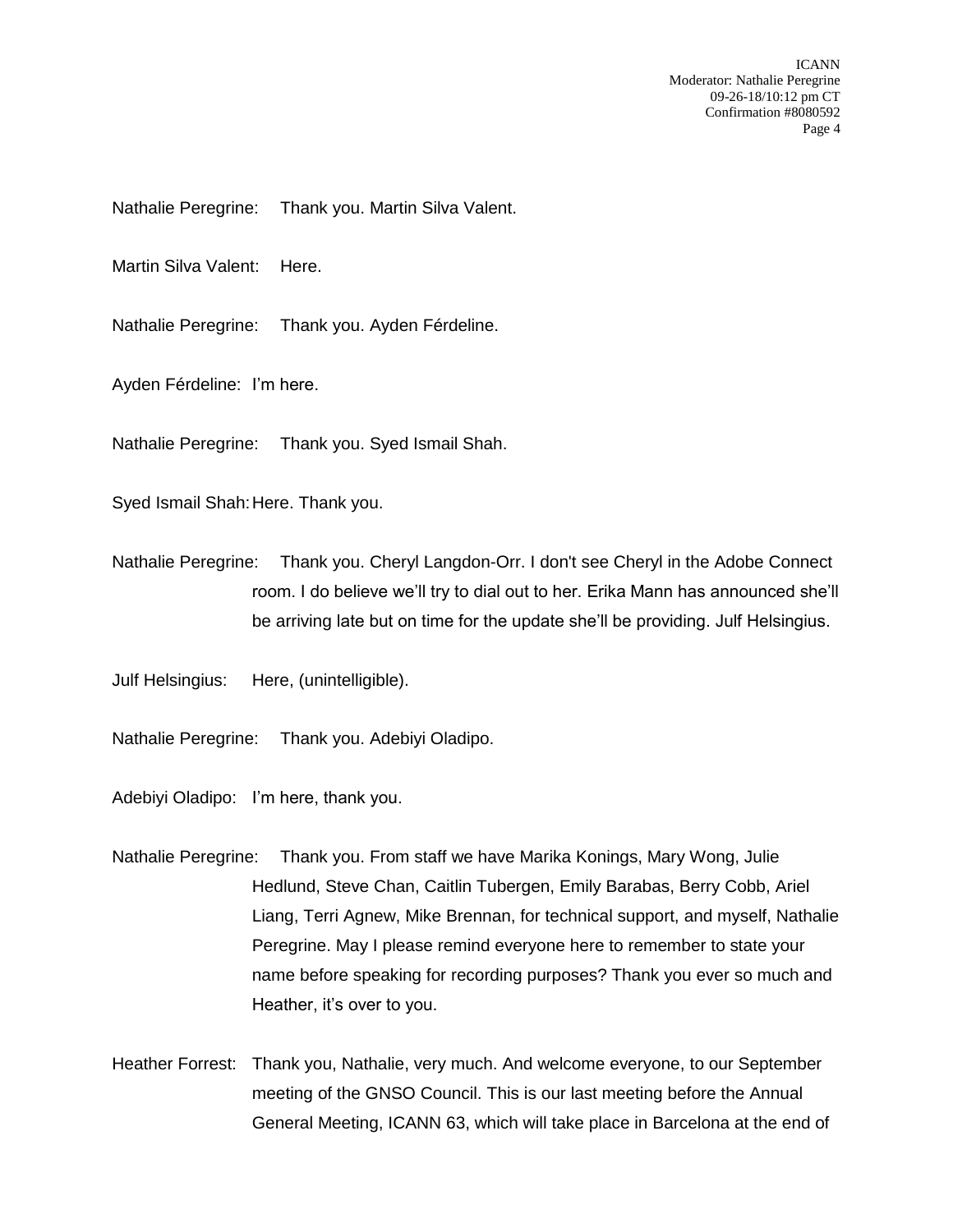Nathalie Peregrine: Thank you. Martin Silva Valent.

Martin Silva Valent: Here.

Nathalie Peregrine: Thank you. Ayden Férdeline.

Ayden Férdeline: I'm here.

Nathalie Peregrine: Thank you. Syed Ismail Shah.

Syed Ismail Shah: Here. Thank you.

Nathalie Peregrine: Thank you. Cheryl Langdon-Orr. I don't see Cheryl in the Adobe Connect room. I do believe we'll try to dial out to her. Erika Mann has announced she'll be arriving late but on time for the update she'll be providing. Julf Helsingius.

Julf Helsingius: Here, (unintelligible).

Nathalie Peregrine: Thank you. Adebiyi Oladipo.

Adebiyi Oladipo: I'm here, thank you.

Nathalie Peregrine: Thank you. From staff we have Marika Konings, Mary Wong, Julie Hedlund, Steve Chan, Caitlin Tubergen, Emily Barabas, Berry Cobb, Ariel Liang, Terri Agnew, Mike Brennan, for technical support, and myself, Nathalie Peregrine. May I please remind everyone here to remember to state your name before speaking for recording purposes? Thank you ever so much and Heather, it's over to you.

Heather Forrest: Thank you, Nathalie, very much. And welcome everyone, to our September meeting of the GNSO Council. This is our last meeting before the Annual General Meeting, ICANN 63, which will take place in Barcelona at the end of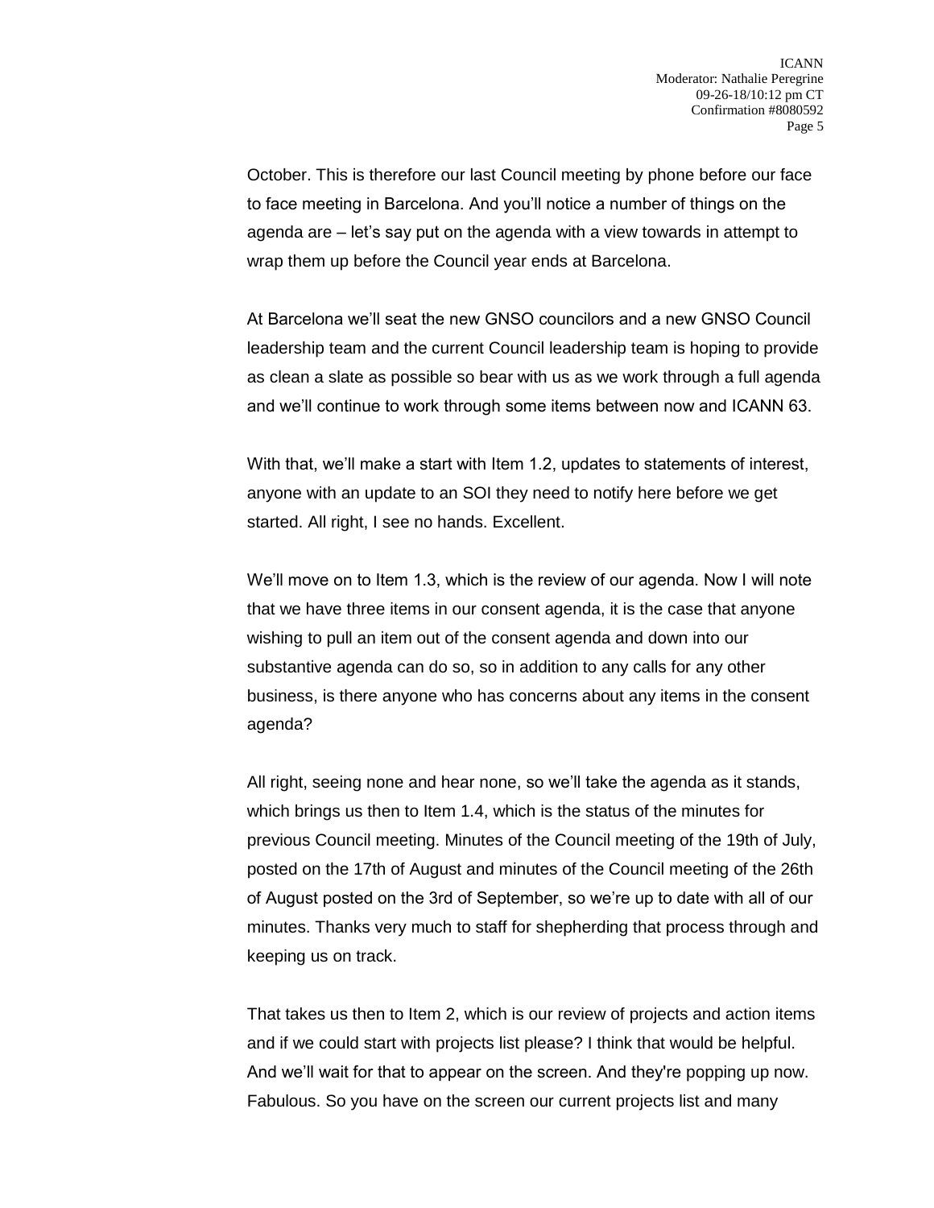October. This is therefore our last Council meeting by phone before our face to face meeting in Barcelona. And you'll notice a number of things on the agenda are – let's say put on the agenda with a view towards in attempt to wrap them up before the Council year ends at Barcelona.

At Barcelona we'll seat the new GNSO councilors and a new GNSO Council leadership team and the current Council leadership team is hoping to provide as clean a slate as possible so bear with us as we work through a full agenda and we'll continue to work through some items between now and ICANN 63.

With that, we'll make a start with Item 1.2, updates to statements of interest, anyone with an update to an SOI they need to notify here before we get started. All right, I see no hands. Excellent.

We'll move on to Item 1.3, which is the review of our agenda. Now I will note that we have three items in our consent agenda, it is the case that anyone wishing to pull an item out of the consent agenda and down into our substantive agenda can do so, so in addition to any calls for any other business, is there anyone who has concerns about any items in the consent agenda?

All right, seeing none and hear none, so we'll take the agenda as it stands, which brings us then to Item 1.4, which is the status of the minutes for previous Council meeting. Minutes of the Council meeting of the 19th of July, posted on the 17th of August and minutes of the Council meeting of the 26th of August posted on the 3rd of September, so we're up to date with all of our minutes. Thanks very much to staff for shepherding that process through and keeping us on track.

That takes us then to Item 2, which is our review of projects and action items and if we could start with projects list please? I think that would be helpful. And we'll wait for that to appear on the screen. And they're popping up now. Fabulous. So you have on the screen our current projects list and many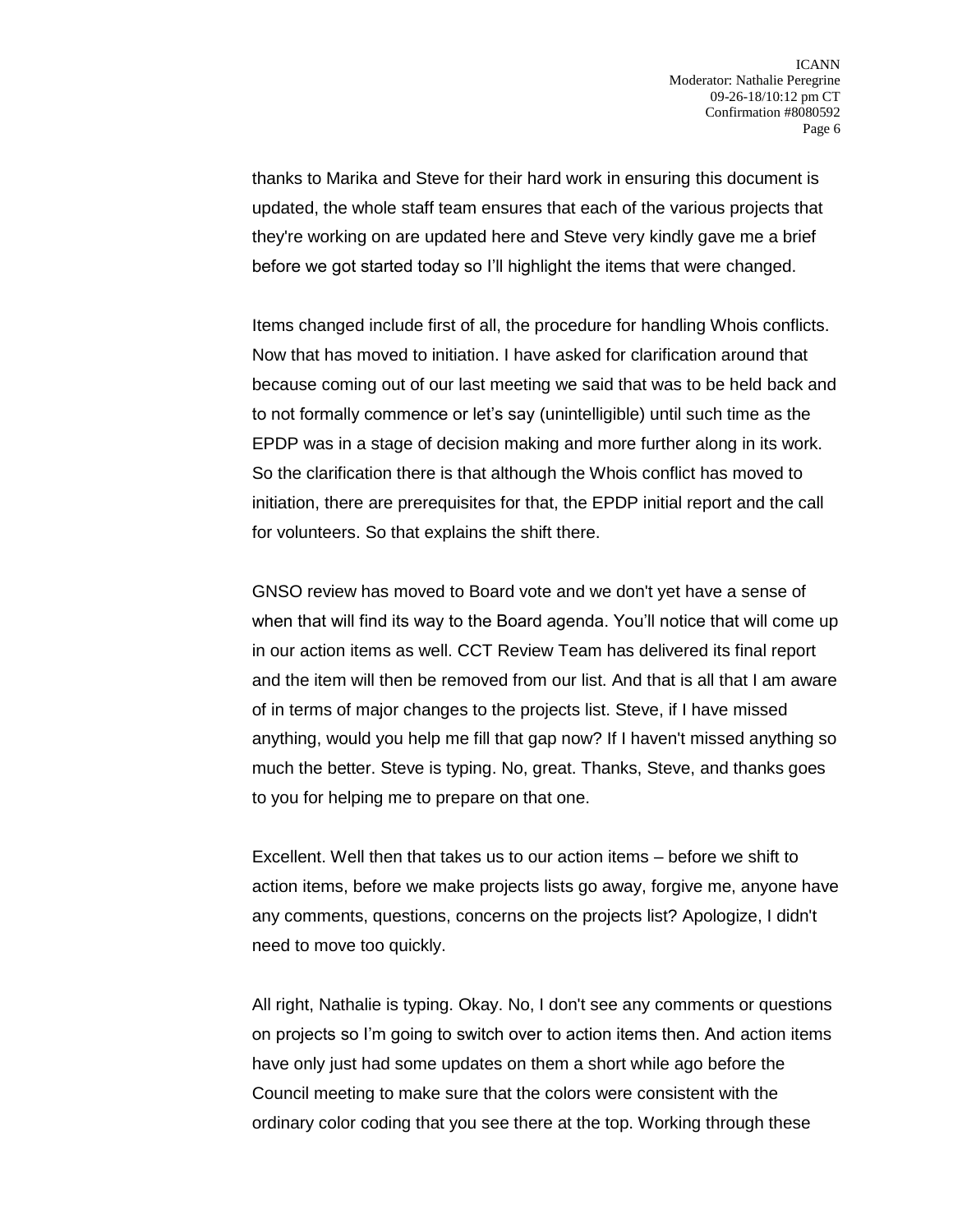thanks to Marika and Steve for their hard work in ensuring this document is updated, the whole staff team ensures that each of the various projects that they're working on are updated here and Steve very kindly gave me a brief before we got started today so I'll highlight the items that were changed.

Items changed include first of all, the procedure for handling Whois conflicts. Now that has moved to initiation. I have asked for clarification around that because coming out of our last meeting we said that was to be held back and to not formally commence or let's say (unintelligible) until such time as the EPDP was in a stage of decision making and more further along in its work. So the clarification there is that although the Whois conflict has moved to initiation, there are prerequisites for that, the EPDP initial report and the call for volunteers. So that explains the shift there.

GNSO review has moved to Board vote and we don't yet have a sense of when that will find its way to the Board agenda. You'll notice that will come up in our action items as well. CCT Review Team has delivered its final report and the item will then be removed from our list. And that is all that I am aware of in terms of major changes to the projects list. Steve, if I have missed anything, would you help me fill that gap now? If I haven't missed anything so much the better. Steve is typing. No, great. Thanks, Steve, and thanks goes to you for helping me to prepare on that one.

Excellent. Well then that takes us to our action items – before we shift to action items, before we make projects lists go away, forgive me, anyone have any comments, questions, concerns on the projects list? Apologize, I didn't need to move too quickly.

All right, Nathalie is typing. Okay. No, I don't see any comments or questions on projects so I'm going to switch over to action items then. And action items have only just had some updates on them a short while ago before the Council meeting to make sure that the colors were consistent with the ordinary color coding that you see there at the top. Working through these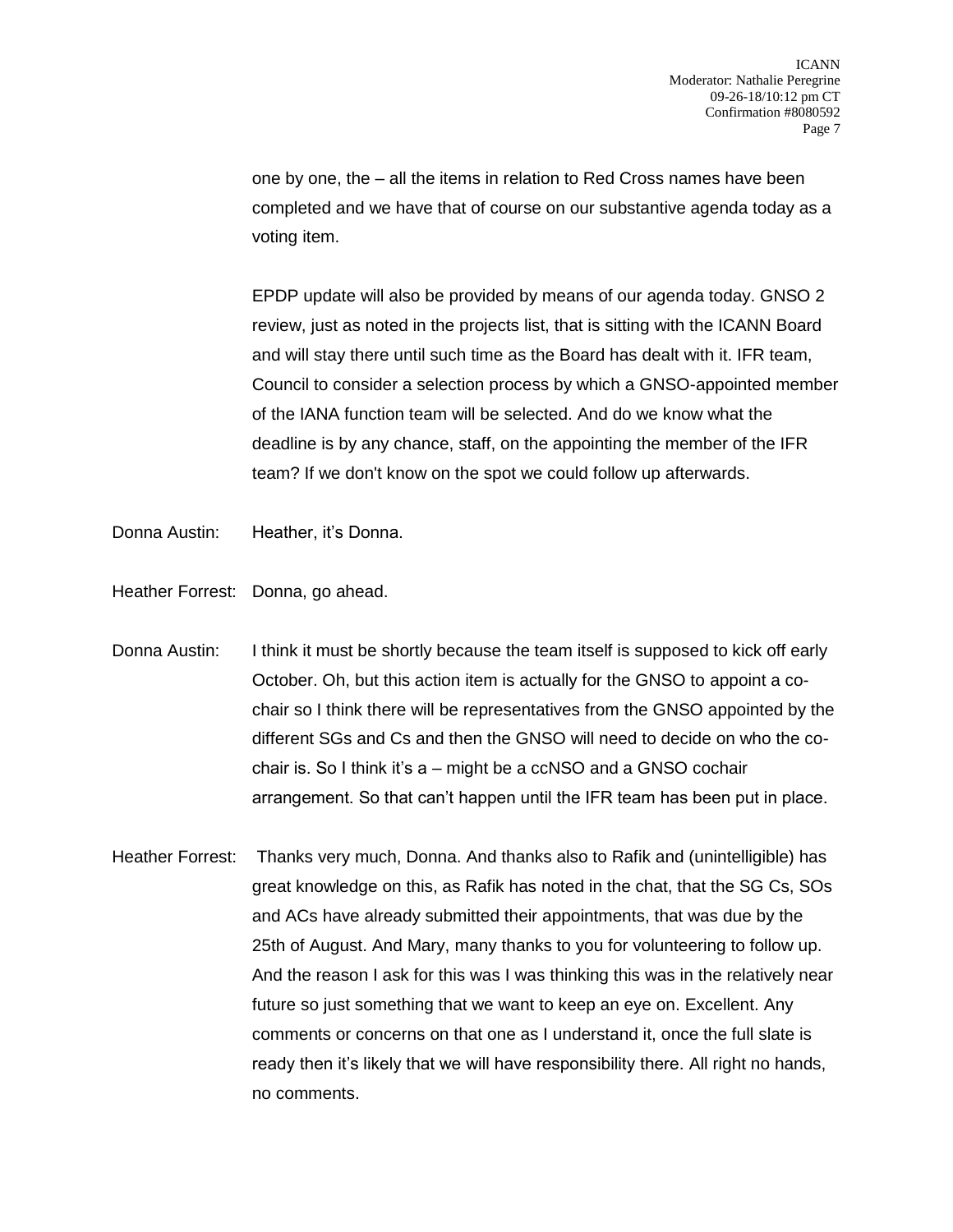one by one, the – all the items in relation to Red Cross names have been completed and we have that of course on our substantive agenda today as a voting item.

EPDP update will also be provided by means of our agenda today. GNSO 2 review, just as noted in the projects list, that is sitting with the ICANN Board and will stay there until such time as the Board has dealt with it. IFR team, Council to consider a selection process by which a GNSO-appointed member of the IANA function team will be selected. And do we know what the deadline is by any chance, staff, on the appointing the member of the IFR team? If we don't know on the spot we could follow up afterwards.

Donna Austin: Heather, it's Donna.

Heather Forrest: Donna, go ahead.

Donna Austin: I think it must be shortly because the team itself is supposed to kick off early October. Oh, but this action item is actually for the GNSO to appoint a co-chair so I think there will be representatives from the GNSO appointed by the different SGs and Cs and then the GNSO will need to decide on who the co-chair is. So I think it's a – might be a ccNSO and a GNSO cochair arrangement. So that can't happen until the IFR team has been put in place.

Heather Forrest: Thanks very much, Donna. And thanks also to Rafik and (unintelligible) has great knowledge on this, as Rafik has noted in the chat, that the SG Cs, SOs and ACs have already submitted their appointments, that was due by the 25th of August. And Mary, many thanks to you for volunteering to follow up. And the reason I ask for this was I was thinking this was in the relatively near future so just something that we want to keep an eye on. Excellent. Any comments or concerns on that one as I understand it, once the full slate is ready then it's likely that we will have responsibility there. All right no hands, no comments.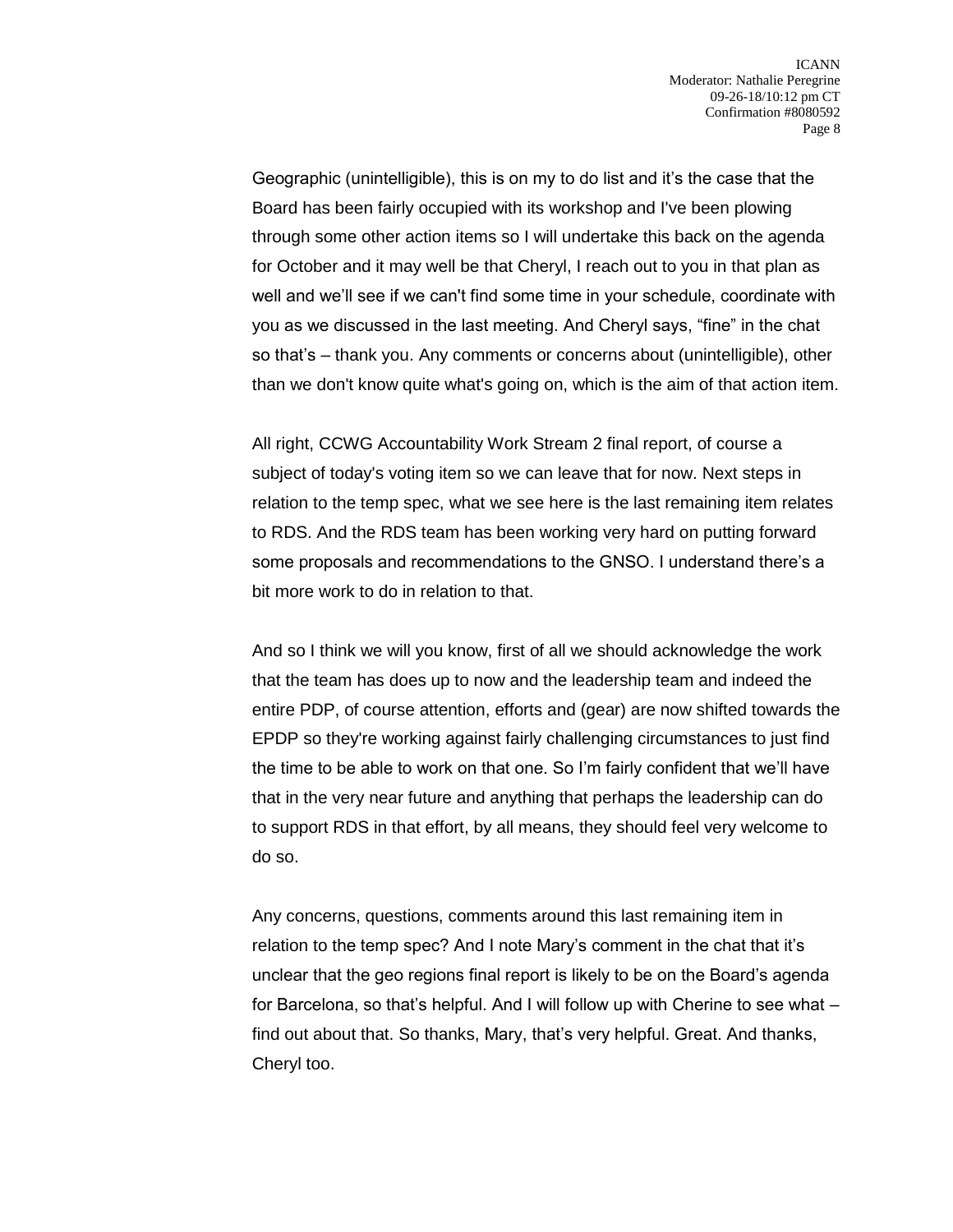Geographic (unintelligible), this is on my to do list and it's the case that the Board has been fairly occupied with its workshop and I've been plowing through some other action items so I will undertake this back on the agenda for October and it may well be that Cheryl, I reach out to you in that plan as well and we'll see if we can't find some time in your schedule, coordinate with you as we discussed in the last meeting. And Cheryl says, "fine" in the chat so that's – thank you. Any comments or concerns about (unintelligible), other than we don't know quite what's going on, which is the aim of that action item.

All right, CCWG Accountability Work Stream 2 final report, of course a subject of today's voting item so we can leave that for now. Next steps in relation to the temp spec, what we see here is the last remaining item relates to RDS. And the RDS team has been working very hard on putting forward some proposals and recommendations to the GNSO. I understand there's a bit more work to do in relation to that.

And so I think we will you know, first of all we should acknowledge the work that the team has does up to now and the leadership team and indeed the entire PDP, of course attention, efforts and (gear) are now shifted towards the EPDP so they're working against fairly challenging circumstances to just find the time to be able to work on that one. So I'm fairly confident that we'll have that in the very near future and anything that perhaps the leadership can do to support RDS in that effort, by all means, they should feel very welcome to do so.

Any concerns, questions, comments around this last remaining item in relation to the temp spec? And I note Mary's comment in the chat that it's unclear that the geo regions final report is likely to be on the Board's agenda for Barcelona, so that's helpful. And I will follow up with Cherine to see what – find out about that. So thanks, Mary, that's very helpful. Great. And thanks, Cheryl too.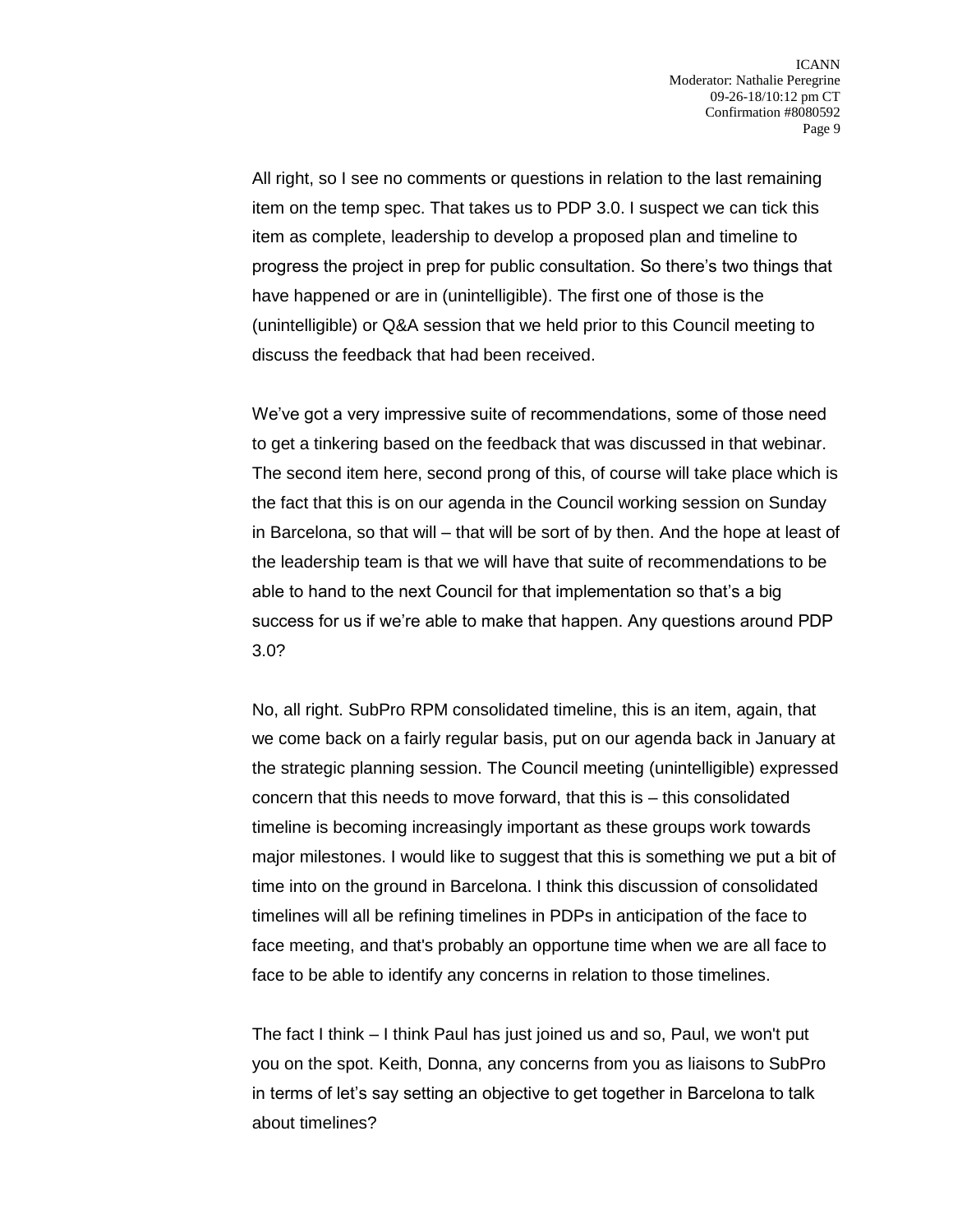All right, so I see no comments or questions in relation to the last remaining item on the temp spec. That takes us to PDP 3.0. I suspect we can tick this item as complete, leadership to develop a proposed plan and timeline to progress the project in prep for public consultation. So there's two things that have happened or are in (unintelligible). The first one of those is the (unintelligible) or Q&A session that we held prior to this Council meeting to discuss the feedback that had been received.

We've got a very impressive suite of recommendations, some of those need to get a tinkering based on the feedback that was discussed in that webinar. The second item here, second prong of this, of course will take place which is the fact that this is on our agenda in the Council working session on Sunday in Barcelona, so that will – that will be sort of by then. And the hope at least of the leadership team is that we will have that suite of recommendations to be able to hand to the next Council for that implementation so that's a big success for us if we're able to make that happen. Any questions around PDP 3.0?

No, all right. SubPro RPM consolidated timeline, this is an item, again, that we come back on a fairly regular basis, put on our agenda back in January at the strategic planning session. The Council meeting (unintelligible) expressed concern that this needs to move forward, that this is – this consolidated timeline is becoming increasingly important as these groups work towards major milestones. I would like to suggest that this is something we put a bit of time into on the ground in Barcelona. I think this discussion of consolidated timelines will all be refining timelines in PDPs in anticipation of the face to face meeting, and that's probably an opportune time when we are all face to face to be able to identify any concerns in relation to those timelines.

The fact I think – I think Paul has just joined us and so, Paul, we won't put you on the spot. Keith, Donna, any concerns from you as liaisons to SubPro in terms of let's say setting an objective to get together in Barcelona to talk about timelines?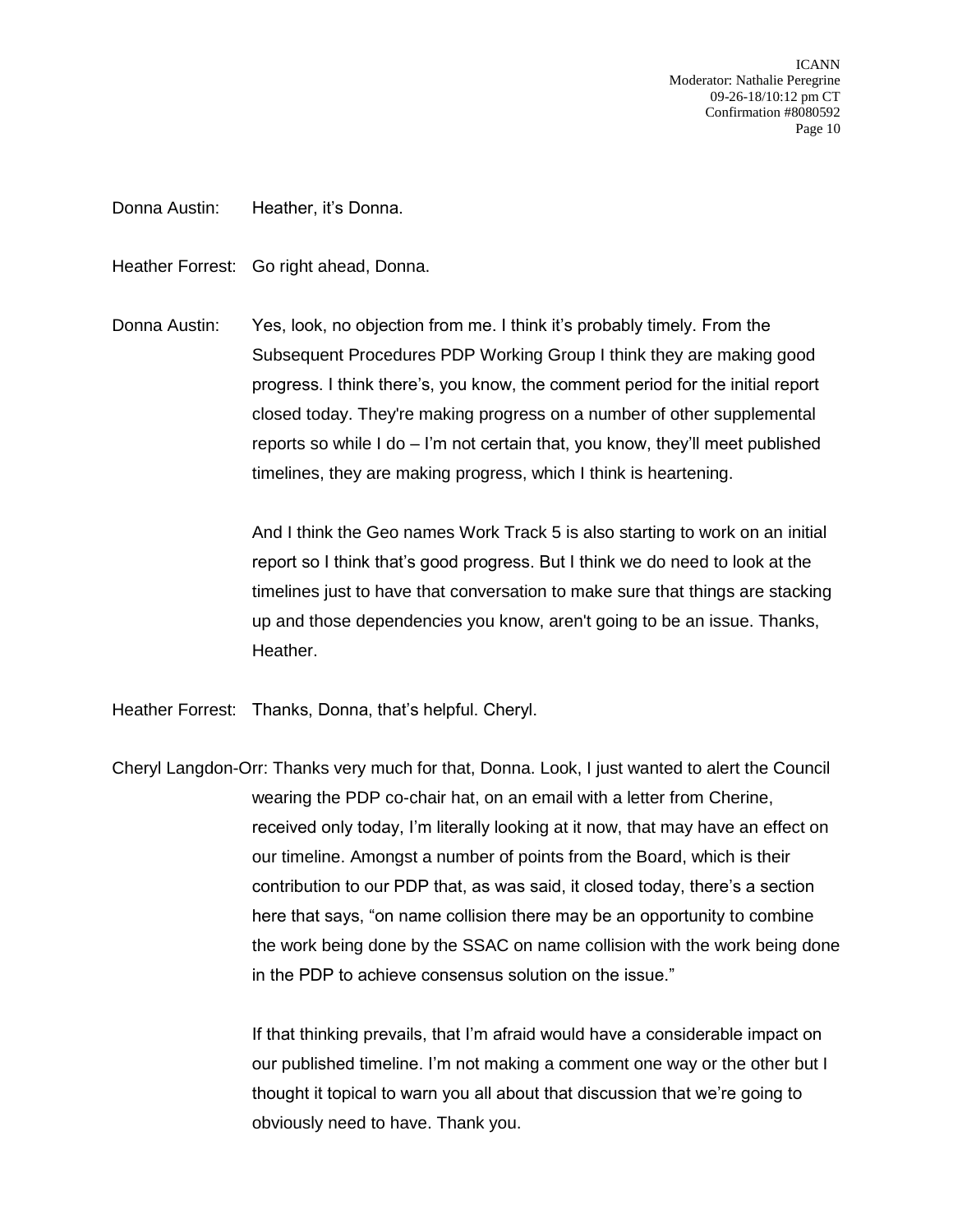Donna Austin: Heather, it's Donna.

Heather Forrest: Go right ahead, Donna.

Donna Austin: Yes, look, no objection from me. I think it's probably timely. From the Subsequent Procedures PDP Working Group I think they are making good progress. I think there's, you know, the comment period for the initial report closed today. They're making progress on a number of other supplemental reports so while I do – I'm not certain that, you know, they'll meet published timelines, they are making progress, which I think is heartening.

And I think the Geo names Work Track 5 is also starting to work on an initial report so I think that's good progress. But I think we do need to look at the timelines just to have that conversation to make sure that things are stacking up and those dependencies you know, aren't going to be an issue. Thanks, Heather.

Heather Forrest: Thanks, Donna, that's helpful. Cheryl.

Cheryl Langdon-Orr: Thanks very much for that, Donna. Look, I just wanted to alert the Council wearing the PDP co-chair hat, on an email with a letter from Cherine, received only today, I'm literally looking at it now, that may have an effect on our timeline. Amongst a number of points from the Board, which is their contribution to our PDP that, as was said, it closed today, there's a section here that says, "on name collision there may be an opportunity to combine the work being done by the SSAC on name collision with the work being done in the PDP to achieve consensus solution on the issue."

If that thinking prevails, that I'm afraid would have a considerable impact on our published timeline. I'm not making a comment one way or the other but I thought it topical to warn you all about that discussion that we're going to obviously need to have. Thank you.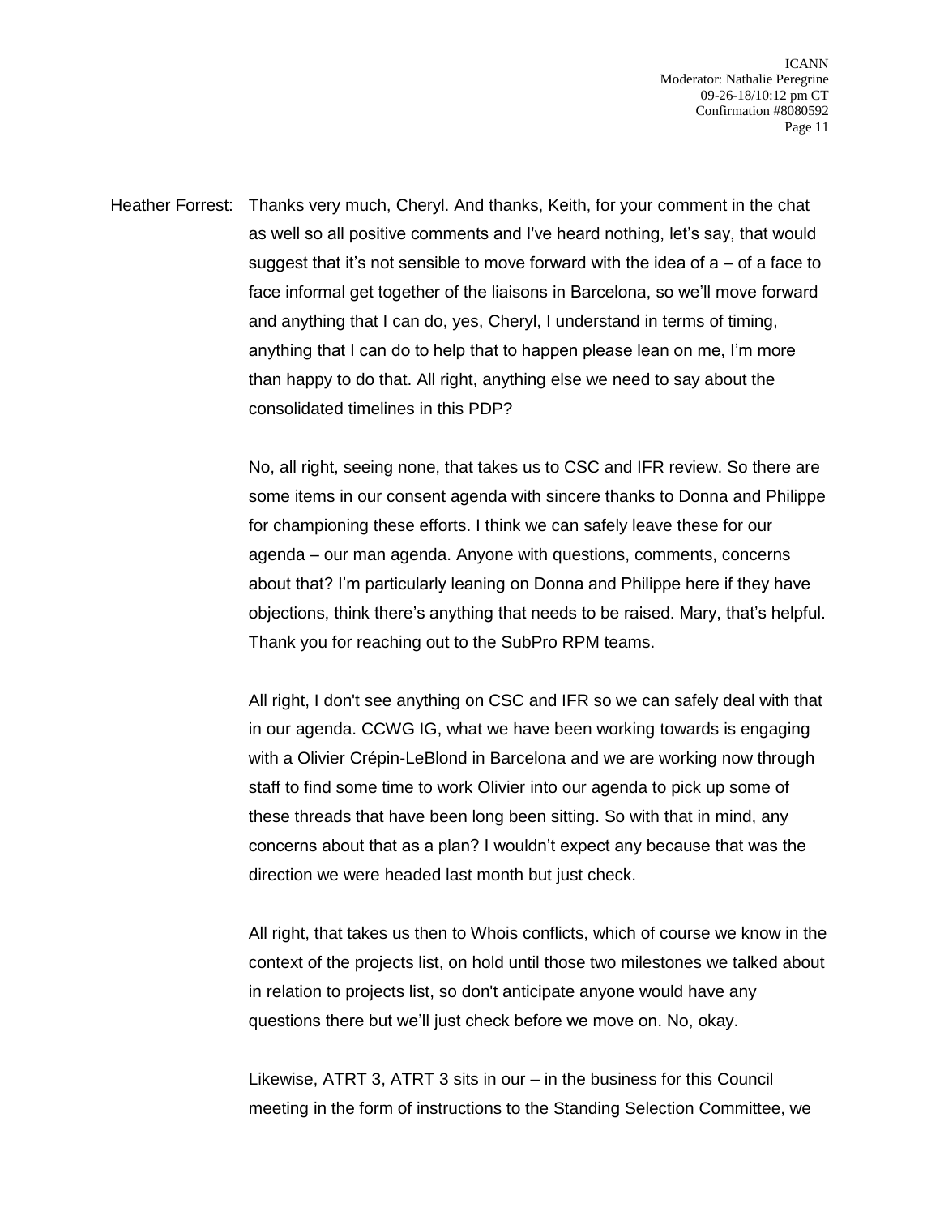Heather Forrest: Thanks very much, Cheryl. And thanks, Keith, for your comment in the chat as well so all positive comments and I've heard nothing, let's say, that would suggest that it's not sensible to move forward with the idea of a – of a face to face informal get together of the liaisons in Barcelona, so we'll move forward and anything that I can do, yes, Cheryl, I understand in terms of timing, anything that I can do to help that to happen please lean on me, I'm more than happy to do that. All right, anything else we need to say about the consolidated timelines in this PDP?

No, all right, seeing none, that takes us to CSC and IFR review. So there are some items in our consent agenda with sincere thanks to Donna and Philippe for championing these efforts. I think we can safely leave these for our agenda – our man agenda. Anyone with questions, comments, concerns about that? I'm particularly leaning on Donna and Philippe here if they have objections, think there's anything that needs to be raised. Mary, that's helpful. Thank you for reaching out to the SubPro RPM teams.

All right, I don't see anything on CSC and IFR so we can safely deal with that in our agenda. CCWG IG, what we have been working towards is engaging with a Olivier Crépin-LeBlond in Barcelona and we are working now through staff to find some time to work Olivier into our agenda to pick up some of these threads that have been long been sitting. So with that in mind, any concerns about that as a plan? I wouldn't expect any because that was the direction we were headed last month but just check.

All right, that takes us then to Whois conflicts, which of course we know in the context of the projects list, on hold until those two milestones we talked about in relation to projects list, so don't anticipate anyone would have any questions there but we'll just check before we move on. No, okay.

Likewise, ATRT 3, ATRT 3 sits in our – in the business for this Council meeting in the form of instructions to the Standing Selection Committee, we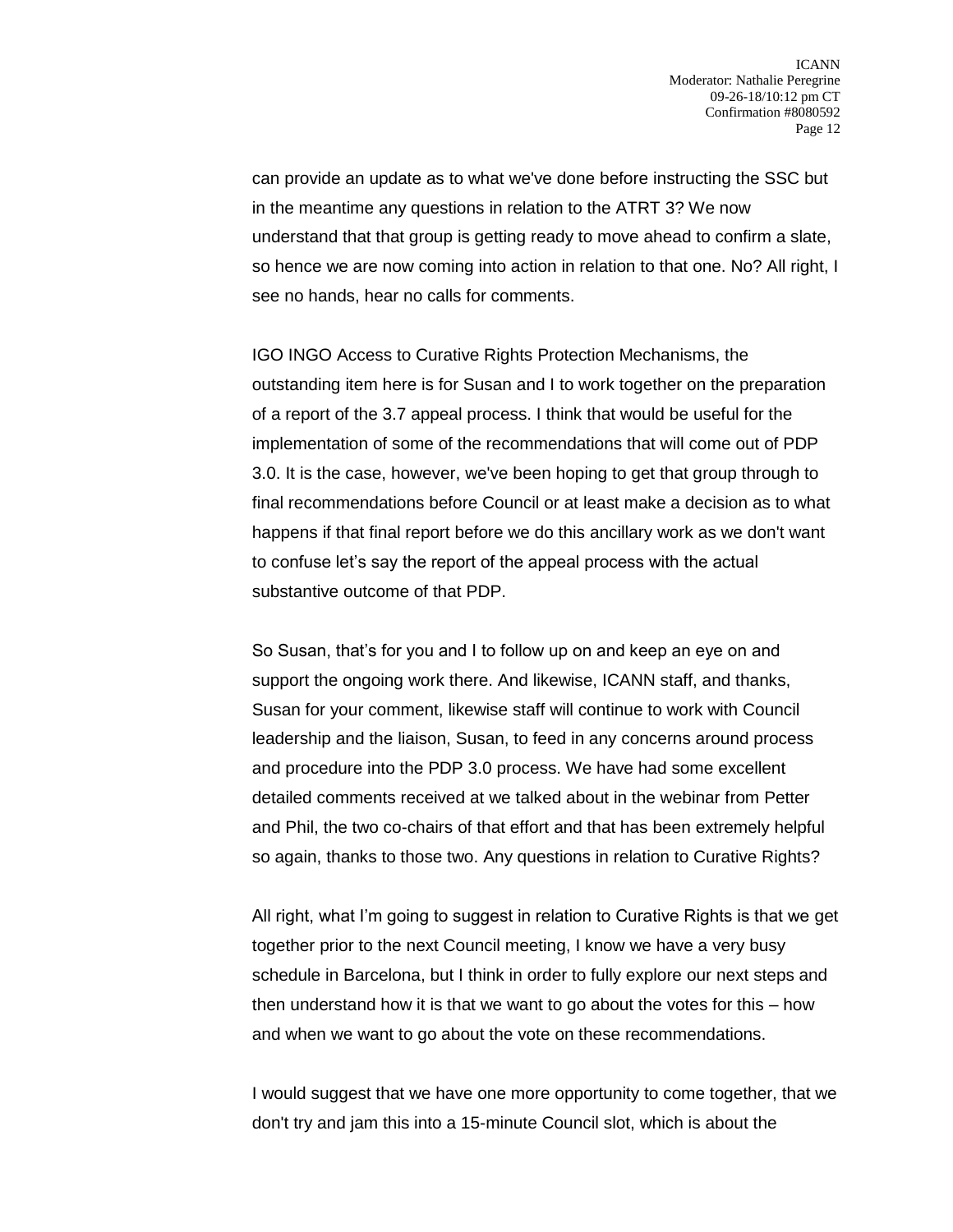can provide an update as to what we've done before instructing the SSC but in the meantime any questions in relation to the ATRT 3? We now understand that that group is getting ready to move ahead to confirm a slate, so hence we are now coming into action in relation to that one. No? All right, I see no hands, hear no calls for comments.

IGO INGO Access to Curative Rights Protection Mechanisms, the outstanding item here is for Susan and I to work together on the preparation of a report of the 3.7 appeal process. I think that would be useful for the implementation of some of the recommendations that will come out of PDP 3.0. It is the case, however, we've been hoping to get that group through to final recommendations before Council or at least make a decision as to what happens if that final report before we do this ancillary work as we don't want to confuse let’s say the report of the appeal process with the actual substantive outcome of that PDP.

So Susan, that’s for you and I to follow up on and keep an eye on and support the ongoing work there. And likewise, ICANN staff, and thanks, Susan for your comment, likewise staff will continue to work with Council leadership and the liaison, Susan, to feed in any concerns around process and procedure into the PDP 3.0 process. We have had some excellent detailed comments received at we talked about in the webinar from Petter and Phil, the two co-chairs of that effort and that has been extremely helpful so again, thanks to those two. Any questions in relation to Curative Rights?

All right, what I’m going to suggest in relation to Curative Rights is that we get together prior to the next Council meeting, I know we have a very busy schedule in Barcelona, but I think in order to fully explore our next steps and then understand how it is that we want to go about the votes for this – how and when we want to go about the vote on these recommendations.

I would suggest that we have one more opportunity to come together, that we don't try and jam this into a 15-minute Council slot, which is about the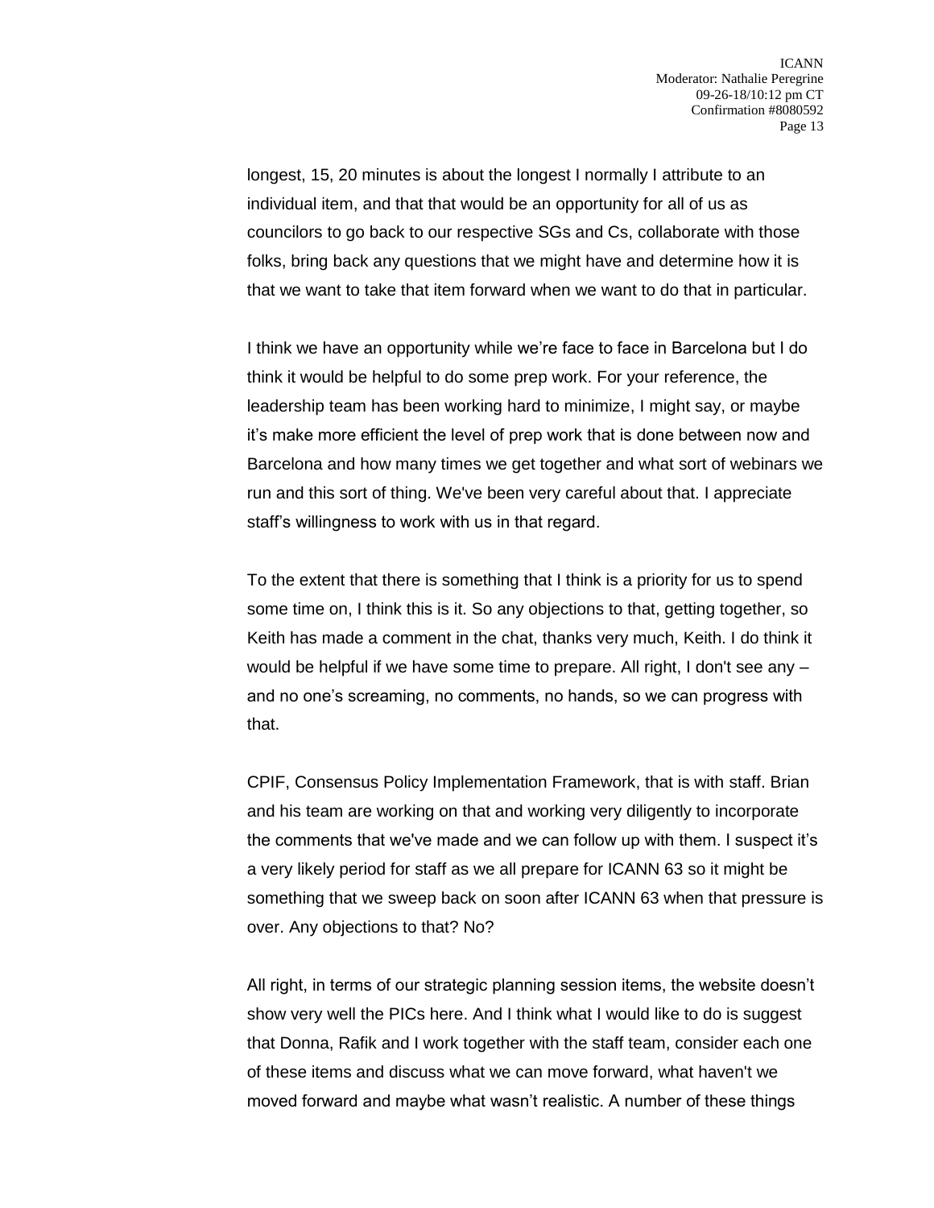longest, 15, 20 minutes is about the longest I normally I attribute to an individual item, and that that would be an opportunity for all of us as councilors to go back to our respective SGs and Cs, collaborate with those folks, bring back any questions that we might have and determine how it is that we want to take that item forward when we want to do that in particular.

I think we have an opportunity while we're face to face in Barcelona but I do think it would be helpful to do some prep work. For your reference, the leadership team has been working hard to minimize, I might say, or maybe it's make more efficient the level of prep work that is done between now and Barcelona and how many times we get together and what sort of webinars we run and this sort of thing. We've been very careful about that. I appreciate staff's willingness to work with us in that regard.

To the extent that there is something that I think is a priority for us to spend some time on, I think this is it. So any objections to that, getting together, so Keith has made a comment in the chat, thanks very much, Keith. I do think it would be helpful if we have some time to prepare. All right, I don't see any – and no one's screaming, no comments, no hands, so we can progress with that.

CPIF, Consensus Policy Implementation Framework, that is with staff. Brian and his team are working on that and working very diligently to incorporate the comments that we've made and we can follow up with them. I suspect it's a very likely period for staff as we all prepare for ICANN 63 so it might be something that we sweep back on soon after ICANN 63 when that pressure is over. Any objections to that? No?

All right, in terms of our strategic planning session items, the website doesn't show very well the PICs here. And I think what I would like to do is suggest that Donna, Rafik and I work together with the staff team, consider each one of these items and discuss what we can move forward, what haven't we moved forward and maybe what wasn't realistic. A number of these things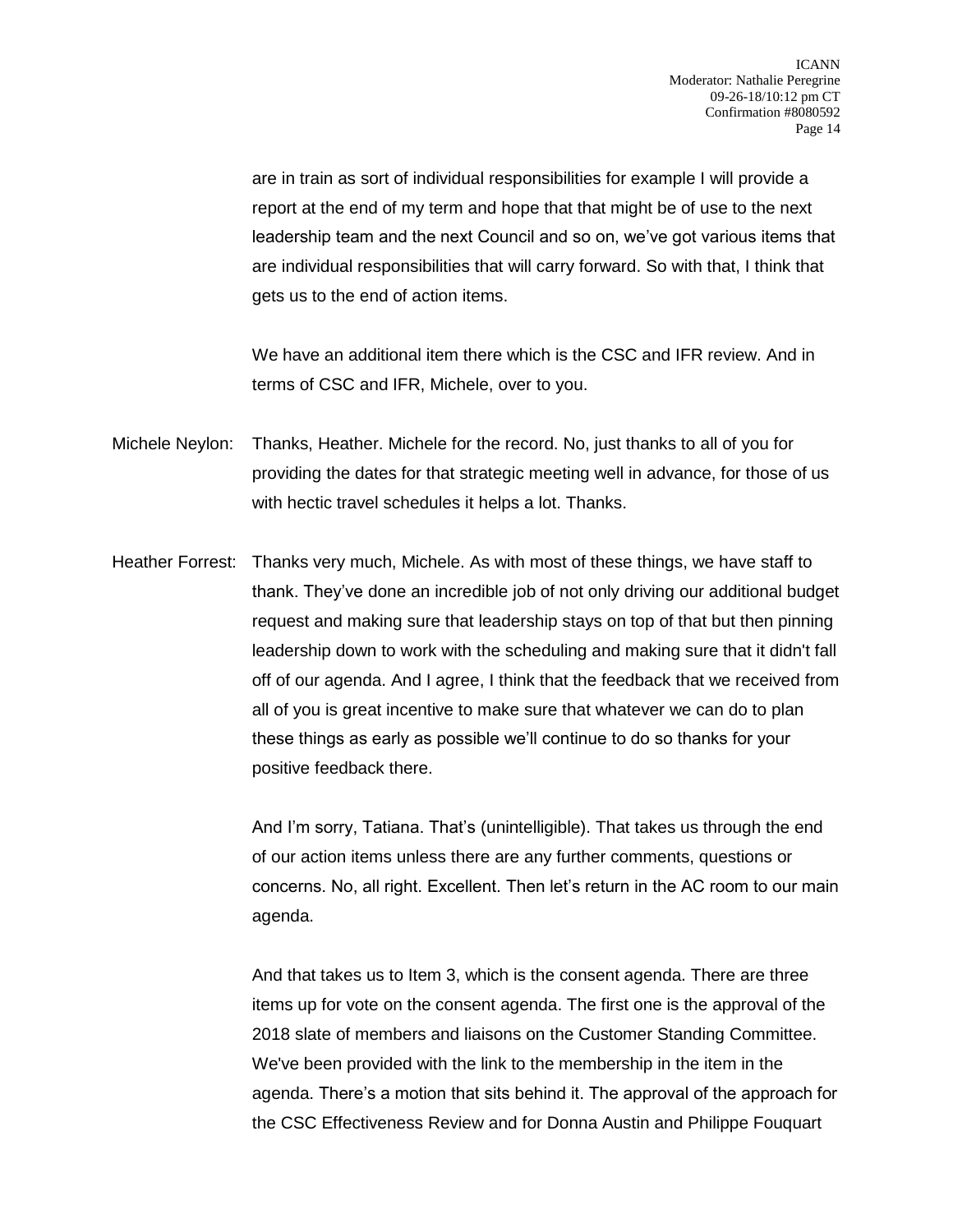are in train as sort of individual responsibilities for example I will provide a report at the end of my term and hope that that might be of use to the next leadership team and the next Council and so on, we've got various items that are individual responsibilities that will carry forward. So with that, I think that gets us to the end of action items.

We have an additional item there which is the CSC and IFR review. And in terms of CSC and IFR, Michele, over to you.

Michele Neylon: Thanks, Heather. Michele for the record. No, just thanks to all of you for providing the dates for that strategic meeting well in advance, for those of us with hectic travel schedules it helps a lot. Thanks.

Heather Forrest: Thanks very much, Michele. As with most of these things, we have staff to thank. They've done an incredible job of not only driving our additional budget request and making sure that leadership stays on top of that but then pinning leadership down to work with the scheduling and making sure that it didn't fall off of our agenda. And I agree, I think that the feedback that we received from all of you is great incentive to make sure that whatever we can do to plan these things as early as possible we'll continue to do so thanks for your positive feedback there.

And I'm sorry, Tatiana. That's (unintelligible). That takes us through the end of our action items unless there are any further comments, questions or concerns. No, all right. Excellent. Then let's return in the AC room to our main agenda.

And that takes us to Item 3, which is the consent agenda. There are three items up for vote on the consent agenda. The first one is the approval of the 2018 slate of members and liaisons on the Customer Standing Committee. We've been provided with the link to the membership in the item in the agenda. There's a motion that sits behind it. The approval of the approach for the CSC Effectiveness Review and for Donna Austin and Philippe Fouquart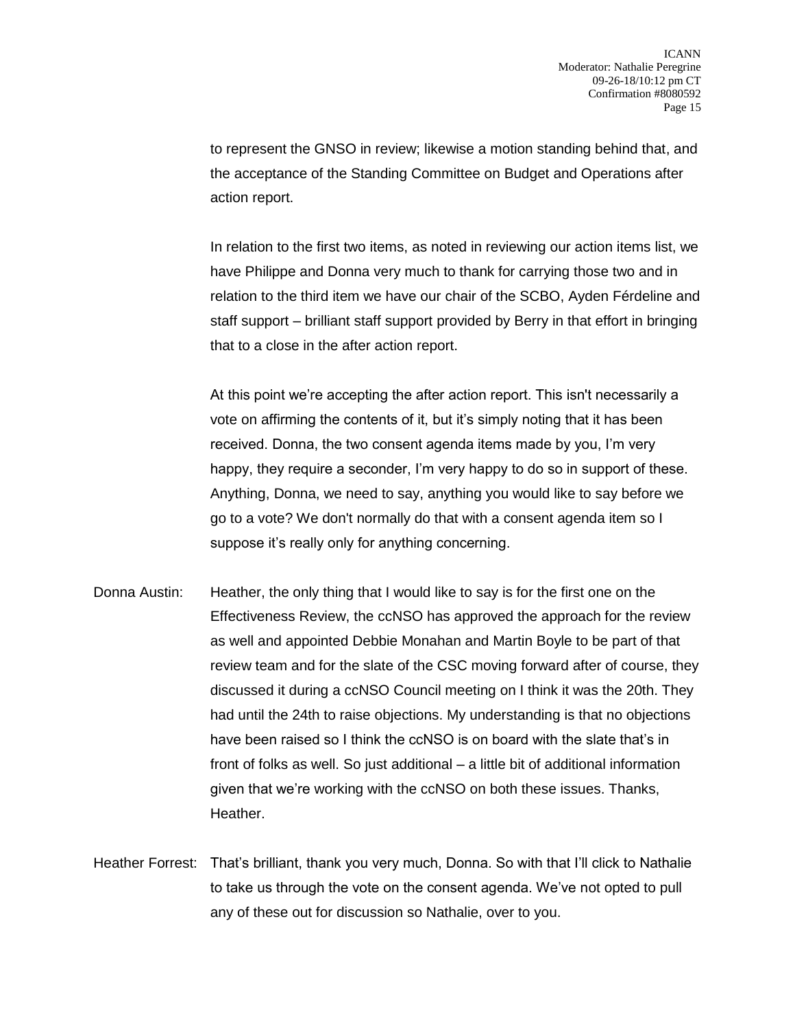to represent the GNSO in review; likewise a motion standing behind that, and the acceptance of the Standing Committee on Budget and Operations after action report.

In relation to the first two items, as noted in reviewing our action items list, we have Philippe and Donna very much to thank for carrying those two and in relation to the third item we have our chair of the SCBO, Ayden Férdeline and staff support – brilliant staff support provided by Berry in that effort in bringing that to a close in the after action report.

At this point we're accepting the after action report. This isn't necessarily a vote on affirming the contents of it, but it's simply noting that it has been received. Donna, the two consent agenda items made by you, I'm very happy, they require a seconder, I'm very happy to do so in support of these. Anything, Donna, we need to say, anything you would like to say before we go to a vote? We don't normally do that with a consent agenda item so I suppose it's really only for anything concerning.

Donna Austin: Heather, the only thing that I would like to say is for the first one on the Effectiveness Review, the ccNSO has approved the approach for the review as well and appointed Debbie Monahan and Martin Boyle to be part of that review team and for the slate of the CSC moving forward after of course, they discussed it during a ccNSO Council meeting on I think it was the 20th. They had until the 24th to raise objections. My understanding is that no objections have been raised so I think the ccNSO is on board with the slate that's in front of folks as well. So just additional – a little bit of additional information given that we're working with the ccNSO on both these issues. Thanks, Heather.

Heather Forrest: That's brilliant, thank you very much, Donna. So with that I'll click to Nathalie to take us through the vote on the consent agenda. We've not opted to pull any of these out for discussion so Nathalie, over to you.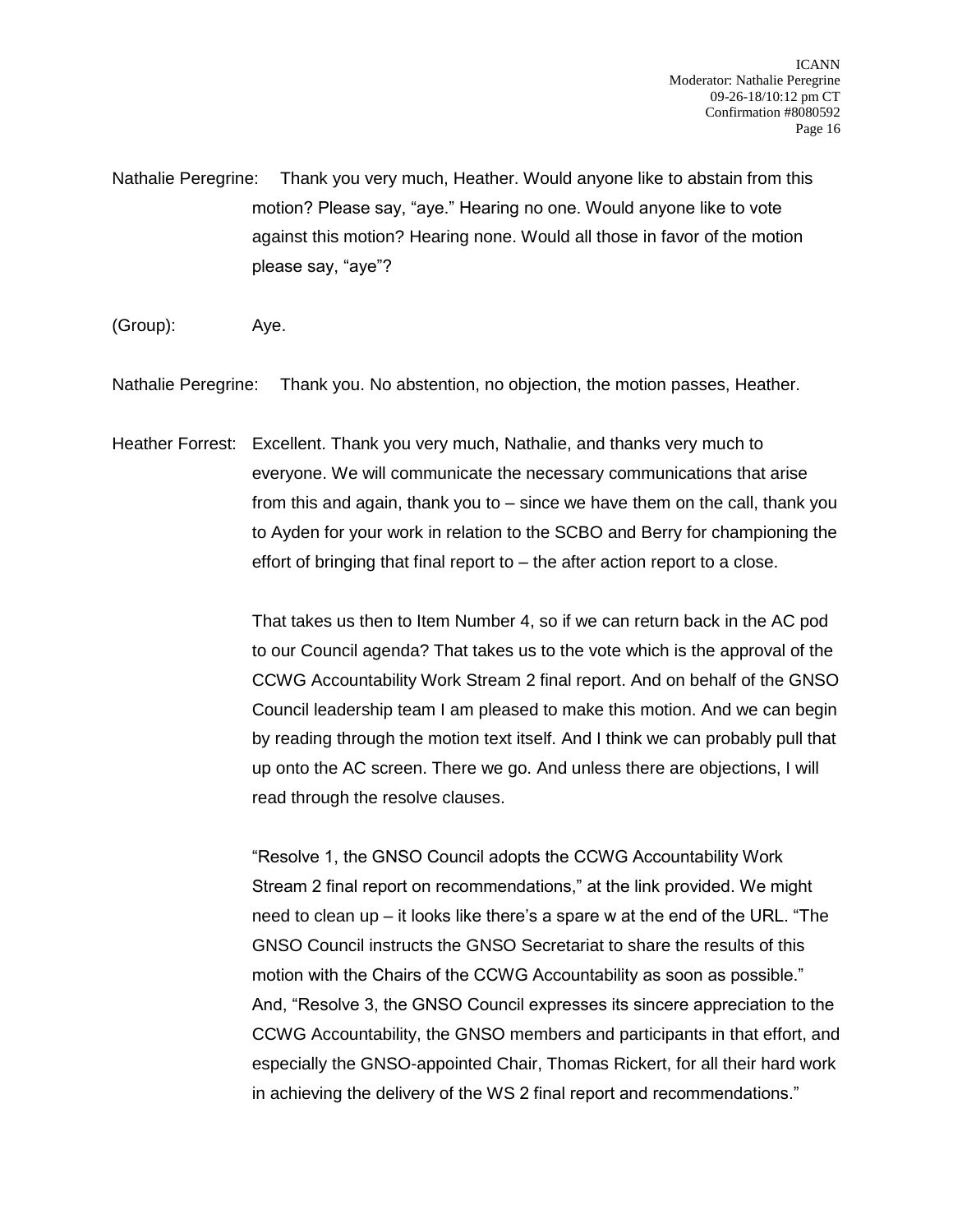Nathalie Peregrine: Thank you very much, Heather. Would anyone like to abstain from this motion? Please say, "aye." Hearing no one. Would anyone like to vote against this motion? Hearing none. Would all those in favor of the motion please say, "aye"?

(Group): Aye.

Nathalie Peregrine: Thank you. No abstention, no objection, the motion passes, Heather.

Heather Forrest: Excellent. Thank you very much, Nathalie, and thanks very much to everyone. We will communicate the necessary communications that arise from this and again, thank you to – since we have them on the call, thank you to Ayden for your work in relation to the SCBO and Berry for championing the effort of bringing that final report to – the after action report to a close.

That takes us then to Item Number 4, so if we can return back in the AC pod to our Council agenda? That takes us to the vote which is the approval of the CCWG Accountability Work Stream 2 final report. And on behalf of the GNSO Council leadership team I am pleased to make this motion. And we can begin by reading through the motion text itself. And I think we can probably pull that up onto the AC screen. There we go. And unless there are objections, I will read through the resolve clauses.

"Resolve 1, the GNSO Council adopts the CCWG Accountability Work Stream 2 final report on recommendations," at the link provided. We might need to clean up – it looks like there's a spare w at the end of the URL. "The GNSO Council instructs the GNSO Secretariat to share the results of this motion with the Chairs of the CCWG Accountability as soon as possible." And, "Resolve 3, the GNSO Council expresses its sincere appreciation to the CCWG Accountability, the GNSO members and participants in that effort, and especially the GNSO-appointed Chair, Thomas Rickert, for all their hard work in achieving the delivery of the WS 2 final report and recommendations."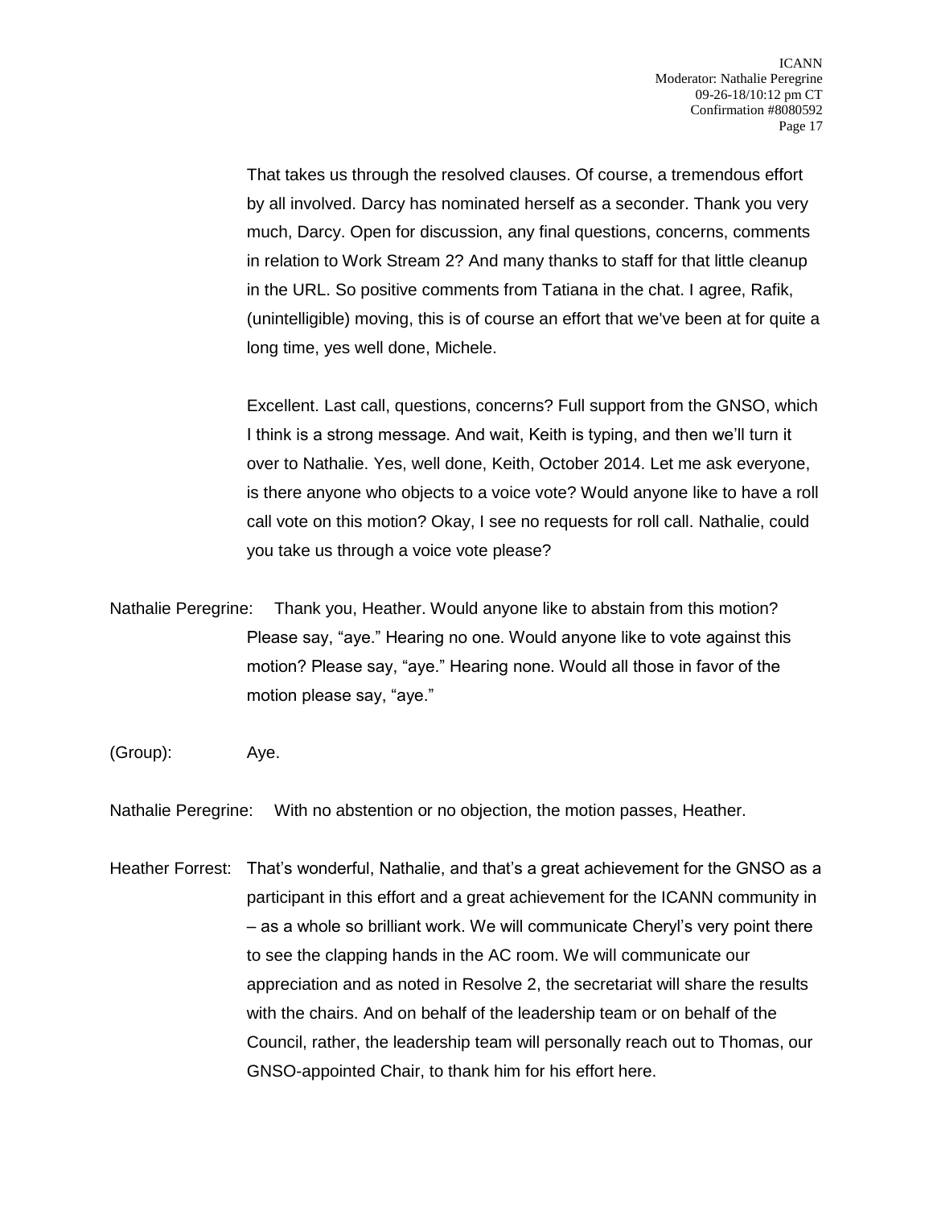That takes us through the resolved clauses. Of course, a tremendous effort by all involved. Darcy has nominated herself as a seconder. Thank you very much, Darcy. Open for discussion, any final questions, concerns, comments in relation to Work Stream 2? And many thanks to staff for that little cleanup in the URL. So positive comments from Tatiana in the chat. I agree, Rafik, (unintelligible) moving, this is of course an effort that we've been at for quite a long time, yes well done, Michele.

Excellent. Last call, questions, concerns? Full support from the GNSO, which I think is a strong message. And wait, Keith is typing, and then we'll turn it over to Nathalie. Yes, well done, Keith, October 2014. Let me ask everyone, is there anyone who objects to a voice vote? Would anyone like to have a roll call vote on this motion? Okay, I see no requests for roll call. Nathalie, could you take us through a voice vote please?

Nathalie Peregrine: Thank you, Heather. Would anyone like to abstain from this motion? Please say, "aye." Hearing no one. Would anyone like to vote against this motion? Please say, "aye." Hearing none. Would all those in favor of the motion please say, "aye."

(Group): Aye.

Nathalie Peregrine: With no abstention or no objection, the motion passes, Heather.

Heather Forrest: That's wonderful, Nathalie, and that's a great achievement for the GNSO as a participant in this effort and a great achievement for the ICANN community in – as a whole so brilliant work. We will communicate Cheryl's very point there to see the clapping hands in the AC room. We will communicate our appreciation and as noted in Resolve 2, the secretariat will share the results with the chairs. And on behalf of the leadership team or on behalf of the Council, rather, the leadership team will personally reach out to Thomas, our GNSO-appointed Chair, to thank him for his effort here.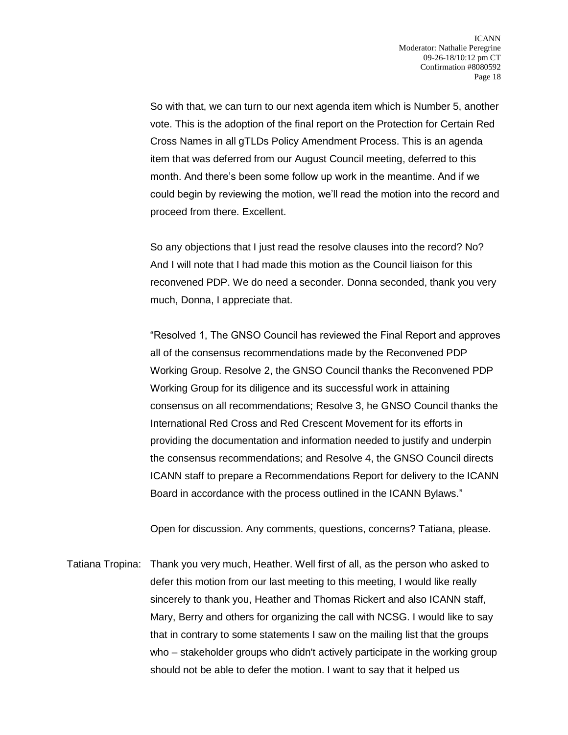So with that, we can turn to our next agenda item which is Number 5, another vote. This is the adoption of the final report on the Protection for Certain Red Cross Names in all gTLDs Policy Amendment Process. This is an agenda item that was deferred from our August Council meeting, deferred to this month. And there's been some follow up work in the meantime. And if we could begin by reviewing the motion, we'll read the motion into the record and proceed from there. Excellent.

So any objections that I just read the resolve clauses into the record? No? And I will note that I had made this motion as the Council liaison for this reconvened PDP. We do need a seconder. Donna seconded, thank you very much, Donna, I appreciate that.

"Resolved 1, The GNSO Council has reviewed the Final Report and approves all of the consensus recommendations made by the Reconvened PDP Working Group. Resolve 2, the GNSO Council thanks the Reconvened PDP Working Group for its diligence and its successful work in attaining consensus on all recommendations; Resolve 3, he GNSO Council thanks the International Red Cross and Red Crescent Movement for its efforts in providing the documentation and information needed to justify and underpin the consensus recommendations; and Resolve 4, the GNSO Council directs ICANN staff to prepare a Recommendations Report for delivery to the ICANN Board in accordance with the process outlined in the ICANN Bylaws."

Open for discussion. Any comments, questions, concerns? Tatiana, please.

Tatiana Tropina: Thank you very much, Heather. Well first of all, as the person who asked to defer this motion from our last meeting to this meeting, I would like really sincerely to thank you, Heather and Thomas Rickert and also ICANN staff, Mary, Berry and others for organizing the call with NCSG. I would like to say that in contrary to some statements I saw on the mailing list that the groups who – stakeholder groups who didn't actively participate in the working group should not be able to defer the motion. I want to say that it helped us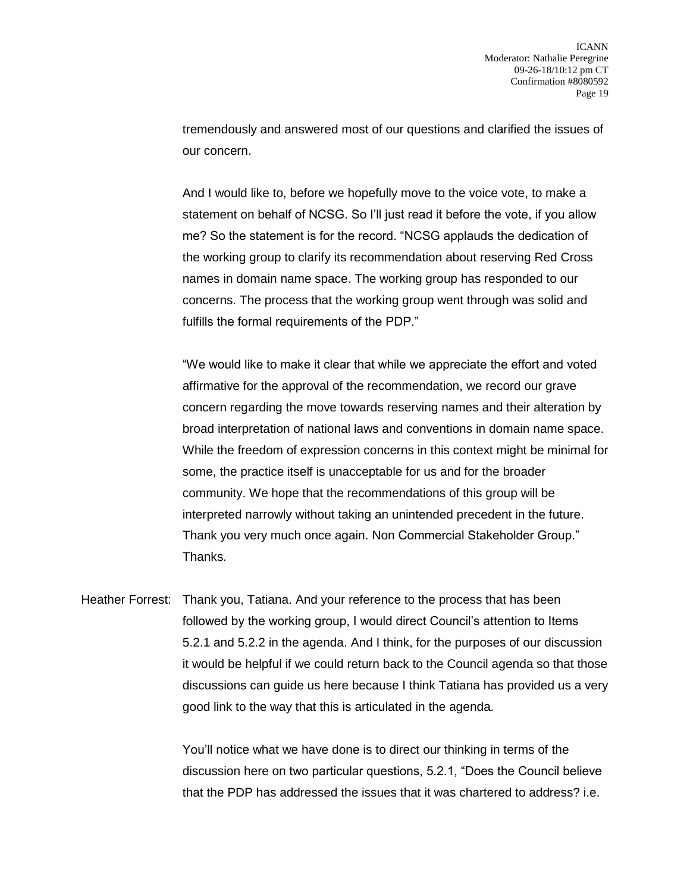tremendously and answered most of our questions and clarified the issues of our concern.

And I would like to, before we hopefully move to the voice vote, to make a statement on behalf of NCSG. So I'll just read it before the vote, if you allow me? So the statement is for the record. "NCSG applauds the dedication of the working group to clarify its recommendation about reserving Red Cross names in domain name space. The working group has responded to our concerns. The process that the working group went through was solid and fulfills the formal requirements of the PDP."

"We would like to make it clear that while we appreciate the effort and voted affirmative for the approval of the recommendation, we record our grave concern regarding the move towards reserving names and their alteration by broad interpretation of national laws and conventions in domain name space. While the freedom of expression concerns in this context might be minimal for some, the practice itself is unacceptable for us and for the broader community. We hope that the recommendations of this group will be interpreted narrowly without taking an unintended precedent in the future. Thank you very much once again. Non Commercial Stakeholder Group." Thanks.

Heather Forrest: Thank you, Tatiana. And your reference to the process that has been followed by the working group, I would direct Council's attention to Items 5.2.1 and 5.2.2 in the agenda. And I think, for the purposes of our discussion it would be helpful if we could return back to the Council agenda so that those discussions can guide us here because I think Tatiana has provided us a very good link to the way that this is articulated in the agenda.

You'll notice what we have done is to direct our thinking in terms of the discussion here on two particular questions, 5.2.1, "Does the Council believe that the PDP has addressed the issues that it was chartered to address? i.e.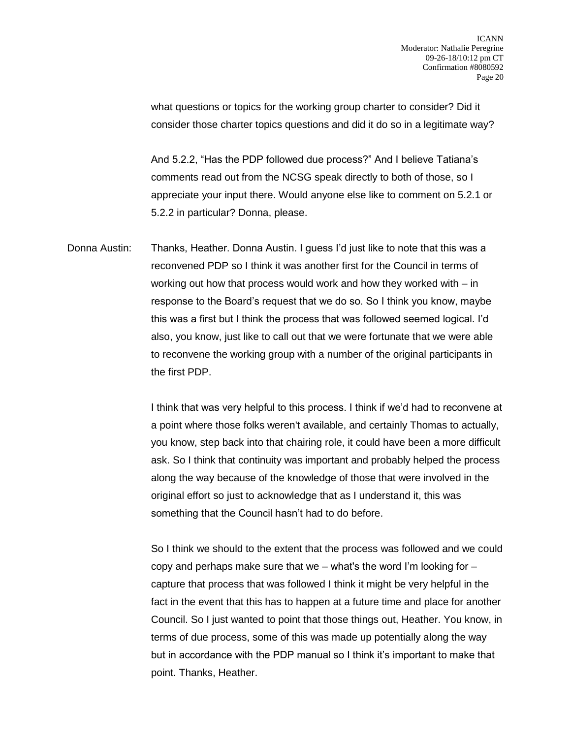what questions or topics for the working group charter to consider? Did it consider those charter topics questions and did it do so in a legitimate way?

And 5.2.2, "Has the PDP followed due process?" And I believe Tatiana's comments read out from the NCSG speak directly to both of those, so I appreciate your input there. Would anyone else like to comment on 5.2.1 or 5.2.2 in particular? Donna, please.

Donna Austin: Thanks, Heather. Donna Austin. I guess I'd just like to note that this was a reconvened PDP so I think it was another first for the Council in terms of working out how that process would work and how they worked with – in response to the Board's request that we do so. So I think you know, maybe this was a first but I think the process that was followed seemed logical. I'd also, you know, just like to call out that we were fortunate that we were able to reconvene the working group with a number of the original participants in the first PDP.

I think that was very helpful to this process. I think if we'd had to reconvene at a point where those folks weren't available, and certainly Thomas to actually, you know, step back into that chairing role, it could have been a more difficult ask. So I think that continuity was important and probably helped the process along the way because of the knowledge of those that were involved in the original effort so just to acknowledge that as I understand it, this was something that the Council hasn't had to do before.

So I think we should to the extent that the process was followed and we could copy and perhaps make sure that we – what's the word I'm looking for – capture that process that was followed I think it might be very helpful in the fact in the event that this has to happen at a future time and place for another Council. So I just wanted to point that those things out, Heather. You know, in terms of due process, some of this was made up potentially along the way but in accordance with the PDP manual so I think it's important to make that point. Thanks, Heather.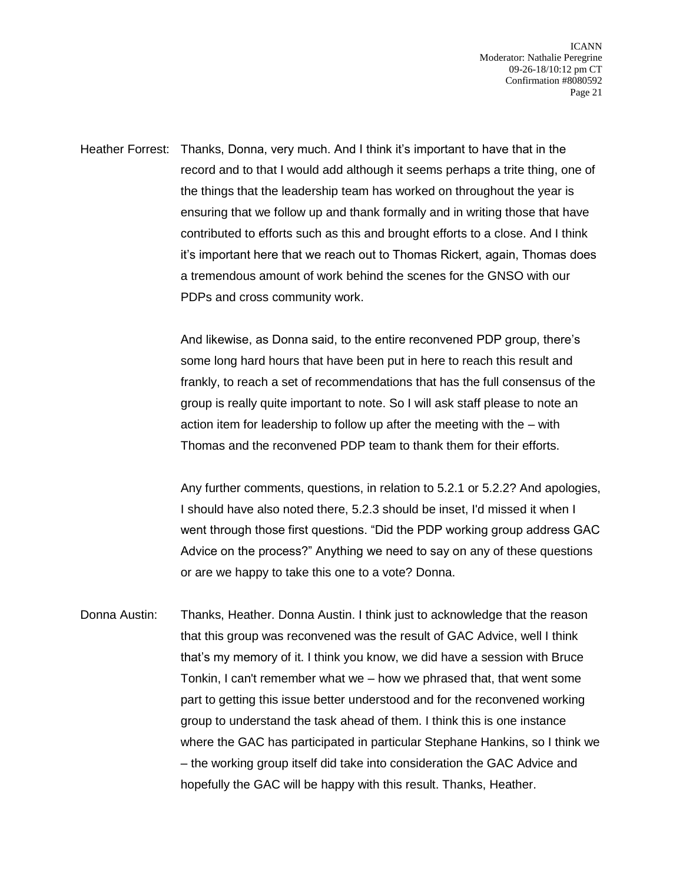Heather Forrest: Thanks, Donna, very much. And I think it's important to have that in the record and to that I would add although it seems perhaps a trite thing, one of the things that the leadership team has worked on throughout the year is ensuring that we follow up and thank formally and in writing those that have contributed to efforts such as this and brought efforts to a close. And I think it's important here that we reach out to Thomas Rickert, again, Thomas does a tremendous amount of work behind the scenes for the GNSO with our PDPs and cross community work.

And likewise, as Donna said, to the entire reconvened PDP group, there's some long hard hours that have been put in here to reach this result and frankly, to reach a set of recommendations that has the full consensus of the group is really quite important to note. So I will ask staff please to note an action item for leadership to follow up after the meeting with the – with Thomas and the reconvened PDP team to thank them for their efforts.

Any further comments, questions, in relation to 5.2.1 or 5.2.2? And apologies, I should have also noted there, 5.2.3 should be inset, I'd missed it when I went through those first questions. "Did the PDP working group address GAC Advice on the process?" Anything we need to say on any of these questions or are we happy to take this one to a vote? Donna.

Donna Austin: Thanks, Heather. Donna Austin. I think just to acknowledge that the reason that this group was reconvened was the result of GAC Advice, well I think that's my memory of it. I think you know, we did have a session with Bruce Tonkin, I can't remember what we – how we phrased that, that went some part to getting this issue better understood and for the reconvened working group to understand the task ahead of them. I think this is one instance where the GAC has participated in particular Stephane Hankins, so I think we – the working group itself did take into consideration the GAC Advice and hopefully the GAC will be happy with this result. Thanks, Heather.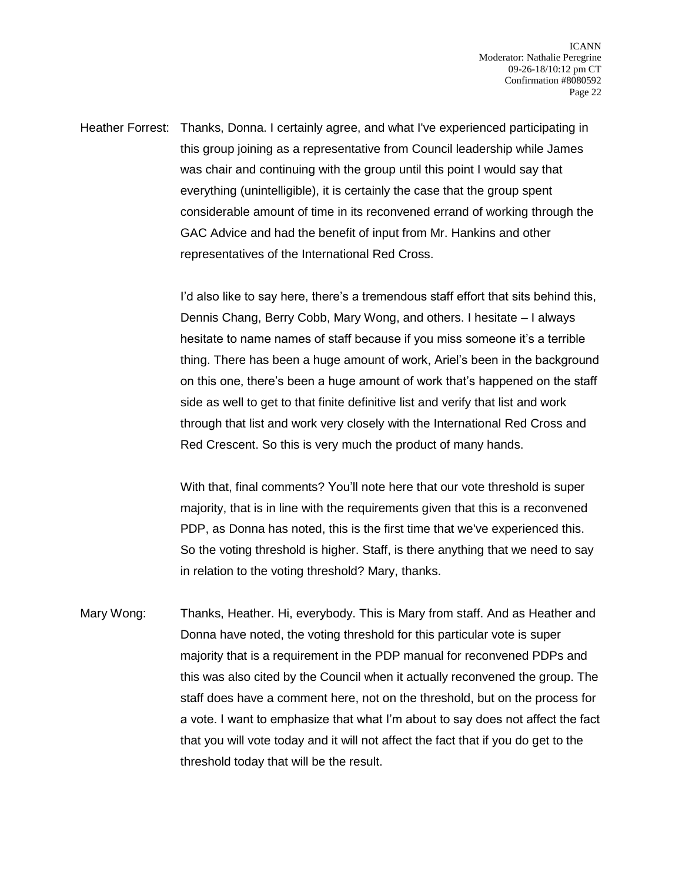Heather Forrest: Thanks, Donna. I certainly agree, and what I've experienced participating in this group joining as a representative from Council leadership while James was chair and continuing with the group until this point I would say that everything (unintelligible), it is certainly the case that the group spent considerable amount of time in its reconvened errand of working through the GAC Advice and had the benefit of input from Mr. Hankins and other representatives of the International Red Cross.

I'd also like to say here, there's a tremendous staff effort that sits behind this, Dennis Chang, Berry Cobb, Mary Wong, and others. I hesitate – I always hesitate to name names of staff because if you miss someone it's a terrible thing. There has been a huge amount of work, Ariel's been in the background on this one, there's been a huge amount of work that's happened on the staff side as well to get to that finite definitive list and verify that list and work through that list and work very closely with the International Red Cross and Red Crescent. So this is very much the product of many hands.

With that, final comments? You'll note here that our vote threshold is super majority, that is in line with the requirements given that this is a reconvened PDP, as Donna has noted, this is the first time that we've experienced this. So the voting threshold is higher. Staff, is there anything that we need to say in relation to the voting threshold? Mary, thanks.

Mary Wong: Thanks, Heather. Hi, everybody. This is Mary from staff. And as Heather and Donna have noted, the voting threshold for this particular vote is super majority that is a requirement in the PDP manual for reconvened PDPs and this was also cited by the Council when it actually reconvened the group. The staff does have a comment here, not on the threshold, but on the process for a vote. I want to emphasize that what I'm about to say does not affect the fact that you will vote today and it will not affect the fact that if you do get to the threshold today that will be the result.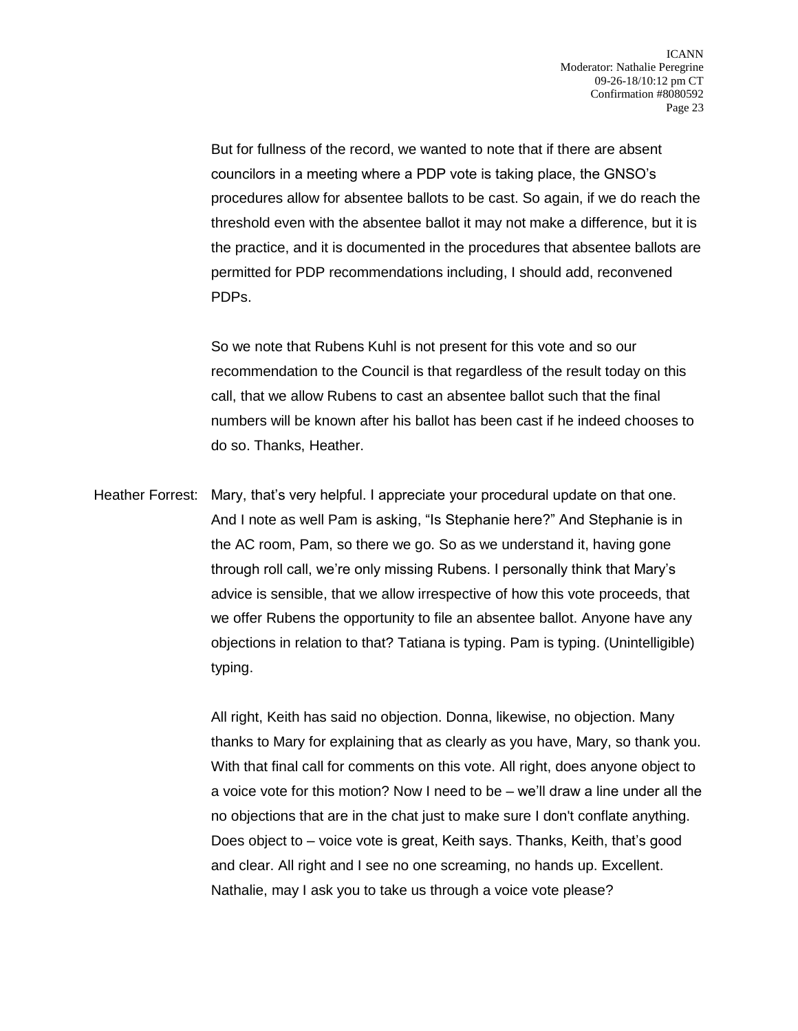But for fullness of the record, we wanted to note that if there are absent councilors in a meeting where a PDP vote is taking place, the GNSO's procedures allow for absentee ballots to be cast. So again, if we do reach the threshold even with the absentee ballot it may not make a difference, but it is the practice, and it is documented in the procedures that absentee ballots are permitted for PDP recommendations including, I should add, reconvened PDPs.

So we note that Rubens Kuhl is not present for this vote and so our recommendation to the Council is that regardless of the result today on this call, that we allow Rubens to cast an absentee ballot such that the final numbers will be known after his ballot has been cast if he indeed chooses to do so. Thanks, Heather.

Heather Forrest: Mary, that's very helpful. I appreciate your procedural update on that one. And I note as well Pam is asking, "Is Stephanie here?" And Stephanie is in the AC room, Pam, so there we go. So as we understand it, having gone through roll call, we're only missing Rubens. I personally think that Mary's advice is sensible, that we allow irrespective of how this vote proceeds, that we offer Rubens the opportunity to file an absentee ballot. Anyone have any objections in relation to that? Tatiana is typing. Pam is typing. (Unintelligible) typing.

All right, Keith has said no objection. Donna, likewise, no objection. Many thanks to Mary for explaining that as clearly as you have, Mary, so thank you. With that final call for comments on this vote. All right, does anyone object to a voice vote for this motion? Now I need to be – we'll draw a line under all the no objections that are in the chat just to make sure I don't conflate anything. Does object to – voice vote is great, Keith says. Thanks, Keith, that's good and clear. All right and I see no one screaming, no hands up. Excellent. Nathalie, may I ask you to take us through a voice vote please?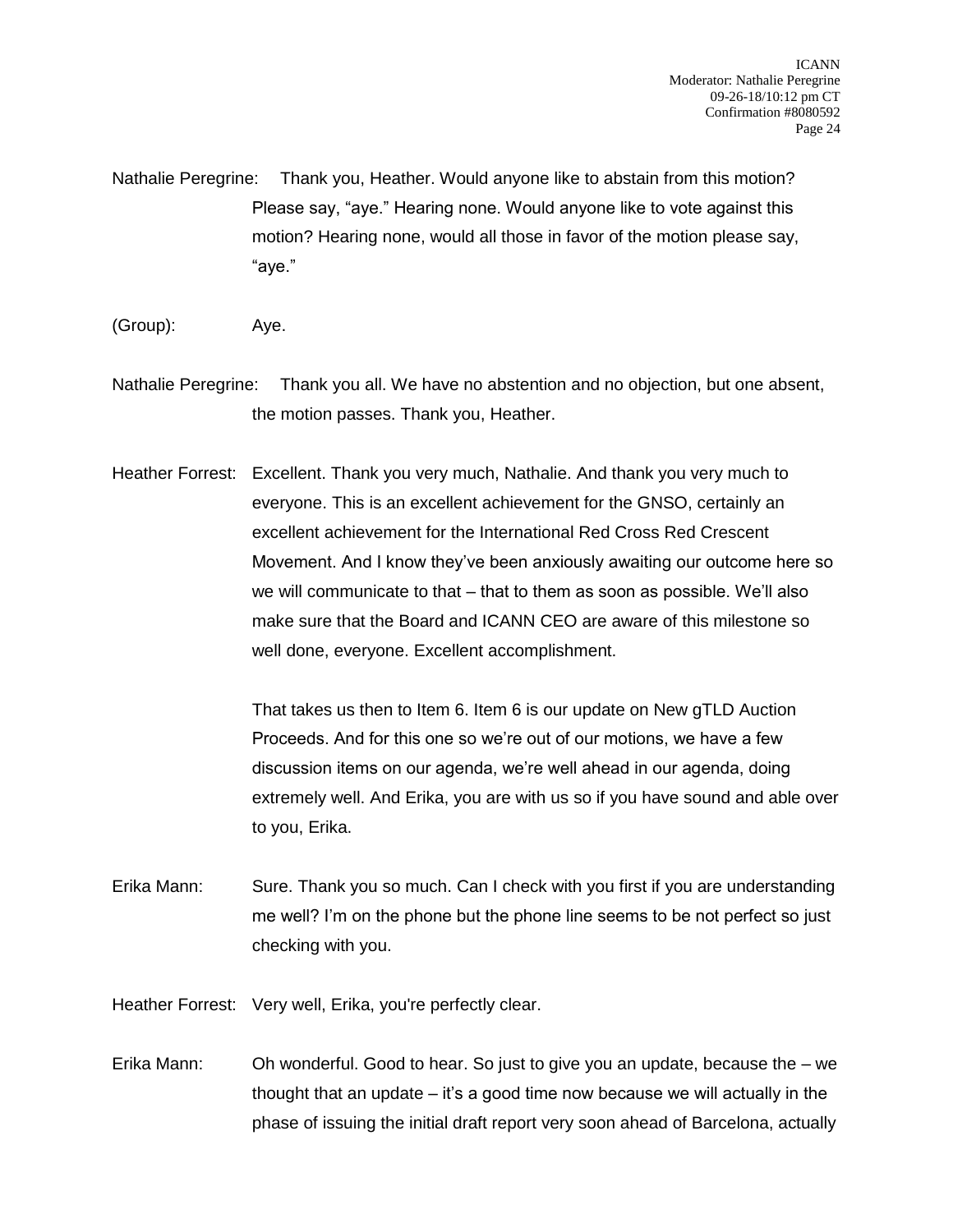Nathalie Peregrine: Thank you, Heather. Would anyone like to abstain from this motion? Please say, "aye." Hearing none. Would anyone like to vote against this motion? Hearing none, would all those in favor of the motion please say, "aye."

(Group): Aye.

Nathalie Peregrine: Thank you all. We have no abstention and no objection, but one absent, the motion passes. Thank you, Heather.

Heather Forrest: Excellent. Thank you very much, Nathalie. And thank you very much to everyone. This is an excellent achievement for the GNSO, certainly an excellent achievement for the International Red Cross Red Crescent Movement. And I know they've been anxiously awaiting our outcome here so we will communicate to that – that to them as soon as possible. We'll also make sure that the Board and ICANN CEO are aware of this milestone so well done, everyone. Excellent accomplishment.

That takes us then to Item 6. Item 6 is our update on New gTLD Auction Proceeds. And for this one so we're out of our motions, we have a few discussion items on our agenda, we're well ahead in our agenda, doing extremely well. And Erika, you are with us so if you have sound and able over to you, Erika.

Erika Mann: Sure. Thank you so much. Can I check with you first if you are understanding me well? I'm on the phone but the phone line seems to be not perfect so just checking with you.

Heather Forrest: Very well, Erika, you're perfectly clear.

Erika Mann: Oh wonderful. Good to hear. So just to give you an update, because the – we thought that an update – it's a good time now because we will actually in the phase of issuing the initial draft report very soon ahead of Barcelona, actually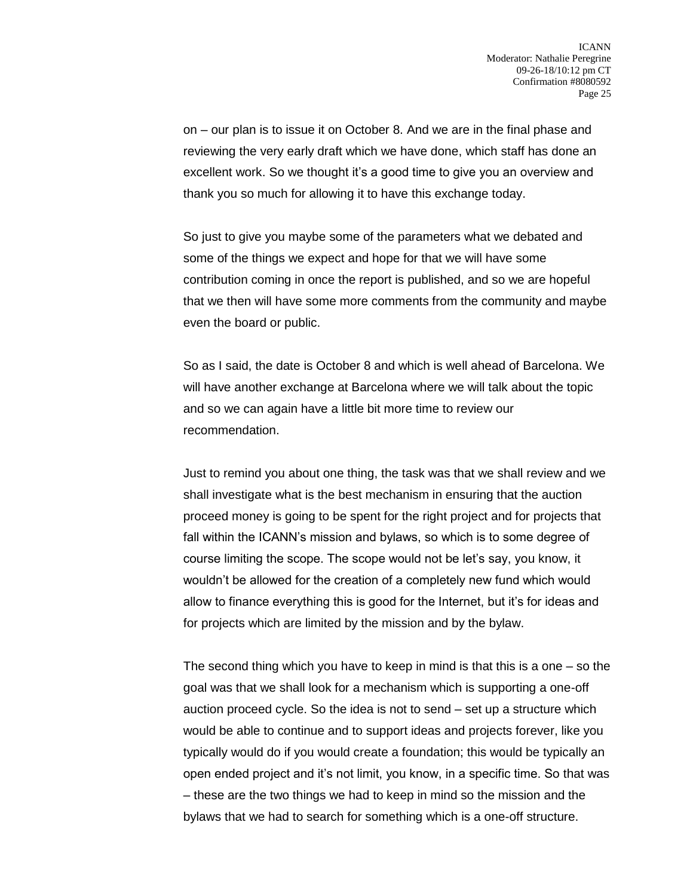on – our plan is to issue it on October 8. And we are in the final phase and reviewing the very early draft which we have done, which staff has done an excellent work. So we thought it's a good time to give you an overview and thank you so much for allowing it to have this exchange today.

So just to give you maybe some of the parameters what we debated and some of the things we expect and hope for that we will have some contribution coming in once the report is published, and so we are hopeful that we then will have some more comments from the community and maybe even the board or public.

So as I said, the date is October 8 and which is well ahead of Barcelona. We will have another exchange at Barcelona where we will talk about the topic and so we can again have a little bit more time to review our recommendation.

Just to remind you about one thing, the task was that we shall review and we shall investigate what is the best mechanism in ensuring that the auction proceed money is going to be spent for the right project and for projects that fall within the ICANN's mission and bylaws, so which is to some degree of course limiting the scope. The scope would not be let's say, you know, it wouldn't be allowed for the creation of a completely new fund which would allow to finance everything this is good for the Internet, but it's for ideas and for projects which are limited by the mission and by the bylaw.

The second thing which you have to keep in mind is that this is a one – so the goal was that we shall look for a mechanism which is supporting a one-off auction proceed cycle. So the idea is not to send – set up a structure which would be able to continue and to support ideas and projects forever, like you typically would do if you would create a foundation; this would be typically an open ended project and it's not limit, you know, in a specific time. So that was – these are the two things we had to keep in mind so the mission and the bylaws that we had to search for something which is a one-off structure.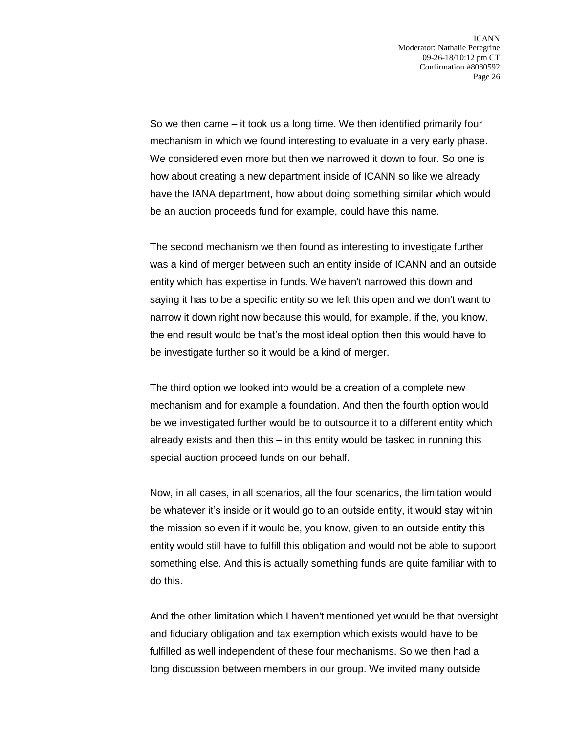So we then came – it took us a long time. We then identified primarily four mechanism in which we found interesting to evaluate in a very early phase. We considered even more but then we narrowed it down to four. So one is how about creating a new department inside of ICANN so like we already have the IANA department, how about doing something similar which would be an auction proceeds fund for example, could have this name.

The second mechanism we then found as interesting to investigate further was a kind of merger between such an entity inside of ICANN and an outside entity which has expertise in funds. We haven't narrowed this down and saying it has to be a specific entity so we left this open and we don't want to narrow it down right now because this would, for example, if the, you know, the end result would be that's the most ideal option then this would have to be investigate further so it would be a kind of merger.

The third option we looked into would be a creation of a complete new mechanism and for example a foundation. And then the fourth option would be we investigated further would be to outsource it to a different entity which already exists and then this – in this entity would be tasked in running this special auction proceed funds on our behalf.

Now, in all cases, in all scenarios, all the four scenarios, the limitation would be whatever it's inside or it would go to an outside entity, it would stay within the mission so even if it would be, you know, given to an outside entity this entity would still have to fulfill this obligation and would not be able to support something else. And this is actually something funds are quite familiar with to do this.

And the other limitation which I haven't mentioned yet would be that oversight and fiduciary obligation and tax exemption which exists would have to be fulfilled as well independent of these four mechanisms. So we then had a long discussion between members in our group. We invited many outside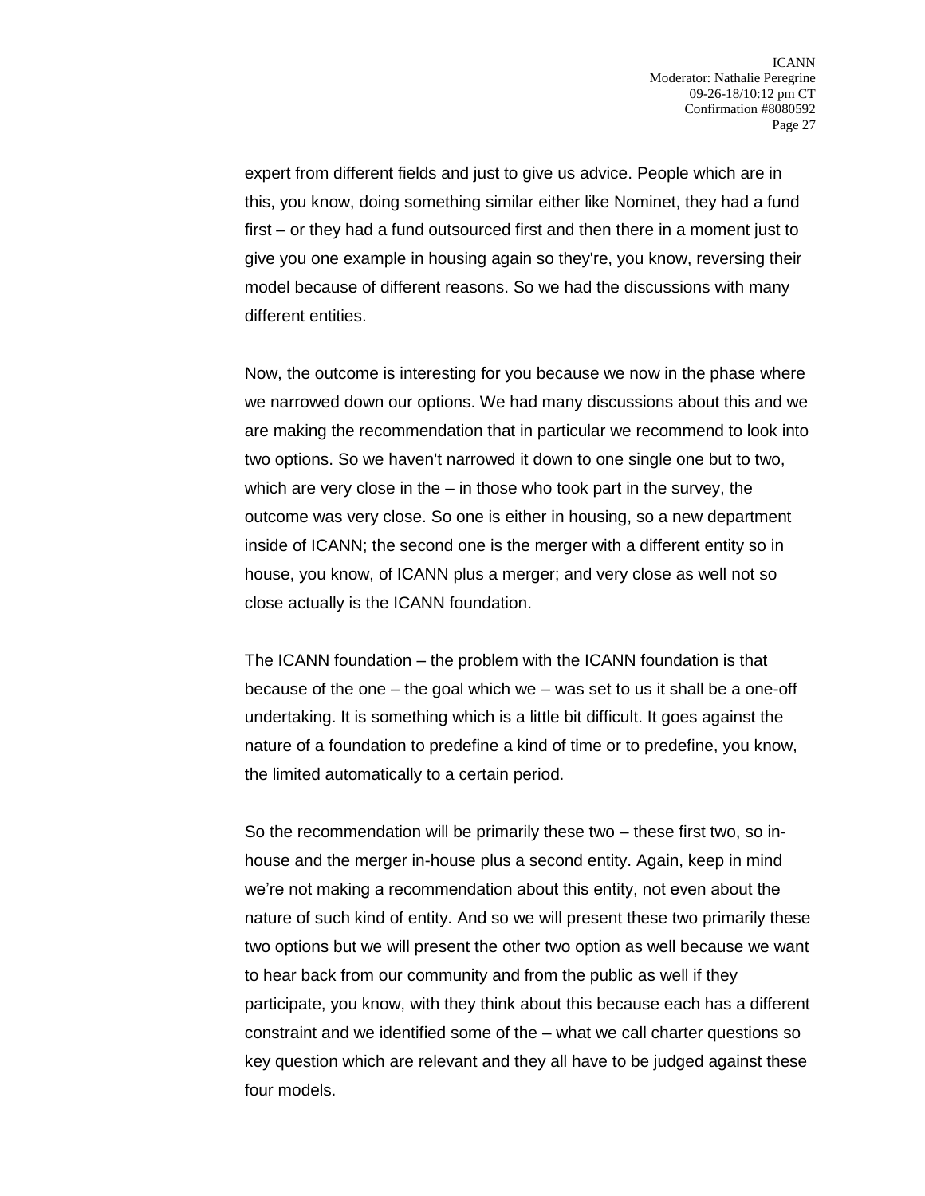expert from different fields and just to give us advice. People which are in this, you know, doing something similar either like Nominet, they had a fund first – or they had a fund outsourced first and then there in a moment just to give you one example in housing again so they're, you know, reversing their model because of different reasons. So we had the discussions with many different entities.

Now, the outcome is interesting for you because we now in the phase where we narrowed down our options. We had many discussions about this and we are making the recommendation that in particular we recommend to look into two options. So we haven't narrowed it down to one single one but to two, which are very close in the – in those who took part in the survey, the outcome was very close. So one is either in housing, so a new department inside of ICANN; the second one is the merger with a different entity so in house, you know, of ICANN plus a merger; and very close as well not so close actually is the ICANN foundation.

The ICANN foundation – the problem with the ICANN foundation is that because of the one – the goal which we – was set to us it shall be a one-off undertaking. It is something which is a little bit difficult. It goes against the nature of a foundation to predefine a kind of time or to predefine, you know, the limited automatically to a certain period.

So the recommendation will be primarily these two – these first two, so in-house and the merger in-house plus a second entity. Again, keep in mind we're not making a recommendation about this entity, not even about the nature of such kind of entity. And so we will present these two primarily these two options but we will present the other two option as well because we want to hear back from our community and from the public as well if they participate, you know, with they think about this because each has a different constraint and we identified some of the – what we call charter questions so key question which are relevant and they all have to be judged against these four models.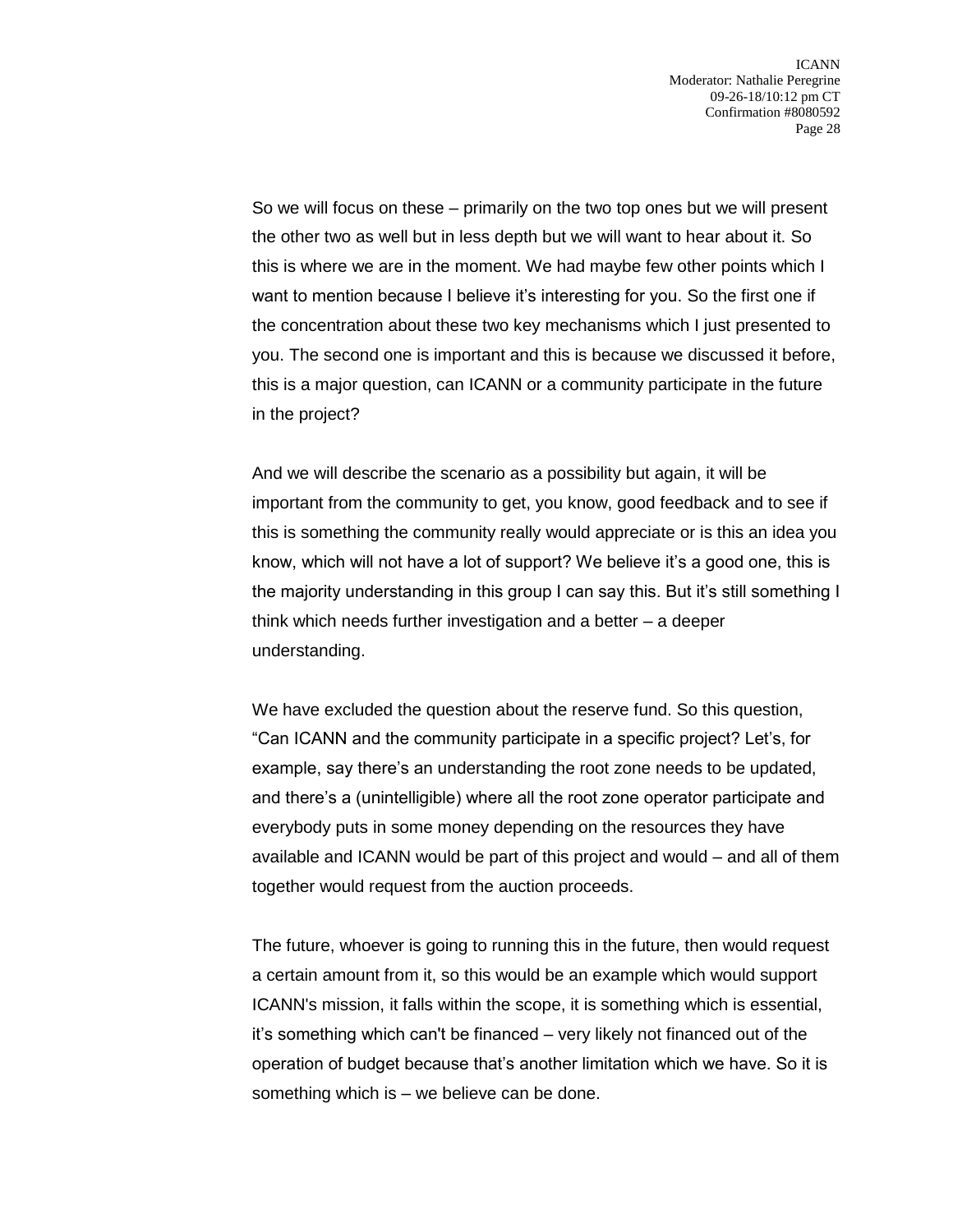So we will focus on these – primarily on the two top ones but we will present the other two as well but in less depth but we will want to hear about it. So this is where we are in the moment. We had maybe few other points which I want to mention because I believe it's interesting for you. So the first one if the concentration about these two key mechanisms which I just presented to you. The second one is important and this is because we discussed it before, this is a major question, can ICANN or a community participate in the future in the project?

And we will describe the scenario as a possibility but again, it will be important from the community to get, you know, good feedback and to see if this is something the community really would appreciate or is this an idea you know, which will not have a lot of support? We believe it's a good one, this is the majority understanding in this group I can say this. But it's still something I think which needs further investigation and a better – a deeper understanding.

We have excluded the question about the reserve fund. So this question, "Can ICANN and the community participate in a specific project? Let's, for example, say there's an understanding the root zone needs to be updated, and there's a (unintelligible) where all the root zone operator participate and everybody puts in some money depending on the resources they have available and ICANN would be part of this project and would – and all of them together would request from the auction proceeds.

The future, whoever is going to running this in the future, then would request a certain amount from it, so this would be an example which would support ICANN's mission, it falls within the scope, it is something which is essential, it's something which can't be financed – very likely not financed out of the operation of budget because that's another limitation which we have. So it is something which is – we believe can be done.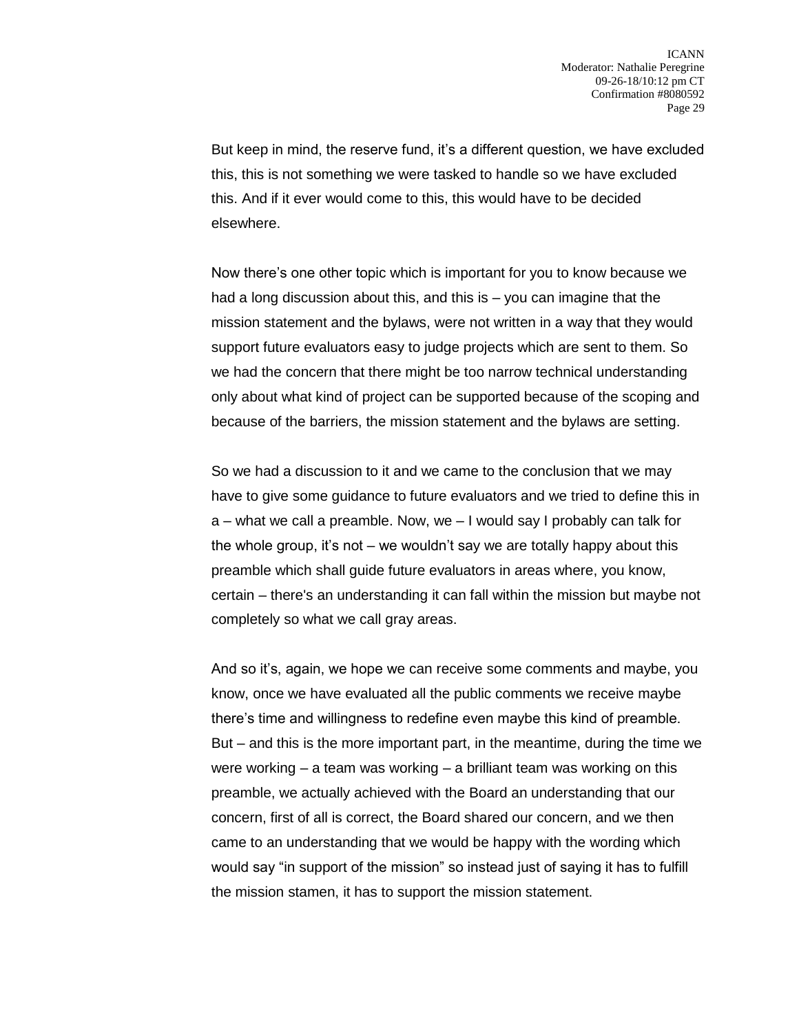But keep in mind, the reserve fund, it's a different question, we have excluded this, this is not something we were tasked to handle so we have excluded this. And if it ever would come to this, this would have to be decided elsewhere.

Now there's one other topic which is important for you to know because we had a long discussion about this, and this is – you can imagine that the mission statement and the bylaws, were not written in a way that they would support future evaluators easy to judge projects which are sent to them. So we had the concern that there might be too narrow technical understanding only about what kind of project can be supported because of the scoping and because of the barriers, the mission statement and the bylaws are setting.

So we had a discussion to it and we came to the conclusion that we may have to give some guidance to future evaluators and we tried to define this in a – what we call a preamble. Now, we – I would say I probably can talk for the whole group, it's not – we wouldn't say we are totally happy about this preamble which shall guide future evaluators in areas where, you know, certain – there's an understanding it can fall within the mission but maybe not completely so what we call gray areas.

And so it's, again, we hope we can receive some comments and maybe, you know, once we have evaluated all the public comments we receive maybe there's time and willingness to redefine even maybe this kind of preamble. But – and this is the more important part, in the meantime, during the time we were working – a team was working – a brilliant team was working on this preamble, we actually achieved with the Board an understanding that our concern, first of all is correct, the Board shared our concern, and we then came to an understanding that we would be happy with the wording which would say "in support of the mission" so instead just of saying it has to fulfill the mission stamen, it has to support the mission statement.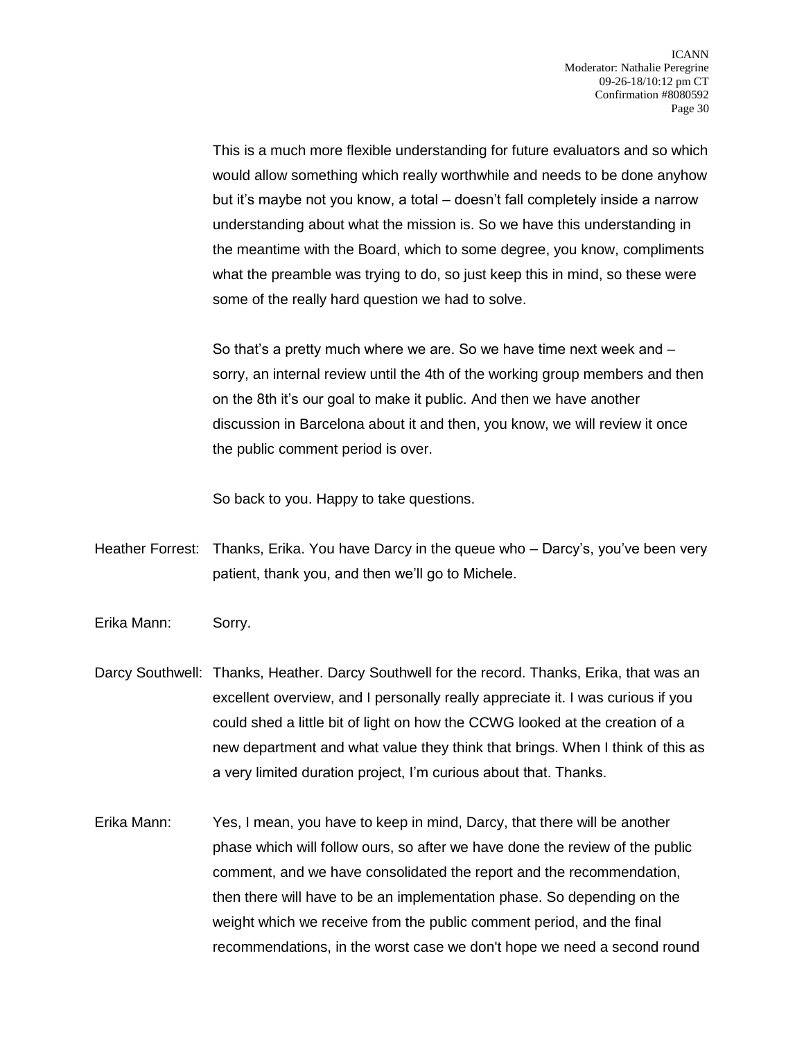This is a much more flexible understanding for future evaluators and so which would allow something which really worthwhile and needs to be done anyhow but it's maybe not you know, a total – doesn't fall completely inside a narrow understanding about what the mission is. So we have this understanding in the meantime with the Board, which to some degree, you know, compliments what the preamble was trying to do, so just keep this in mind, so these were some of the really hard question we had to solve.

So that's a pretty much where we are. So we have time next week and – sorry, an internal review until the 4th of the working group members and then on the 8th it's our goal to make it public. And then we have another discussion in Barcelona about it and then, you know, we will review it once the public comment period is over.

So back to you. Happy to take questions.

Heather Forrest: Thanks, Erika. You have Darcy in the queue who – Darcy's, you've been very patient, thank you, and then we'll go to Michele.

Erika Mann: Sorry.

Darcy Southwell: Thanks, Heather. Darcy Southwell for the record. Thanks, Erika, that was an excellent overview, and I personally really appreciate it. I was curious if you could shed a little bit of light on how the CCWG looked at the creation of a new department and what value they think that brings. When I think of this as a very limited duration project, I'm curious about that. Thanks.

Erika Mann: Yes, I mean, you have to keep in mind, Darcy, that there will be another phase which will follow ours, so after we have done the review of the public comment, and we have consolidated the report and the recommendation, then there will have to be an implementation phase. So depending on the weight which we receive from the public comment period, and the final recommendations, in the worst case we don't hope we need a second round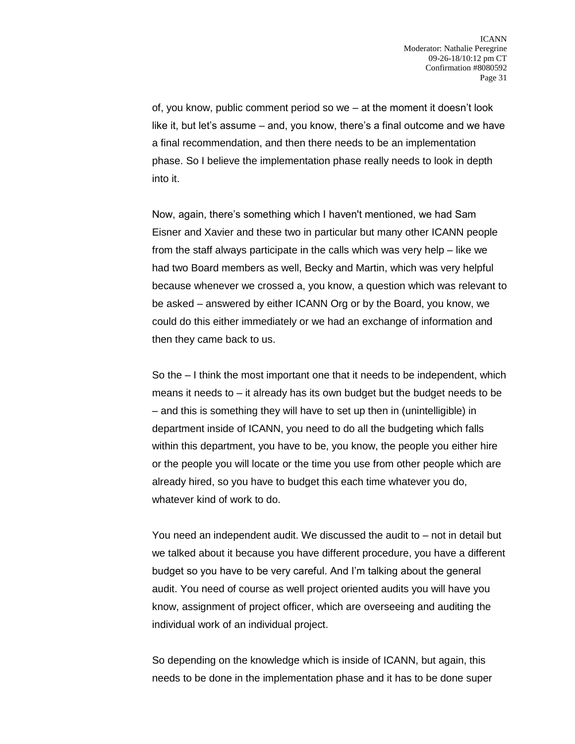of, you know, public comment period so we – at the moment it doesn't look like it, but let's assume – and, you know, there's a final outcome and we have a final recommendation, and then there needs to be an implementation phase. So I believe the implementation phase really needs to look in depth into it.

Now, again, there's something which I haven't mentioned, we had Sam Eisner and Xavier and these two in particular but many other ICANN people from the staff always participate in the calls which was very help – like we had two Board members as well, Becky and Martin, which was very helpful because whenever we crossed a, you know, a question which was relevant to be asked – answered by either ICANN Org or by the Board, you know, we could do this either immediately or we had an exchange of information and then they came back to us.

So the – I think the most important one that it needs to be independent, which means it needs to – it already has its own budget but the budget needs to be – and this is something they will have to set up then in (unintelligible) in department inside of ICANN, you need to do all the budgeting which falls within this department, you have to be, you know, the people you either hire or the people you will locate or the time you use from other people which are already hired, so you have to budget this each time whatever you do, whatever kind of work to do.

You need an independent audit. We discussed the audit to – not in detail but we talked about it because you have different procedure, you have a different budget so you have to be very careful. And I'm talking about the general audit. You need of course as well project oriented audits you will have you know, assignment of project officer, which are overseeing and auditing the individual work of an individual project.

So depending on the knowledge which is inside of ICANN, but again, this needs to be done in the implementation phase and it has to be done super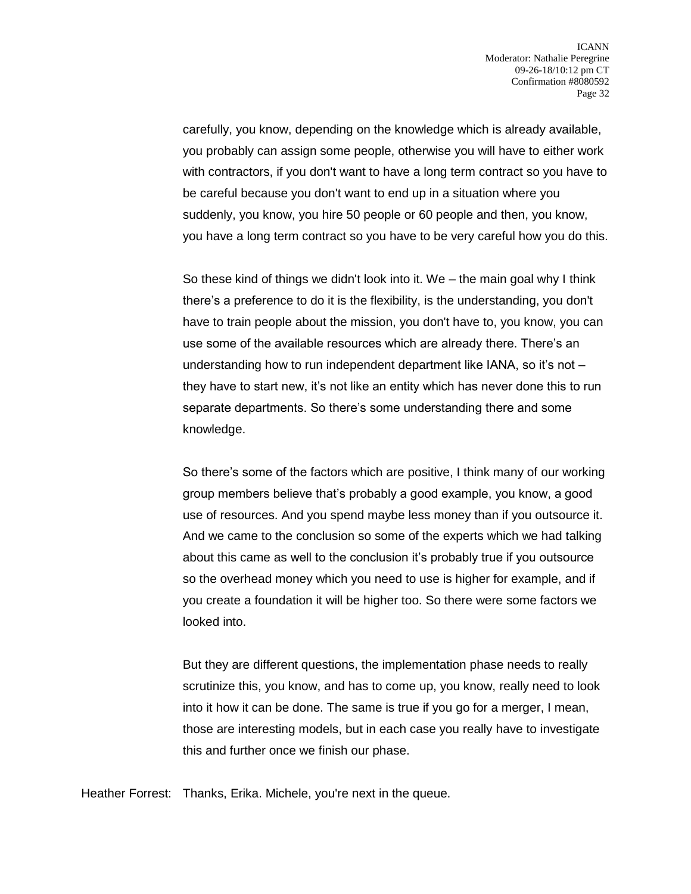carefully, you know, depending on the knowledge which is already available, you probably can assign some people, otherwise you will have to either work with contractors, if you don't want to have a long term contract so you have to be careful because you don't want to end up in a situation where you suddenly, you know, you hire 50 people or 60 people and then, you know, you have a long term contract so you have to be very careful how you do this.

So these kind of things we didn't look into it. We – the main goal why I think there's a preference to do it is the flexibility, is the understanding, you don't have to train people about the mission, you don't have to, you know, you can use some of the available resources which are already there. There's an understanding how to run independent department like IANA, so it's not – they have to start new, it's not like an entity which has never done this to run separate departments. So there's some understanding there and some knowledge.

So there's some of the factors which are positive, I think many of our working group members believe that's probably a good example, you know, a good use of resources. And you spend maybe less money than if you outsource it. And we came to the conclusion so some of the experts which we had talking about this came as well to the conclusion it's probably true if you outsource so the overhead money which you need to use is higher for example, and if you create a foundation it will be higher too. So there were some factors we looked into.

But they are different questions, the implementation phase needs to really scrutinize this, you know, and has to come up, you know, really need to look into it how it can be done. The same is true if you go for a merger, I mean, those are interesting models, but in each case you really have to investigate this and further once we finish our phase.

Heather Forrest: Thanks, Erika. Michele, you're next in the queue.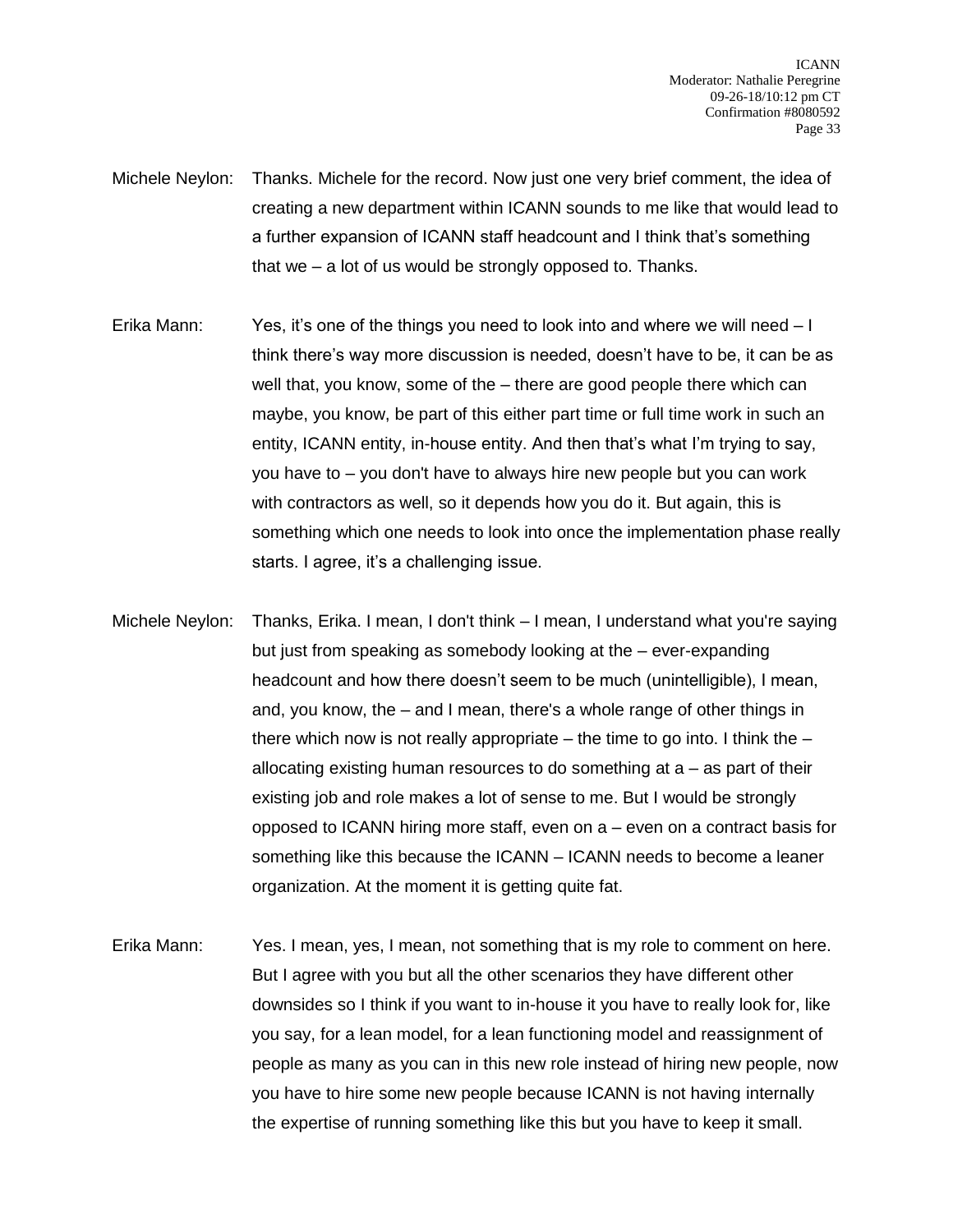Michele Neylon: Thanks. Michele for the record. Now just one very brief comment, the idea of creating a new department within ICANN sounds to me like that would lead to a further expansion of ICANN staff headcount and I think that's something that we – a lot of us would be strongly opposed to. Thanks.

Erika Mann: Yes, it's one of the things you need to look into and where we will need – I think there's way more discussion is needed, doesn't have to be, it can be as well that, you know, some of the – there are good people there which can maybe, you know, be part of this either part time or full time work in such an entity, ICANN entity, in-house entity. And then that's what I'm trying to say, you have to – you don't have to always hire new people but you can work with contractors as well, so it depends how you do it. But again, this is something which one needs to look into once the implementation phase really starts. I agree, it's a challenging issue.

Michele Neylon: Thanks, Erika. I mean, I don't think – I mean, I understand what you're saying but just from speaking as somebody looking at the – ever-expanding headcount and how there doesn't seem to be much (unintelligible), I mean, and, you know, the – and I mean, there's a whole range of other things in there which now is not really appropriate – the time to go into. I think the – allocating existing human resources to do something at a – as part of their existing job and role makes a lot of sense to me. But I would be strongly opposed to ICANN hiring more staff, even on a – even on a contract basis for something like this because the ICANN – ICANN needs to become a leaner organization. At the moment it is getting quite fat.

Erika Mann: Yes. I mean, yes, I mean, not something that is my role to comment on here. But I agree with you but all the other scenarios they have different other downsides so I think if you want to in-house it you have to really look for, like you say, for a lean model, for a lean functioning model and reassignment of people as many as you can in this new role instead of hiring new people, now you have to hire some new people because ICANN is not having internally the expertise of running something like this but you have to keep it small.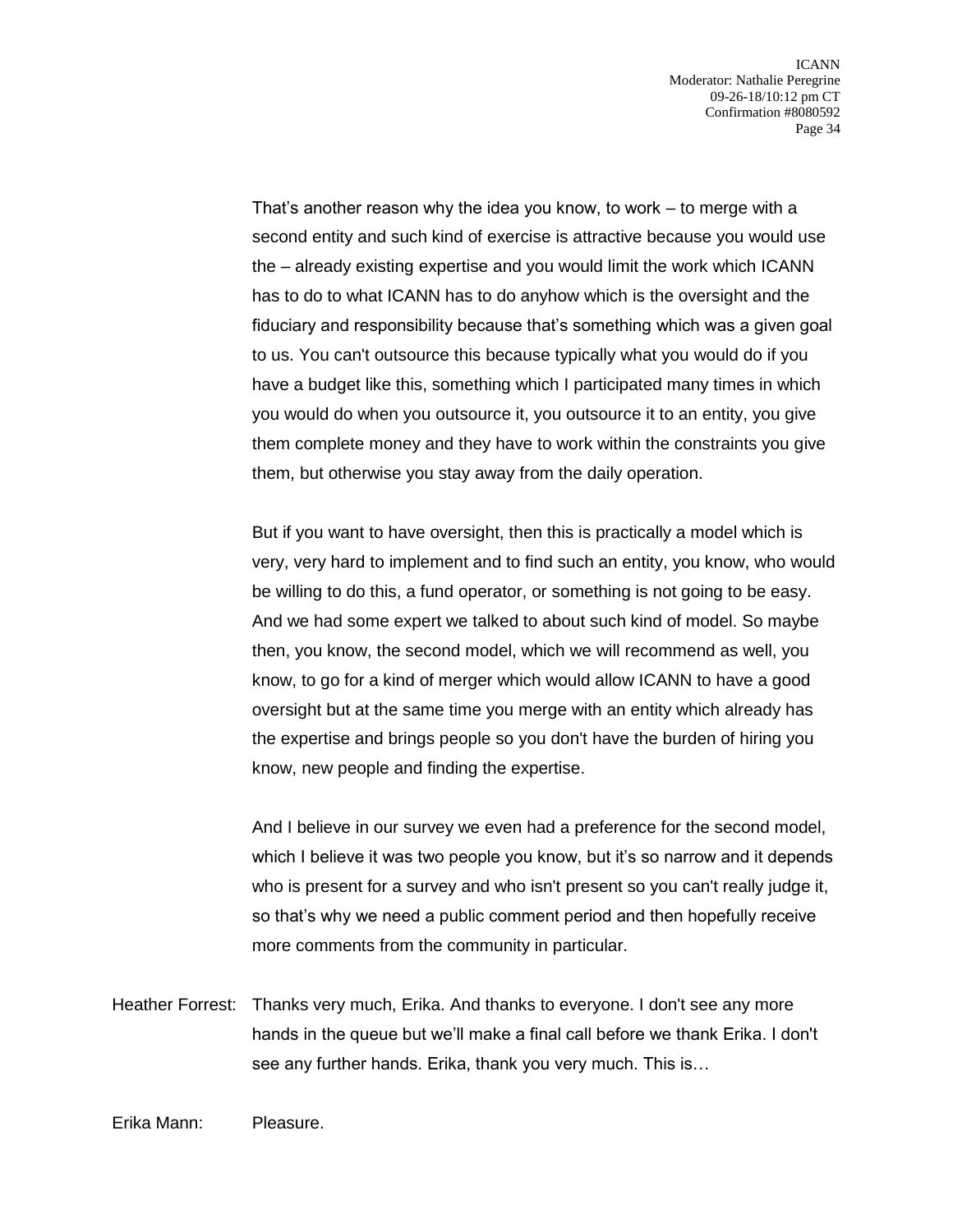That's another reason why the idea you know, to work – to merge with a second entity and such kind of exercise is attractive because you would use the – already existing expertise and you would limit the work which ICANN has to do to what ICANN has to do anyhow which is the oversight and the fiduciary and responsibility because that's something which was a given goal to us. You can't outsource this because typically what you would do if you have a budget like this, something which I participated many times in which you would do when you outsource it, you outsource it to an entity, you give them complete money and they have to work within the constraints you give them, but otherwise you stay away from the daily operation.

But if you want to have oversight, then this is practically a model which is very, very hard to implement and to find such an entity, you know, who would be willing to do this, a fund operator, or something is not going to be easy. And we had some expert we talked to about such kind of model. So maybe then, you know, the second model, which we will recommend as well, you know, to go for a kind of merger which would allow ICANN to have a good oversight but at the same time you merge with an entity which already has the expertise and brings people so you don't have the burden of hiring you know, new people and finding the expertise.

And I believe in our survey we even had a preference for the second model, which I believe it was two people you know, but it's so narrow and it depends who is present for a survey and who isn't present so you can't really judge it, so that's why we need a public comment period and then hopefully receive more comments from the community in particular.

Heather Forrest: Thanks very much, Erika. And thanks to everyone. I don't see any more hands in the queue but we'll make a final call before we thank Erika. I don't see any further hands. Erika, thank you very much. This is…

Erika Mann: Pleasure.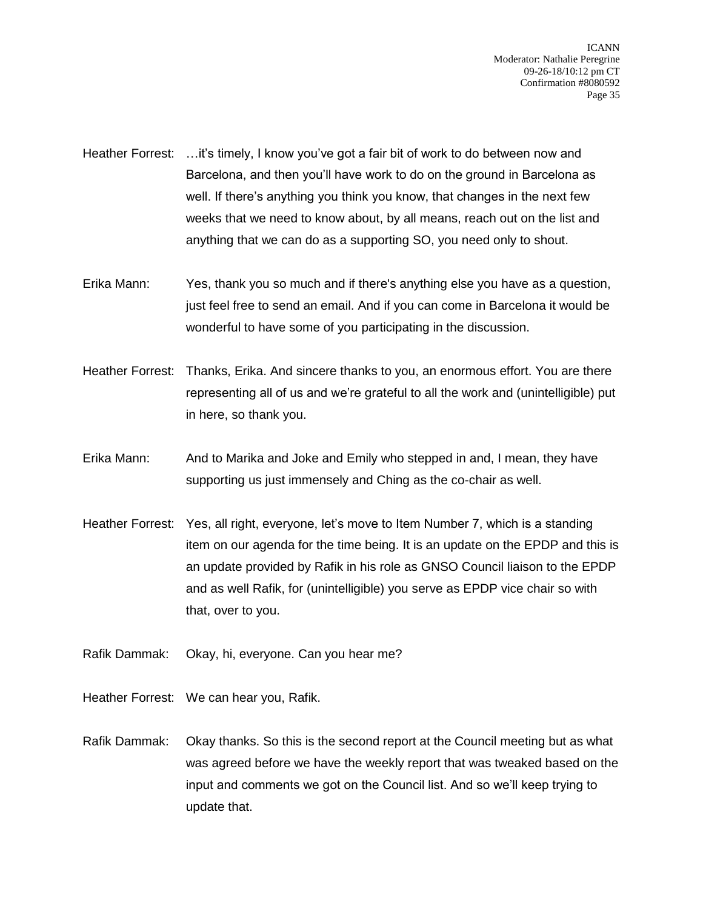Heather Forrest: …it's timely, I know you've got a fair bit of work to do between now and Barcelona, and then you'll have work to do on the ground in Barcelona as well. If there's anything you think you know, that changes in the next few weeks that we need to know about, by all means, reach out on the list and anything that we can do as a supporting SO, you need only to shout.

Erika Mann: Yes, thank you so much and if there's anything else you have as a question, just feel free to send an email. And if you can come in Barcelona it would be wonderful to have some of you participating in the discussion.

Heather Forrest: Thanks, Erika. And sincere thanks to you, an enormous effort. You are there representing all of us and we're grateful to all the work and (unintelligible) put in here, so thank you.

Erika Mann: And to Marika and Joke and Emily who stepped in and, I mean, they have supporting us just immensely and Ching as the co-chair as well.

Heather Forrest: Yes, all right, everyone, let's move to Item Number 7, which is a standing item on our agenda for the time being. It is an update on the EPDP and this is an update provided by Rafik in his role as GNSO Council liaison to the EPDP and as well Rafik, for (unintelligible) you serve as EPDP vice chair so with that, over to you.

Rafik Dammak: Okay, hi, everyone. Can you hear me?

Heather Forrest: We can hear you, Rafik.

Rafik Dammak: Okay thanks. So this is the second report at the Council meeting but as what was agreed before we have the weekly report that was tweaked based on the input and comments we got on the Council list. And so we'll keep trying to update that.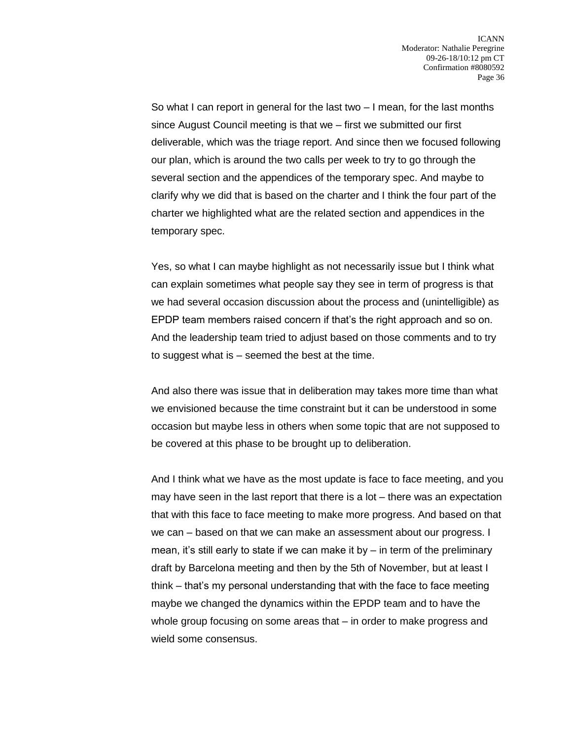So what I can report in general for the last two – I mean, for the last months since August Council meeting is that we – first we submitted our first deliverable, which was the triage report. And since then we focused following our plan, which is around the two calls per week to try to go through the several section and the appendices of the temporary spec. And maybe to clarify why we did that is based on the charter and I think the four part of the charter we highlighted what are the related section and appendices in the temporary spec.

Yes, so what I can maybe highlight as not necessarily issue but I think what can explain sometimes what people say they see in term of progress is that we had several occasion discussion about the process and (unintelligible) as EPDP team members raised concern if that's the right approach and so on. And the leadership team tried to adjust based on those comments and to try to suggest what is – seemed the best at the time.

And also there was issue that in deliberation may takes more time than what we envisioned because the time constraint but it can be understood in some occasion but maybe less in others when some topic that are not supposed to be covered at this phase to be brought up to deliberation.

And I think what we have as the most update is face to face meeting, and you may have seen in the last report that there is a lot – there was an expectation that with this face to face meeting to make more progress. And based on that we can – based on that we can make an assessment about our progress. I mean, it's still early to state if we can make it by – in term of the preliminary draft by Barcelona meeting and then by the 5th of November, but at least I think – that's my personal understanding that with the face to face meeting maybe we changed the dynamics within the EPDP team and to have the whole group focusing on some areas that – in order to make progress and wield some consensus.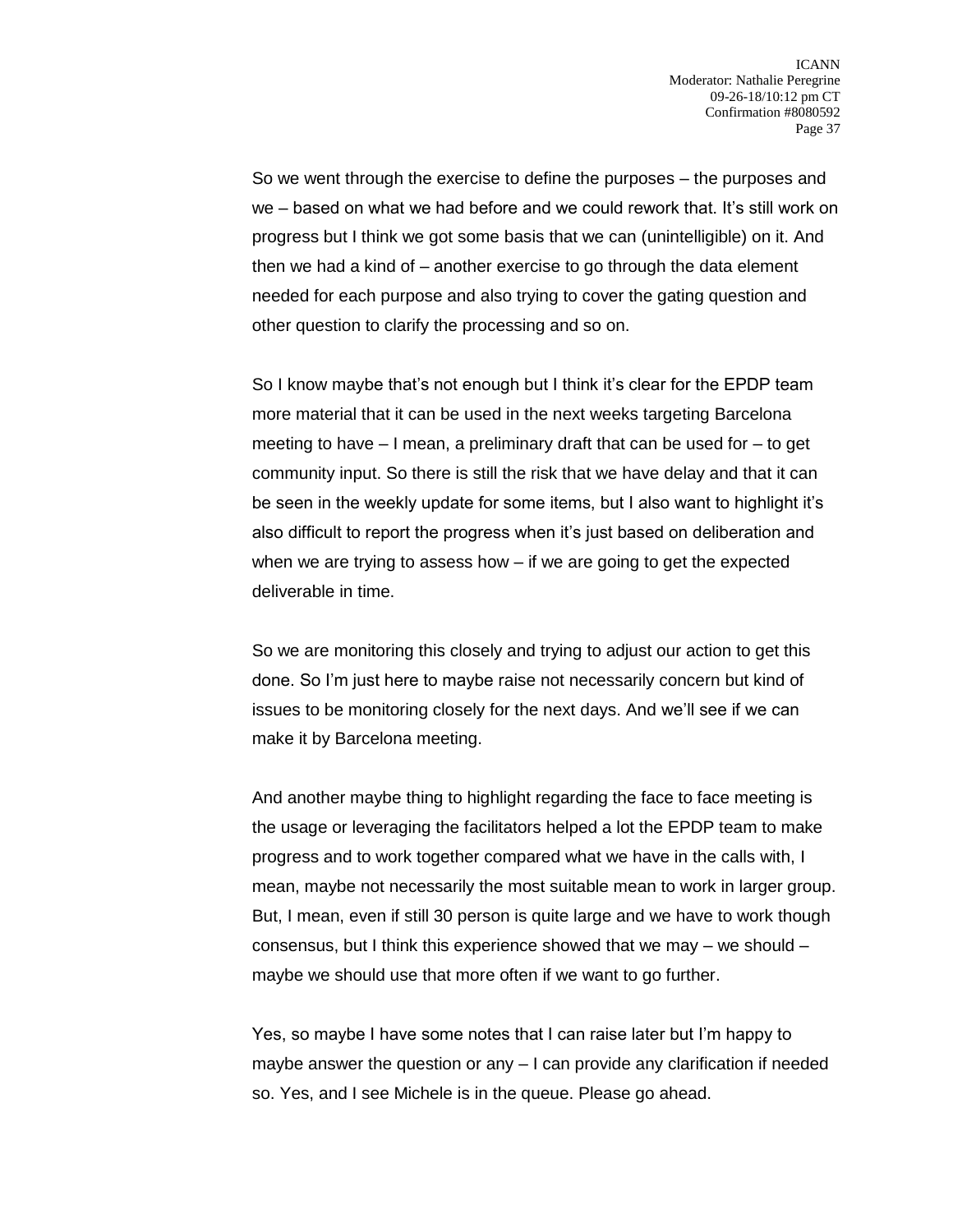So we went through the exercise to define the purposes – the purposes and we – based on what we had before and we could rework that. It's still work on progress but I think we got some basis that we can (unintelligible) on it. And then we had a kind of – another exercise to go through the data element needed for each purpose and also trying to cover the gating question and other question to clarify the processing and so on.

So I know maybe that's not enough but I think it's clear for the EPDP team more material that it can be used in the next weeks targeting Barcelona meeting to have – I mean, a preliminary draft that can be used for – to get community input. So there is still the risk that we have delay and that it can be seen in the weekly update for some items, but I also want to highlight it's also difficult to report the progress when it's just based on deliberation and when we are trying to assess how – if we are going to get the expected deliverable in time.

So we are monitoring this closely and trying to adjust our action to get this done. So I'm just here to maybe raise not necessarily concern but kind of issues to be monitoring closely for the next days. And we'll see if we can make it by Barcelona meeting.

And another maybe thing to highlight regarding the face to face meeting is the usage or leveraging the facilitators helped a lot the EPDP team to make progress and to work together compared what we have in the calls with, I mean, maybe not necessarily the most suitable mean to work in larger group. But, I mean, even if still 30 person is quite large and we have to work though consensus, but I think this experience showed that we may – we should – maybe we should use that more often if we want to go further.

Yes, so maybe I have some notes that I can raise later but I'm happy to maybe answer the question or any – I can provide any clarification if needed so. Yes, and I see Michele is in the queue. Please go ahead.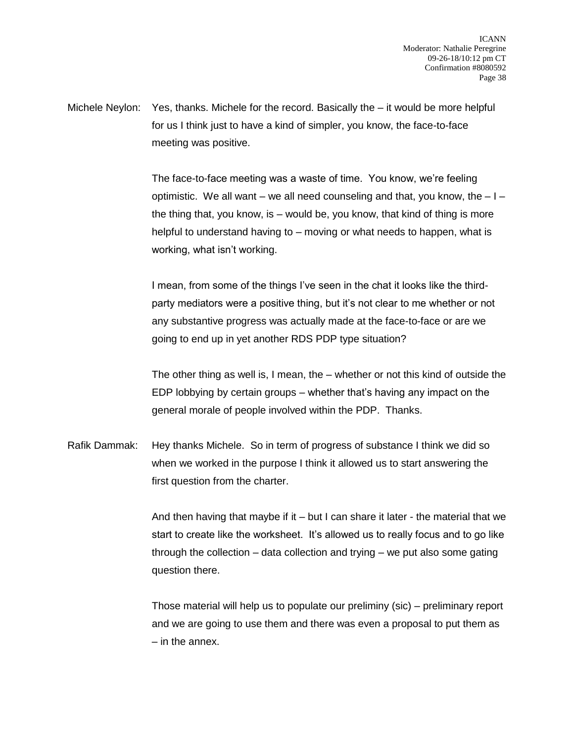Michele Neylon: Yes, thanks. Michele for the record. Basically the – it would be more helpful for us I think just to have a kind of simpler, you know, the face-to-face meeting was positive.

The face-to-face meeting was a waste of time. You know, we're feeling optimistic. We all want – we all need counseling and that, you know, the – I – the thing that, you know, is – would be, you know, that kind of thing is more helpful to understand having to – moving or what needs to happen, what is working, what isn't working.

I mean, from some of the things I've seen in the chat it looks like the third-party mediators were a positive thing, but it's not clear to me whether or not any substantive progress was actually made at the face-to-face or are we going to end up in yet another RDS PDP type situation?

The other thing as well is, I mean, the – whether or not this kind of outside the EDP lobbying by certain groups – whether that's having any impact on the general morale of people involved within the PDP. Thanks.

Rafik Dammak: Hey thanks Michele. So in term of progress of substance I think we did so when we worked in the purpose I think it allowed us to start answering the first question from the charter.

And then having that maybe if it – but I can share it later - the material that we start to create like the worksheet. It's allowed us to really focus and to go like through the collection – data collection and trying – we put also some gating question there.

Those material will help us to populate our preliminy (sic) – preliminary report and we are going to use them and there was even a proposal to put them as – in the annex.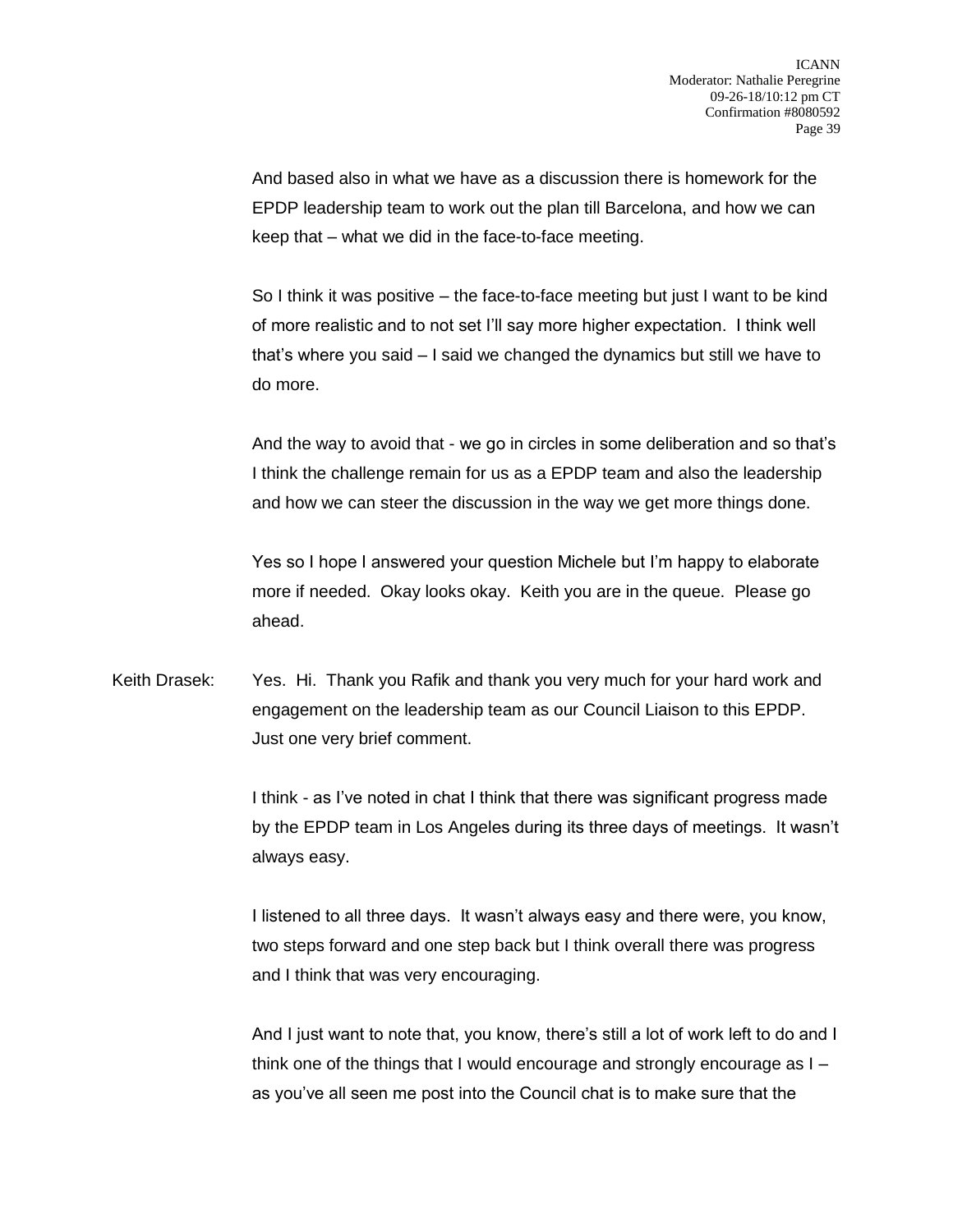And based also in what we have as a discussion there is homework for the EPDP leadership team to work out the plan till Barcelona, and how we can keep that – what we did in the face-to-face meeting.

So I think it was positive – the face-to-face meeting but just I want to be kind of more realistic and to not set I'll say more higher expectation. I think well that's where you said – I said we changed the dynamics but still we have to do more.

And the way to avoid that - we go in circles in some deliberation and so that's I think the challenge remain for us as a EPDP team and also the leadership and how we can steer the discussion in the way we get more things done.

Yes so I hope I answered your question Michele but I'm happy to elaborate more if needed. Okay looks okay. Keith you are in the queue. Please go ahead.

Keith Drasek: Yes. Hi. Thank you Rafik and thank you very much for your hard work and engagement on the leadership team as our Council Liaison to this EPDP. Just one very brief comment.

I think - as I've noted in chat I think that there was significant progress made by the EPDP team in Los Angeles during its three days of meetings. It wasn't always easy.

I listened to all three days. It wasn't always easy and there were, you know, two steps forward and one step back but I think overall there was progress and I think that was very encouraging.

And I just want to note that, you know, there's still a lot of work left to do and I think one of the things that I would encourage and strongly encourage as I – as you've all seen me post into the Council chat is to make sure that the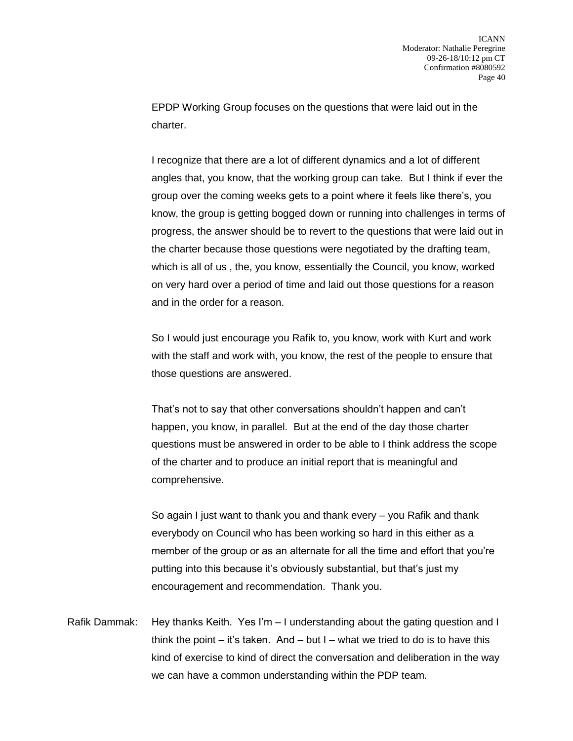EPDP Working Group focuses on the questions that were laid out in the charter.

I recognize that there are a lot of different dynamics and a lot of different angles that, you know, that the working group can take. But I think if ever the group over the coming weeks gets to a point where it feels like there's, you know, the group is getting bogged down or running into challenges in terms of progress, the answer should be to revert to the questions that were laid out in the charter because those questions were negotiated by the drafting team, which is all of us , the, you know, essentially the Council, you know, worked on very hard over a period of time and laid out those questions for a reason and in the order for a reason.

So I would just encourage you Rafik to, you know, work with Kurt and work with the staff and work with, you know, the rest of the people to ensure that those questions are answered.

That's not to say that other conversations shouldn't happen and can't happen, you know, in parallel. But at the end of the day those charter questions must be answered in order to be able to I think address the scope of the charter and to produce an initial report that is meaningful and comprehensive.

So again I just want to thank you and thank every – you Rafik and thank everybody on Council who has been working so hard in this either as a member of the group or as an alternate for all the time and effort that you're putting into this because it's obviously substantial, but that's just my encouragement and recommendation. Thank you.

Rafik Dammak: Hey thanks Keith. Yes I'm – I understanding about the gating question and I think the point – it's taken. And – but I – what we tried to do is to have this kind of exercise to kind of direct the conversation and deliberation in the way we can have a common understanding within the PDP team.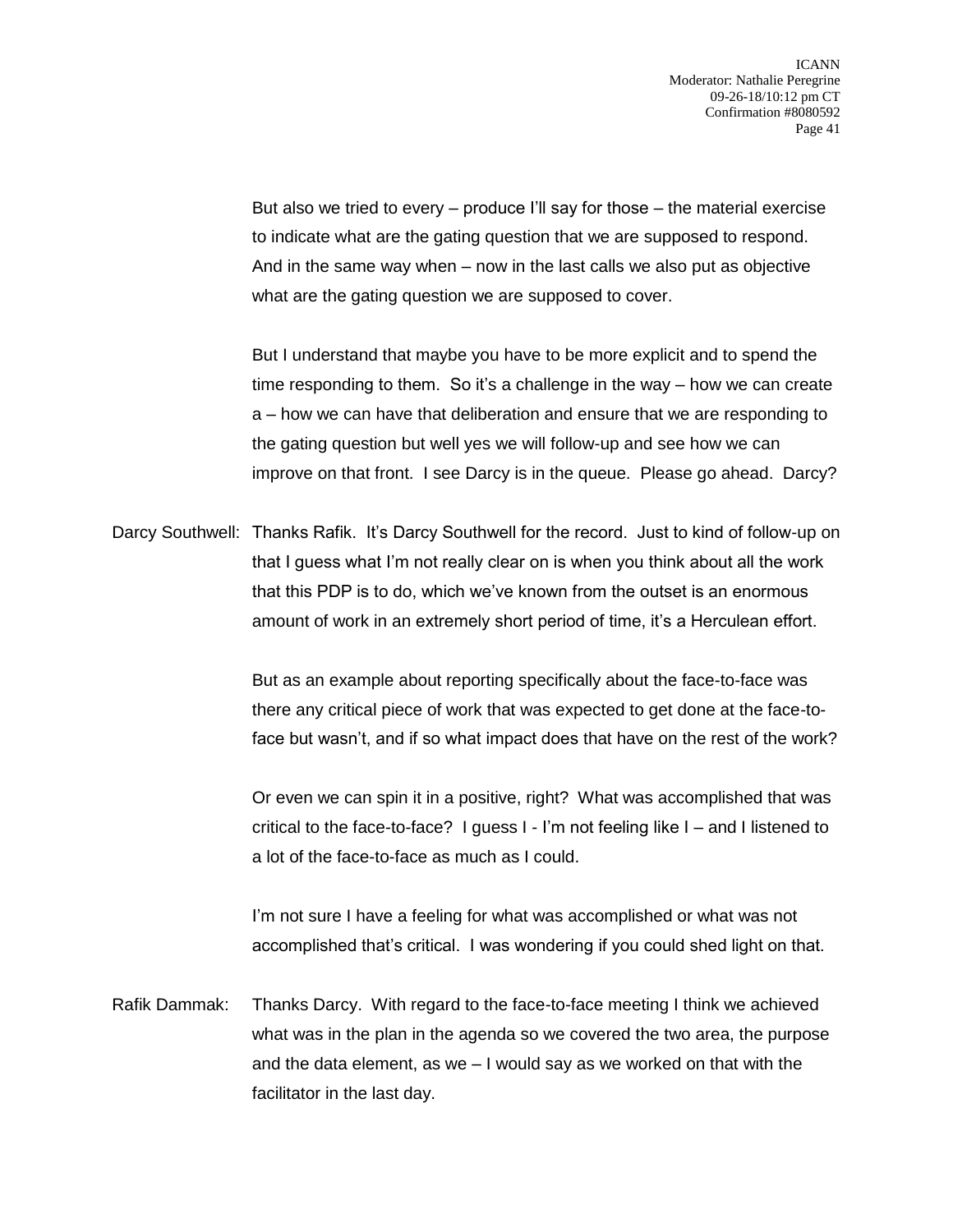But also we tried to every – produce I'll say for those – the material exercise to indicate what are the gating question that we are supposed to respond. And in the same way when – now in the last calls we also put as objective what are the gating question we are supposed to cover.

But I understand that maybe you have to be more explicit and to spend the time responding to them. So it's a challenge in the way – how we can create a – how we can have that deliberation and ensure that we are responding to the gating question but well yes we will follow-up and see how we can improve on that front. I see Darcy is in the queue. Please go ahead. Darcy?

Darcy Southwell: Thanks Rafik. It's Darcy Southwell for the record. Just to kind of follow-up on that I guess what I'm not really clear on is when you think about all the work that this PDP is to do, which we've known from the outset is an enormous amount of work in an extremely short period of time, it's a Herculean effort.

But as an example about reporting specifically about the face-to-face was there any critical piece of work that was expected to get done at the face-to-face but wasn't, and if so what impact does that have on the rest of the work?

Or even we can spin it in a positive, right? What was accomplished that was critical to the face-to-face? I guess I - I'm not feeling like I – and I listened to a lot of the face-to-face as much as I could.

I'm not sure I have a feeling for what was accomplished or what was not accomplished that's critical. I was wondering if you could shed light on that.

Rafik Dammak: Thanks Darcy. With regard to the face-to-face meeting I think we achieved what was in the plan in the agenda so we covered the two area, the purpose and the data element, as we – I would say as we worked on that with the facilitator in the last day.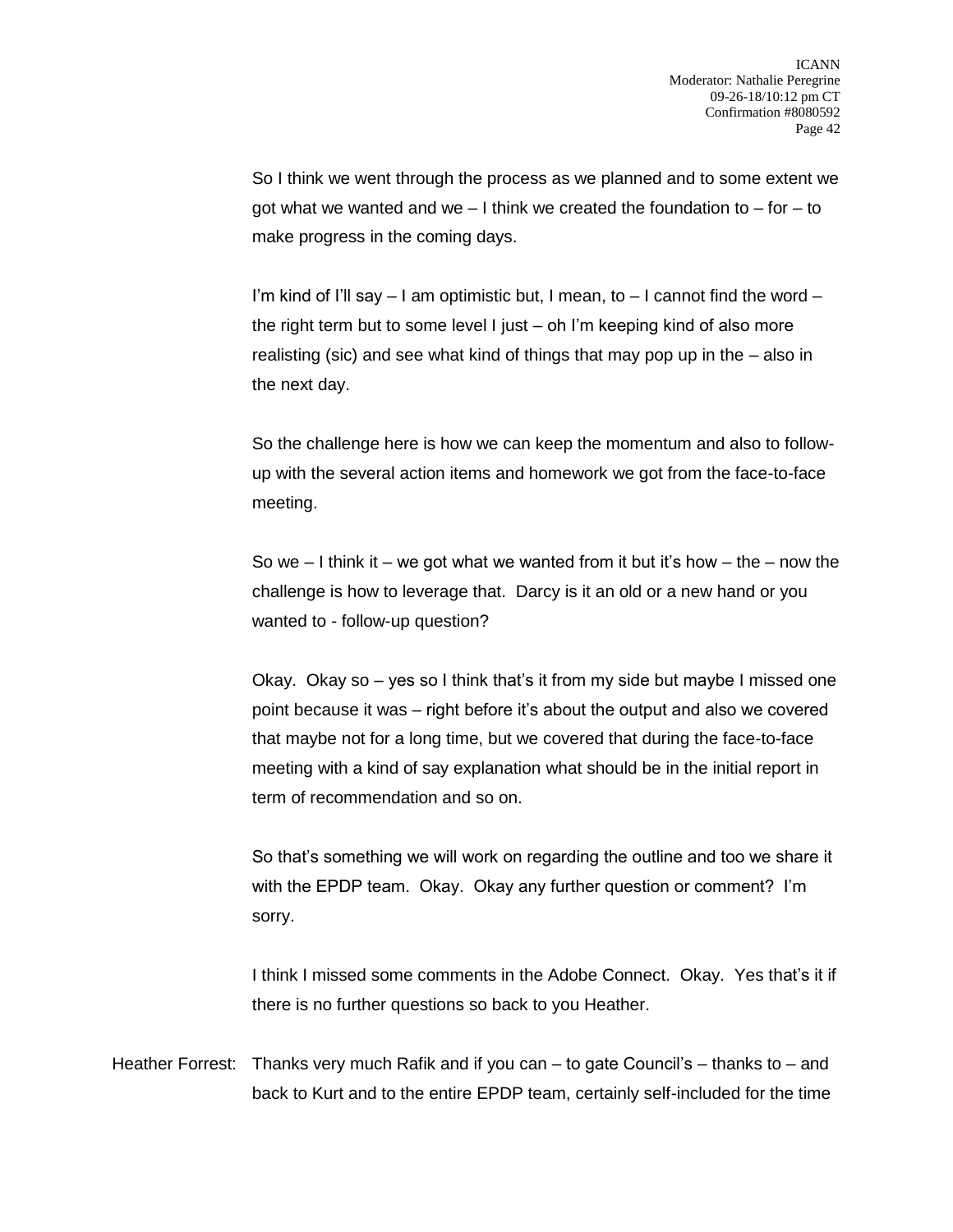So I think we went through the process as we planned and to some extent we got what we wanted and we – I think we created the foundation to – for – to make progress in the coming days.

I'm kind of I'll say – I am optimistic but, I mean, to – I cannot find the word – the right term but to some level I just – oh I'm keeping kind of also more realisting (sic) and see what kind of things that may pop up in the – also in the next day.

So the challenge here is how we can keep the momentum and also to follow-up with the several action items and homework we got from the face-to-face meeting.

So we – I think it – we got what we wanted from it but it's how – the – now the challenge is how to leverage that. Darcy is it an old or a new hand or you wanted to - follow-up question?

Okay. Okay so – yes so I think that's it from my side but maybe I missed one point because it was – right before it's about the output and also we covered that maybe not for a long time, but we covered that during the face-to-face meeting with a kind of say explanation what should be in the initial report in term of recommendation and so on.

So that's something we will work on regarding the outline and too we share it with the EPDP team. Okay. Okay any further question or comment? I'm sorry.

I think I missed some comments in the Adobe Connect. Okay. Yes that's it if there is no further questions so back to you Heather.

Heather Forrest: Thanks very much Rafik and if you can – to gate Council's – thanks to – and back to Kurt and to the entire EPDP team, certainly self-included for the time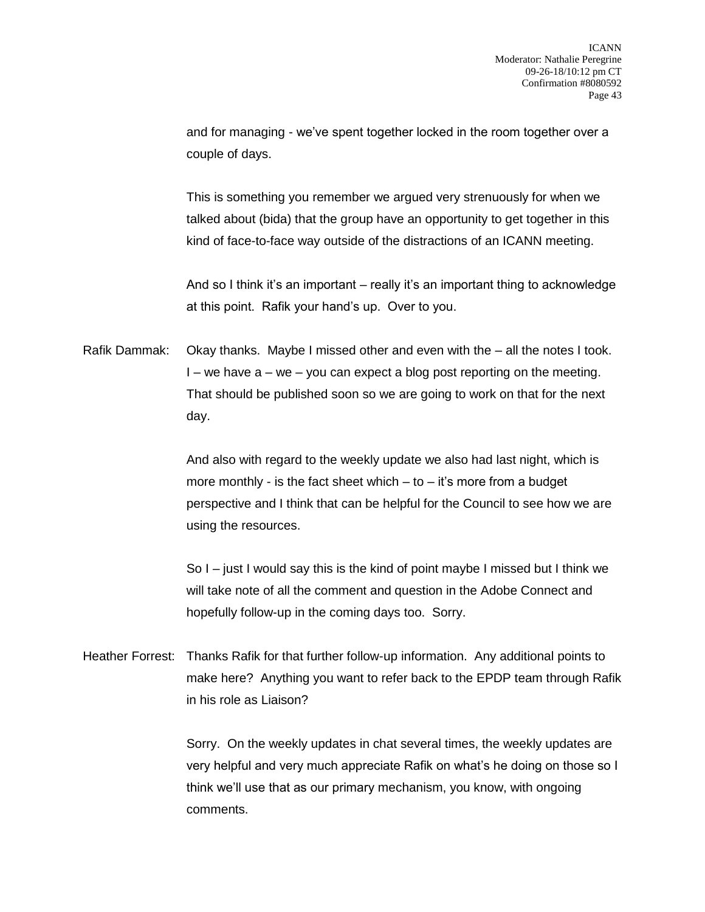and for managing - we've spent together locked in the room together over a couple of days.

This is something you remember we argued very strenuously for when we talked about (bida) that the group have an opportunity to get together in this kind of face-to-face way outside of the distractions of an ICANN meeting.

And so I think it's an important – really it's an important thing to acknowledge at this point. Rafik your hand's up. Over to you.

Rafik Dammak: Okay thanks. Maybe I missed other and even with the – all the notes I took. I – we have a – we – you can expect a blog post reporting on the meeting. That should be published soon so we are going to work on that for the next day.

And also with regard to the weekly update we also had last night, which is more monthly - is the fact sheet which – to – it's more from a budget perspective and I think that can be helpful for the Council to see how we are using the resources.

So I – just I would say this is the kind of point maybe I missed but I think we will take note of all the comment and question in the Adobe Connect and hopefully follow-up in the coming days too. Sorry.

Heather Forrest: Thanks Rafik for that further follow-up information. Any additional points to make here? Anything you want to refer back to the EPDP team through Rafik in his role as Liaison?

Sorry. On the weekly updates in chat several times, the weekly updates are very helpful and very much appreciate Rafik on what's he doing on those so I think we'll use that as our primary mechanism, you know, with ongoing comments.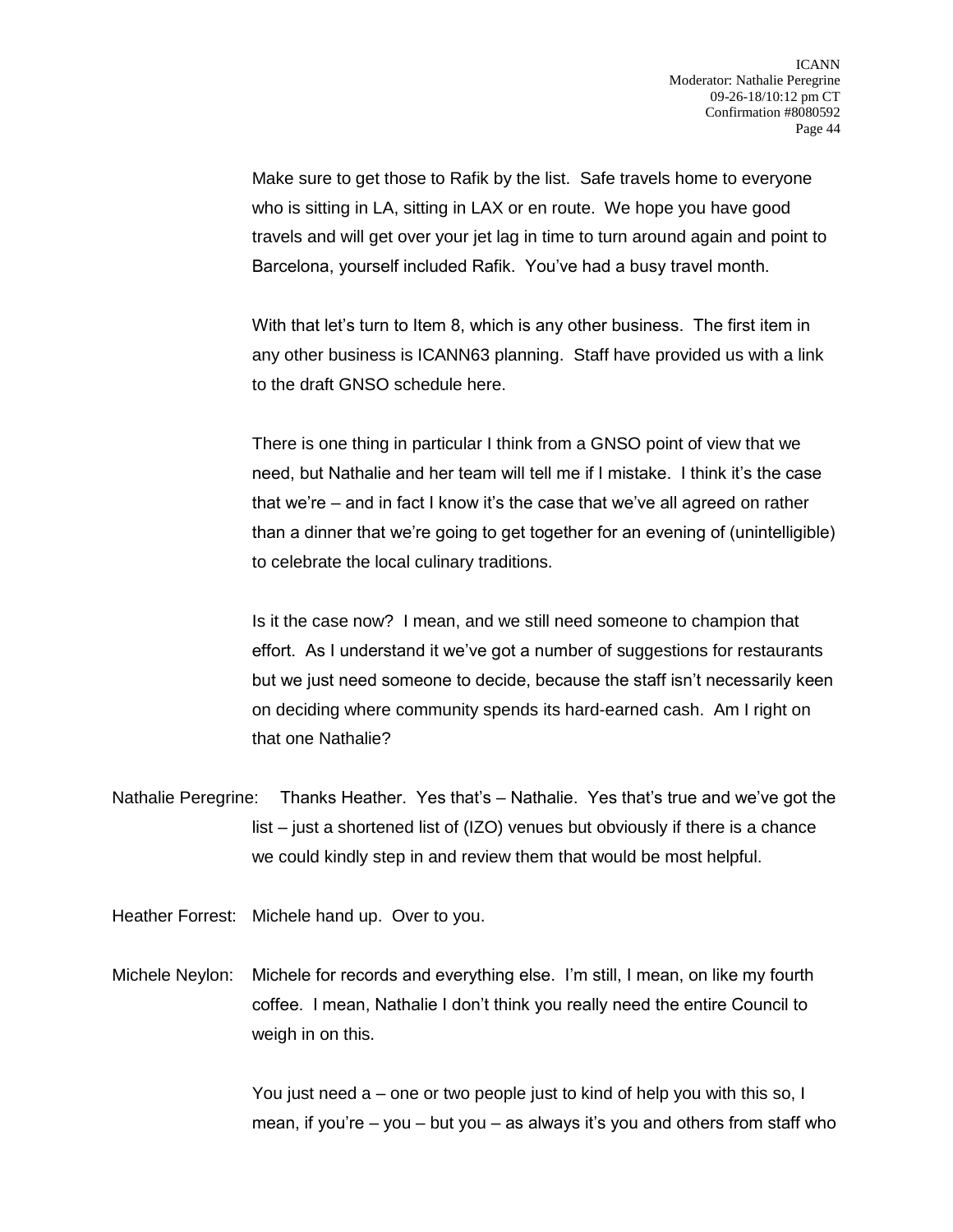Make sure to get those to Rafik by the list. Safe travels home to everyone who is sitting in LA, sitting in LAX or en route. We hope you have good travels and will get over your jet lag in time to turn around again and point to Barcelona, yourself included Rafik. You've had a busy travel month.

With that let's turn to Item 8, which is any other business. The first item in any other business is ICANN63 planning. Staff have provided us with a link to the draft GNSO schedule here.

There is one thing in particular I think from a GNSO point of view that we need, but Nathalie and her team will tell me if I mistake. I think it's the case that we're – and in fact I know it's the case that we've all agreed on rather than a dinner that we're going to get together for an evening of (unintelligible) to celebrate the local culinary traditions.

Is it the case now? I mean, and we still need someone to champion that effort. As I understand it we've got a number of suggestions for restaurants but we just need someone to decide, because the staff isn't necessarily keen on deciding where community spends its hard-earned cash. Am I right on that one Nathalie?

Nathalie Peregrine: Thanks Heather. Yes that's – Nathalie. Yes that's true and we've got the list – just a shortened list of (IZO) venues but obviously if there is a chance we could kindly step in and review them that would be most helpful.

Heather Forrest: Michele hand up. Over to you.

Michele Neylon: Michele for records and everything else. I'm still, I mean, on like my fourth coffee. I mean, Nathalie I don't think you really need the entire Council to weigh in on this.

You just need a – one or two people just to kind of help you with this so, I mean, if you're – you – but you – as always it's you and others from staff who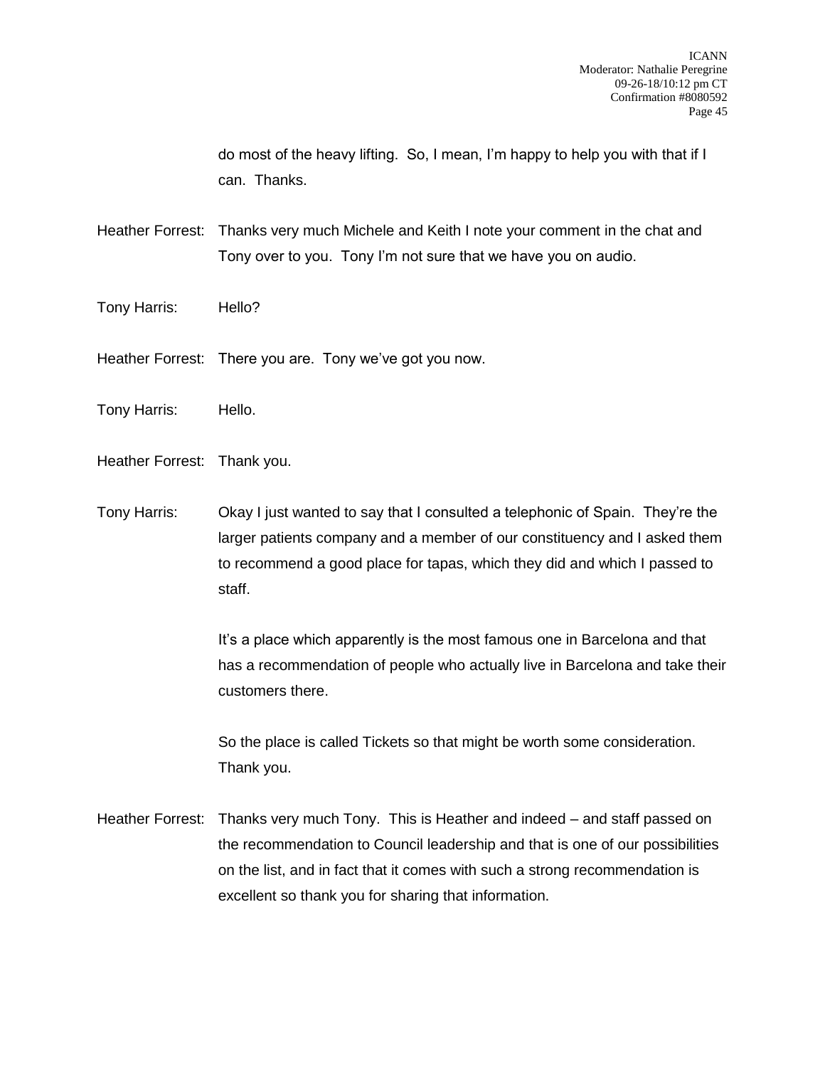do most of the heavy lifting. So, I mean, I'm happy to help you with that if I can. Thanks.

Heather Forrest: Thanks very much Michele and Keith I note your comment in the chat and Tony over to you. Tony I'm not sure that we have you on audio.

Tony Harris: Hello?

Heather Forrest: There you are. Tony we've got you now.

Tony Harris: Hello.

Heather Forrest: Thank you.

Tony Harris: Okay I just wanted to say that I consulted a telephonic of Spain. They're the larger patients company and a member of our constituency and I asked them to recommend a good place for tapas, which they did and which I passed to staff.

It's a place which apparently is the most famous one in Barcelona and that has a recommendation of people who actually live in Barcelona and take their customers there.

So the place is called Tickets so that might be worth some consideration. Thank you.

Heather Forrest: Thanks very much Tony. This is Heather and indeed – and staff passed on the recommendation to Council leadership and that is one of our possibilities on the list, and in fact that it comes with such a strong recommendation is excellent so thank you for sharing that information.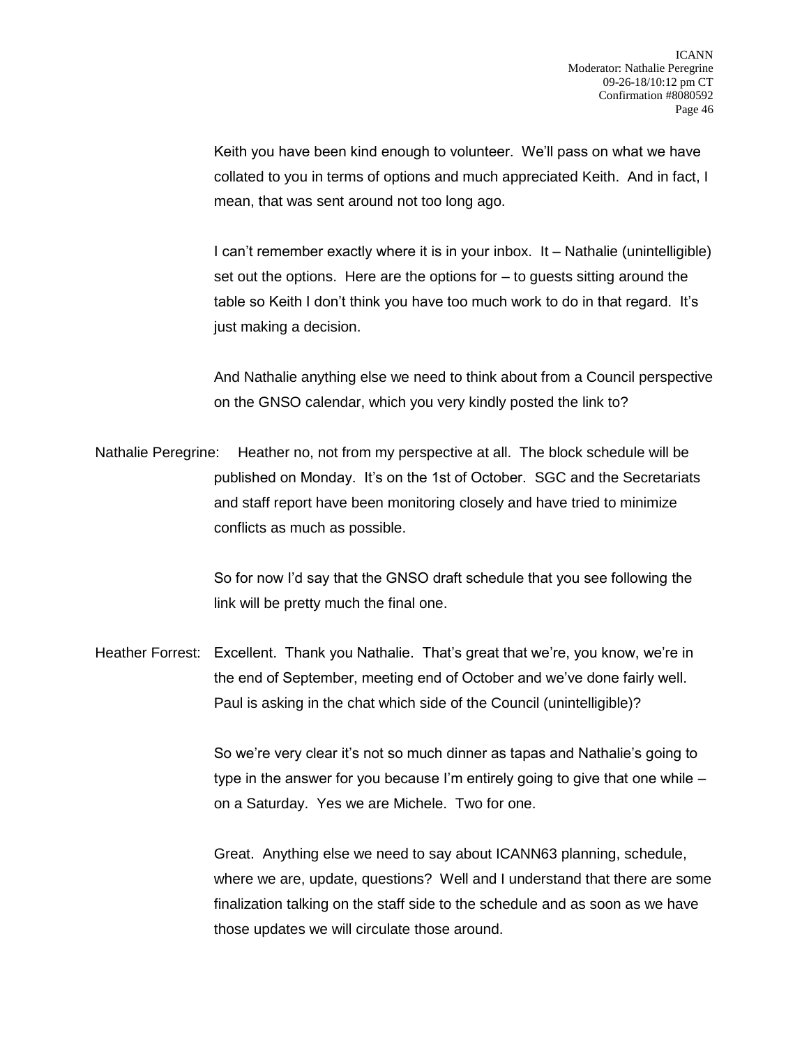Keith you have been kind enough to volunteer. We'll pass on what we have collated to you in terms of options and much appreciated Keith. And in fact, I mean, that was sent around not too long ago.

I can't remember exactly where it is in your inbox. It – Nathalie (unintelligible) set out the options. Here are the options for – to guests sitting around the table so Keith I don't think you have too much work to do in that regard. It's just making a decision.

And Nathalie anything else we need to think about from a Council perspective on the GNSO calendar, which you very kindly posted the link to?

Nathalie Peregrine: Heather no, not from my perspective at all. The block schedule will be published on Monday. It's on the 1st of October. SGC and the Secretariats and staff report have been monitoring closely and have tried to minimize conflicts as much as possible.

So for now I'd say that the GNSO draft schedule that you see following the link will be pretty much the final one.

Heather Forrest: Excellent. Thank you Nathalie. That's great that we're, you know, we're in the end of September, meeting end of October and we've done fairly well. Paul is asking in the chat which side of the Council (unintelligible)?

So we're very clear it's not so much dinner as tapas and Nathalie's going to type in the answer for you because I'm entirely going to give that one while – on a Saturday. Yes we are Michele. Two for one.

Great. Anything else we need to say about ICANN63 planning, schedule, where we are, update, questions? Well and I understand that there are some finalization talking on the staff side to the schedule and as soon as we have those updates we will circulate those around.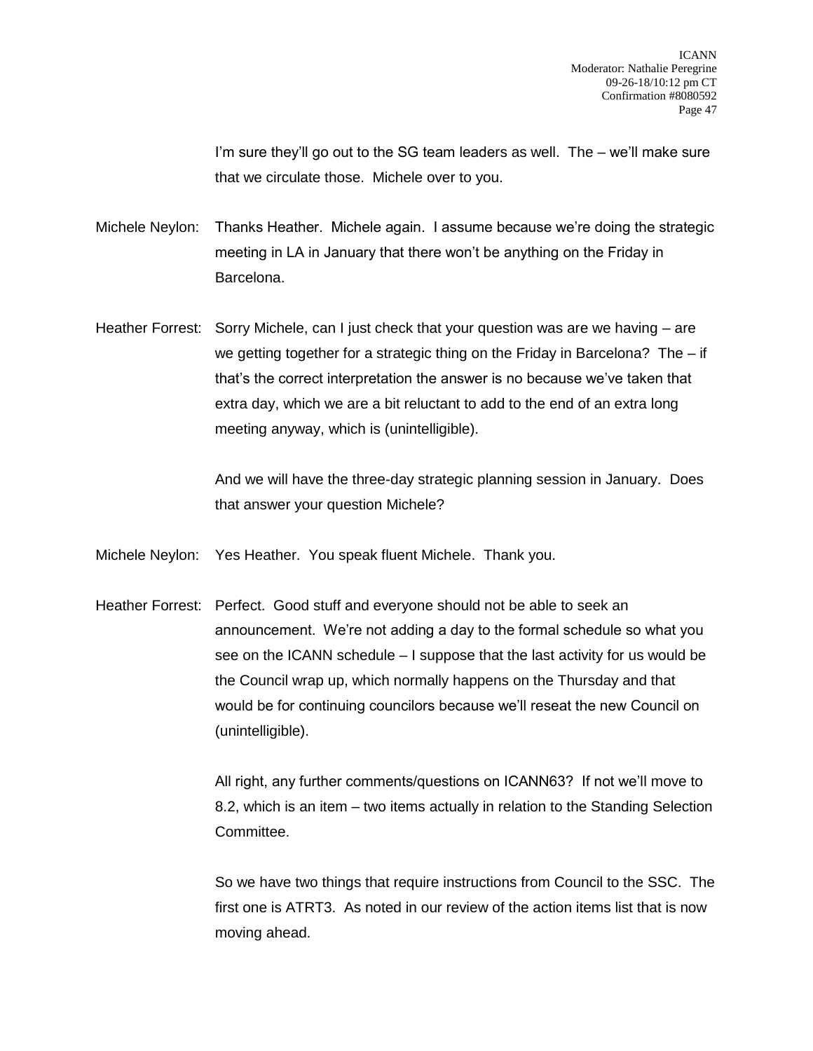I'm sure they'll go out to the SG team leaders as well. The – we'll make sure that we circulate those. Michele over to you.

Michele Neylon: Thanks Heather. Michele again. I assume because we're doing the strategic meeting in LA in January that there won't be anything on the Friday in Barcelona.

Heather Forrest: Sorry Michele, can I just check that your question was are we having – are we getting together for a strategic thing on the Friday in Barcelona? The – if that's the correct interpretation the answer is no because we've taken that extra day, which we are a bit reluctant to add to the end of an extra long meeting anyway, which is (unintelligible).

And we will have the three-day strategic planning session in January. Does that answer your question Michele?

Michele Neylon: Yes Heather. You speak fluent Michele. Thank you.

Heather Forrest: Perfect. Good stuff and everyone should not be able to seek an announcement. We're not adding a day to the formal schedule so what you see on the ICANN schedule – I suppose that the last activity for us would be the Council wrap up, which normally happens on the Thursday and that would be for continuing councilors because we'll reseat the new Council on (unintelligible).

All right, any further comments/questions on ICANN63? If not we'll move to 8.2, which is an item – two items actually in relation to the Standing Selection Committee.

So we have two things that require instructions from Council to the SSC. The first one is ATRT3. As noted in our review of the action items list that is now moving ahead.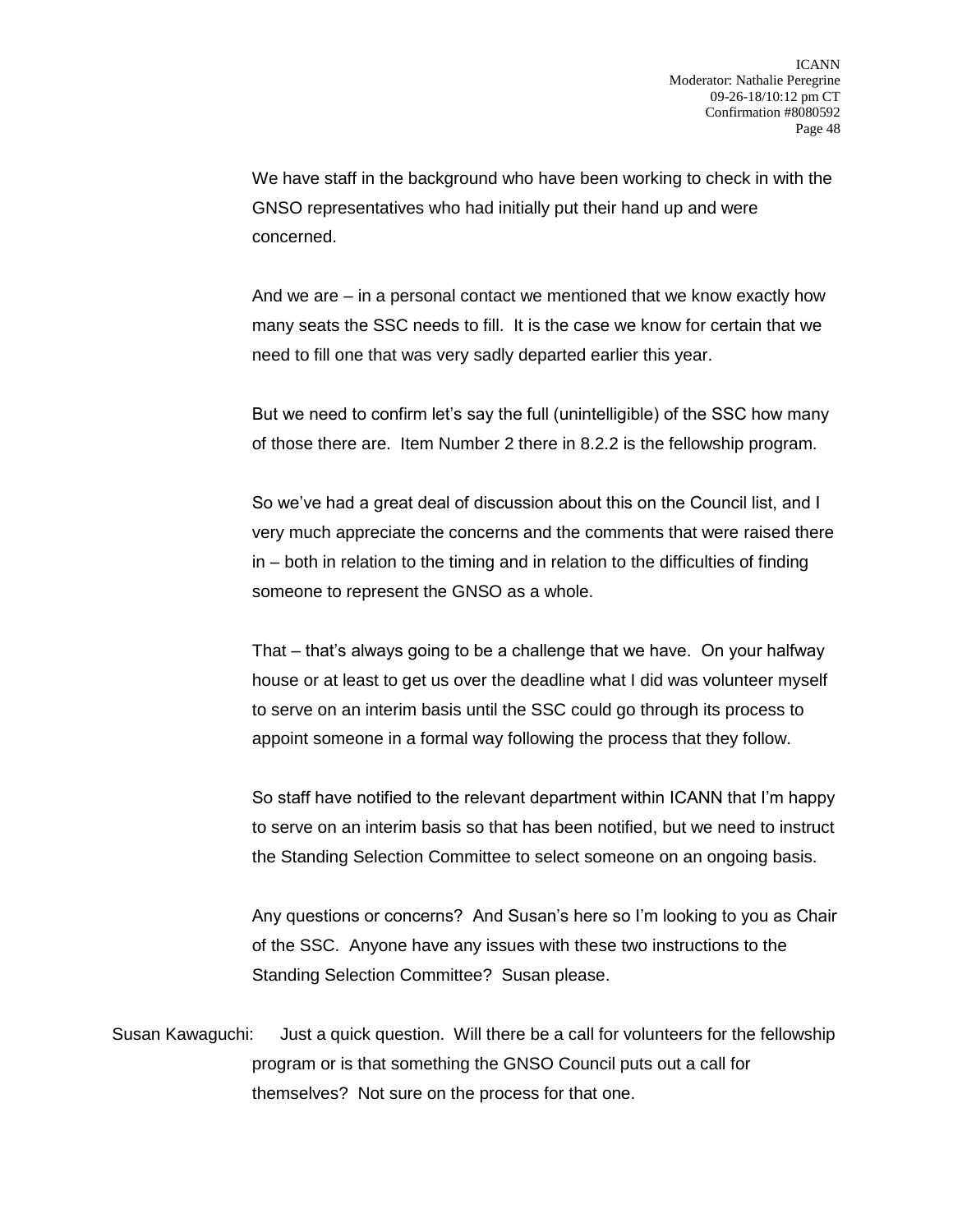We have staff in the background who have been working to check in with the GNSO representatives who had initially put their hand up and were concerned.

And we are – in a personal contact we mentioned that we know exactly how many seats the SSC needs to fill. It is the case we know for certain that we need to fill one that was very sadly departed earlier this year.

But we need to confirm let's say the full (unintelligible) of the SSC how many of those there are. Item Number 2 there in 8.2.2 is the fellowship program.

So we've had a great deal of discussion about this on the Council list, and I very much appreciate the concerns and the comments that were raised there in – both in relation to the timing and in relation to the difficulties of finding someone to represent the GNSO as a whole.

That – that's always going to be a challenge that we have. On your halfway house or at least to get us over the deadline what I did was volunteer myself to serve on an interim basis until the SSC could go through its process to appoint someone in a formal way following the process that they follow.

So staff have notified to the relevant department within ICANN that I'm happy to serve on an interim basis so that has been notified, but we need to instruct the Standing Selection Committee to select someone on an ongoing basis.

Any questions or concerns? And Susan's here so I'm looking to you as Chair of the SSC. Anyone have any issues with these two instructions to the Standing Selection Committee? Susan please.

Susan Kawaguchi: Just a quick question. Will there be a call for volunteers for the fellowship program or is that something the GNSO Council puts out a call for themselves? Not sure on the process for that one.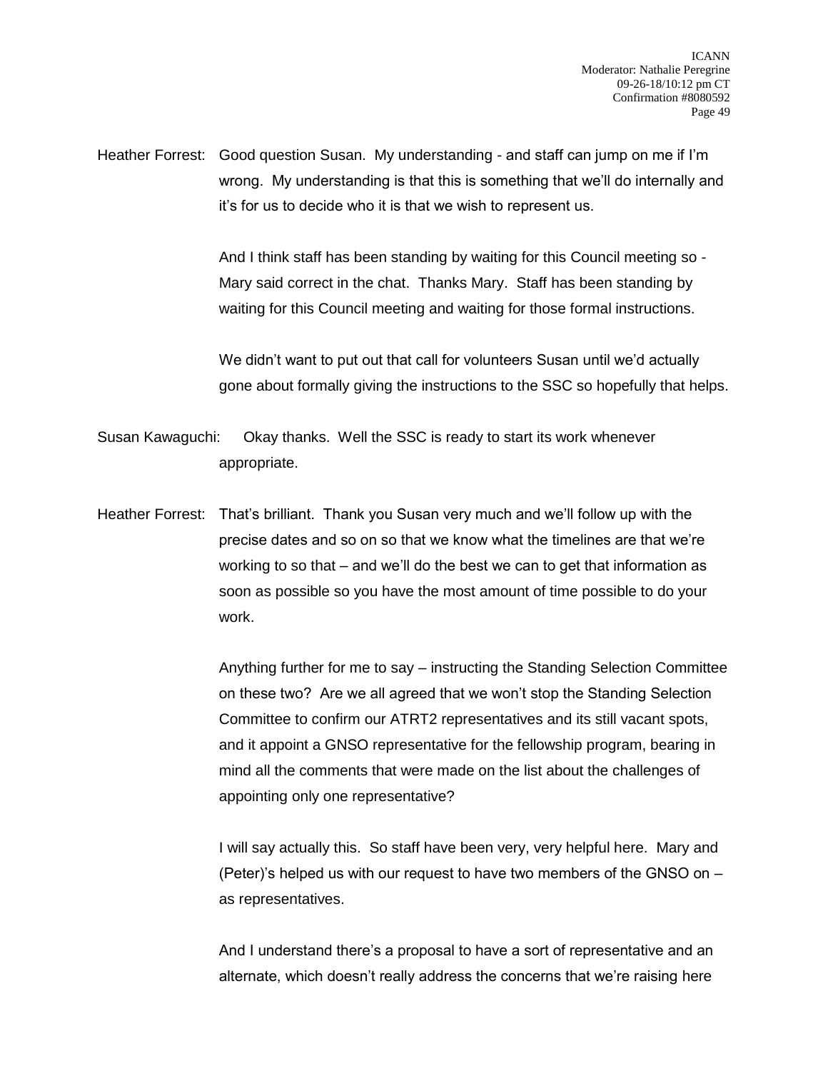Heather Forrest: Good question Susan. My understanding - and staff can jump on me if I'm wrong. My understanding is that this is something that we'll do internally and it's for us to decide who it is that we wish to represent us.

And I think staff has been standing by waiting for this Council meeting so - Mary said correct in the chat. Thanks Mary. Staff has been standing by waiting for this Council meeting and waiting for those formal instructions.

We didn't want to put out that call for volunteers Susan until we'd actually gone about formally giving the instructions to the SSC so hopefully that helps.

Susan Kawaguchi: Okay thanks. Well the SSC is ready to start its work whenever appropriate.

Heather Forrest: That's brilliant. Thank you Susan very much and we'll follow up with the precise dates and so on so that we know what the timelines are that we're working to so that – and we'll do the best we can to get that information as soon as possible so you have the most amount of time possible to do your work.

Anything further for me to say – instructing the Standing Selection Committee on these two? Are we all agreed that we won't stop the Standing Selection Committee to confirm our ATRT2 representatives and its still vacant spots, and it appoint a GNSO representative for the fellowship program, bearing in mind all the comments that were made on the list about the challenges of appointing only one representative?

I will say actually this. So staff have been very, very helpful here. Mary and (Peter)'s helped us with our request to have two members of the GNSO on – as representatives.

And I understand there's a proposal to have a sort of representative and an alternate, which doesn't really address the concerns that we're raising here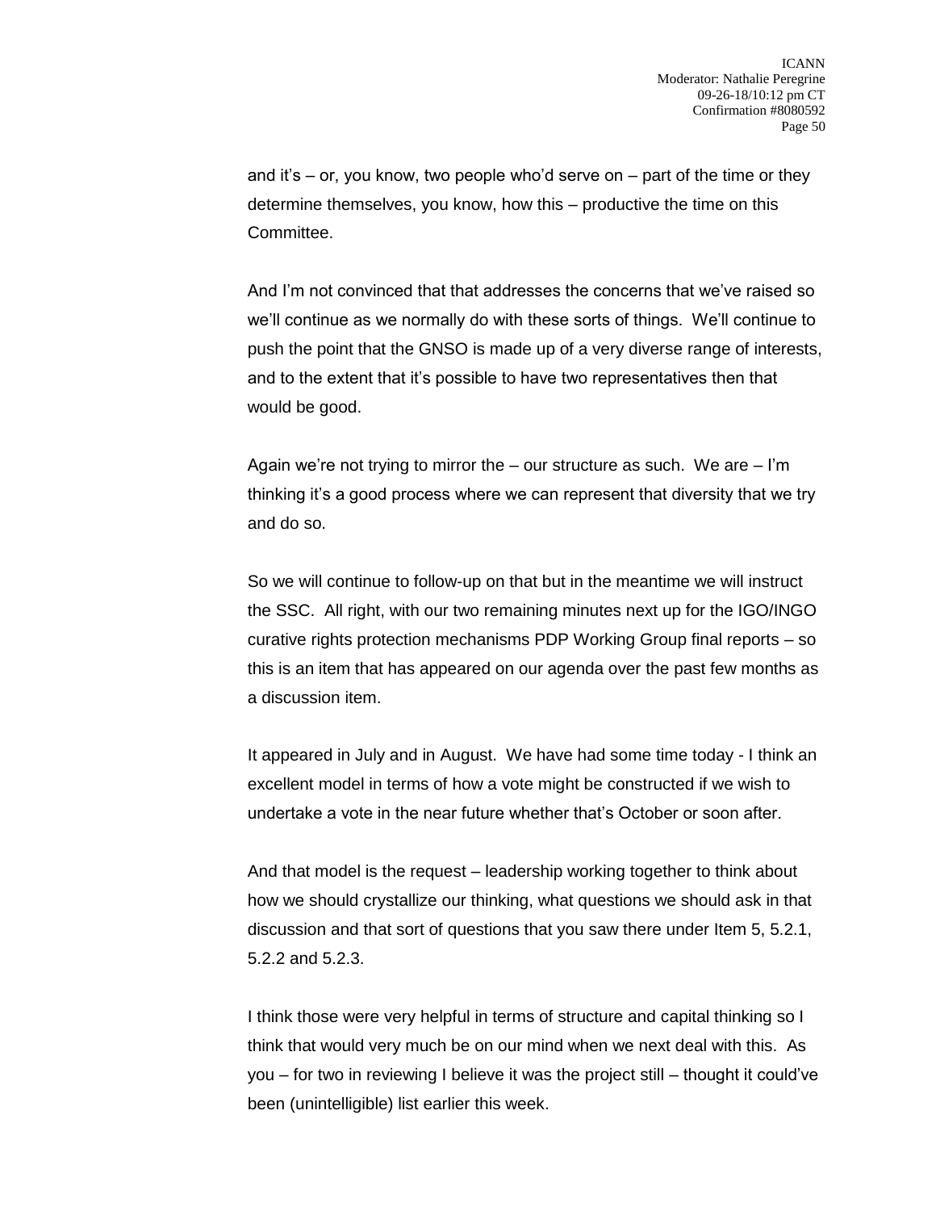and it's – or, you know, two people who'd serve on – part of the time or they determine themselves, you know, how this – productive the time on this Committee.

And I'm not convinced that that addresses the concerns that we've raised so we'll continue as we normally do with these sorts of things. We'll continue to push the point that the GNSO is made up of a very diverse range of interests, and to the extent that it's possible to have two representatives then that would be good.

Again we're not trying to mirror the – our structure as such. We are – I'm thinking it's a good process where we can represent that diversity that we try and do so.

So we will continue to follow-up on that but in the meantime we will instruct the SSC. All right, with our two remaining minutes next up for the IGO/INGO curative rights protection mechanisms PDP Working Group final reports – so this is an item that has appeared on our agenda over the past few months as a discussion item.

It appeared in July and in August. We have had some time today - I think an excellent model in terms of how a vote might be constructed if we wish to undertake a vote in the near future whether that's October or soon after.

And that model is the request – leadership working together to think about how we should crystallize our thinking, what questions we should ask in that discussion and that sort of questions that you saw there under Item 5, 5.2.1, 5.2.2 and 5.2.3.

I think those were very helpful in terms of structure and capital thinking so I think that would very much be on our mind when we next deal with this. As you – for two in reviewing I believe it was the project still – thought it could've been (unintelligible) list earlier this week.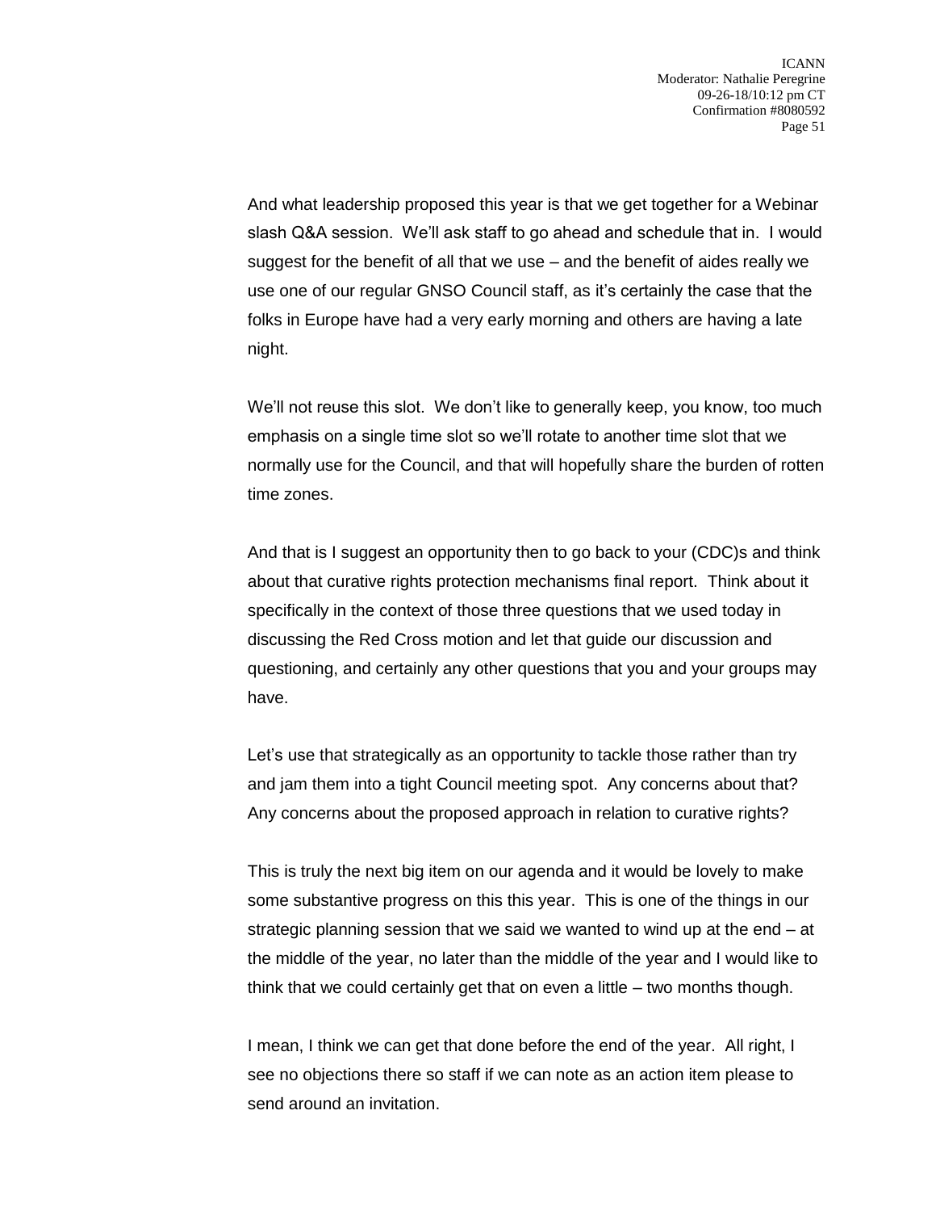And what leadership proposed this year is that we get together for a Webinar slash Q&A session. We'll ask staff to go ahead and schedule that in. I would suggest for the benefit of all that we use – and the benefit of aides really we use one of our regular GNSO Council staff, as it's certainly the case that the folks in Europe have had a very early morning and others are having a late night.

We'll not reuse this slot. We don't like to generally keep, you know, too much emphasis on a single time slot so we'll rotate to another time slot that we normally use for the Council, and that will hopefully share the burden of rotten time zones.

And that is I suggest an opportunity then to go back to your (CDC)s and think about that curative rights protection mechanisms final report. Think about it specifically in the context of those three questions that we used today in discussing the Red Cross motion and let that guide our discussion and questioning, and certainly any other questions that you and your groups may have.

Let's use that strategically as an opportunity to tackle those rather than try and jam them into a tight Council meeting spot. Any concerns about that? Any concerns about the proposed approach in relation to curative rights?

This is truly the next big item on our agenda and it would be lovely to make some substantive progress on this this year. This is one of the things in our strategic planning session that we said we wanted to wind up at the end – at the middle of the year, no later than the middle of the year and I would like to think that we could certainly get that on even a little – two months though.

I mean, I think we can get that done before the end of the year. All right, I see no objections there so staff if we can note as an action item please to send around an invitation.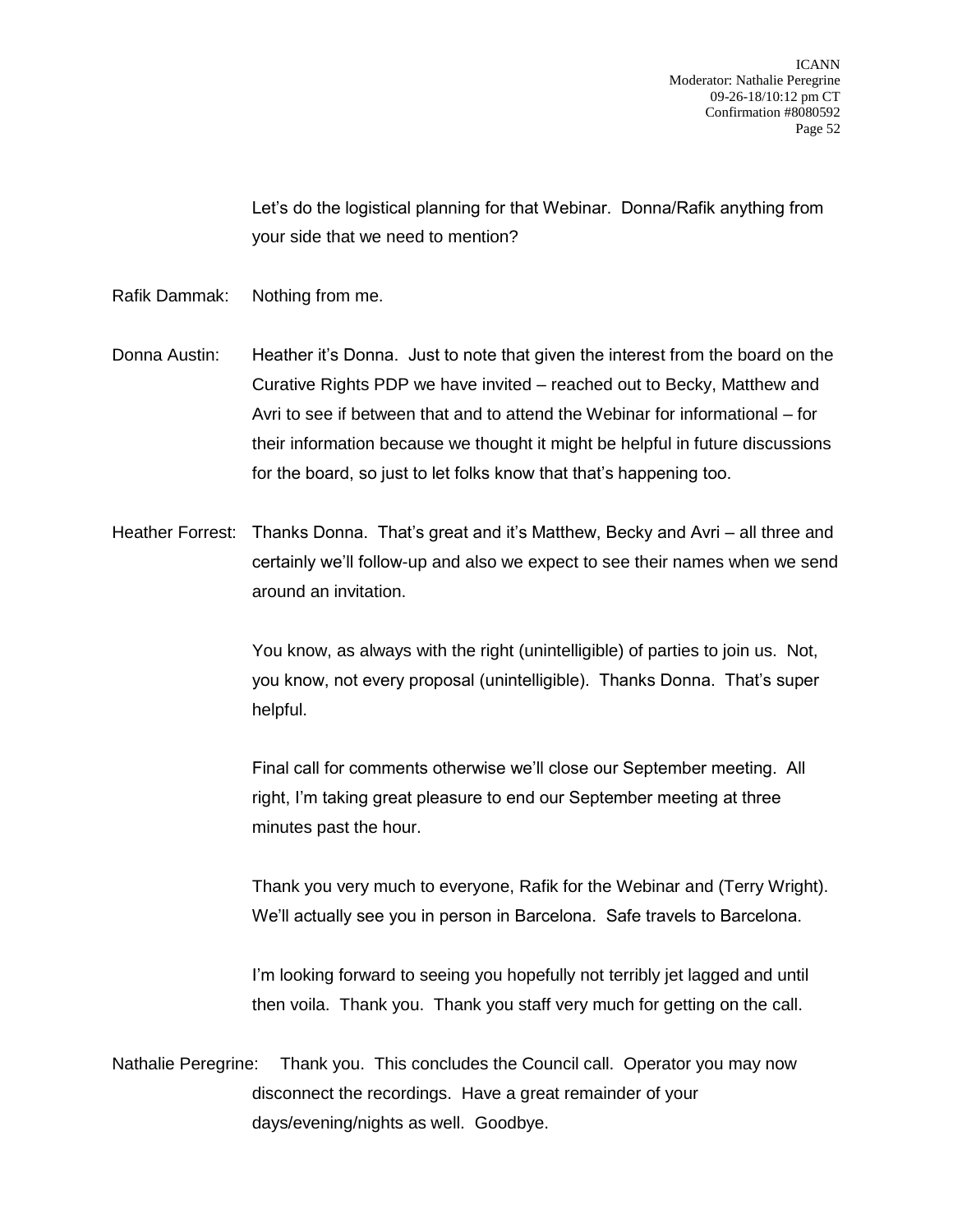Let's do the logistical planning for that Webinar. Donna/Rafik anything from your side that we need to mention?

Rafik Dammak: Nothing from me.

Donna Austin: Heather it's Donna. Just to note that given the interest from the board on the Curative Rights PDP we have invited – reached out to Becky, Matthew and Avri to see if between that and to attend the Webinar for informational – for their information because we thought it might be helpful in future discussions for the board, so just to let folks know that that's happening too.

Heather Forrest: Thanks Donna. That's great and it's Matthew, Becky and Avri – all three and certainly we'll follow-up and also we expect to see their names when we send around an invitation.

You know, as always with the right (unintelligible) of parties to join us. Not, you know, not every proposal (unintelligible). Thanks Donna. That's super helpful.

Final call for comments otherwise we'll close our September meeting. All right, I'm taking great pleasure to end our September meeting at three minutes past the hour.

Thank you very much to everyone, Rafik for the Webinar and (Terry Wright). We'll actually see you in person in Barcelona. Safe travels to Barcelona.

I'm looking forward to seeing you hopefully not terribly jet lagged and until then voila. Thank you. Thank you staff very much for getting on the call.

Nathalie Peregrine: Thank you. This concludes the Council call. Operator you may now disconnect the recordings. Have a great remainder of your days/evening/nights as well. Goodbye.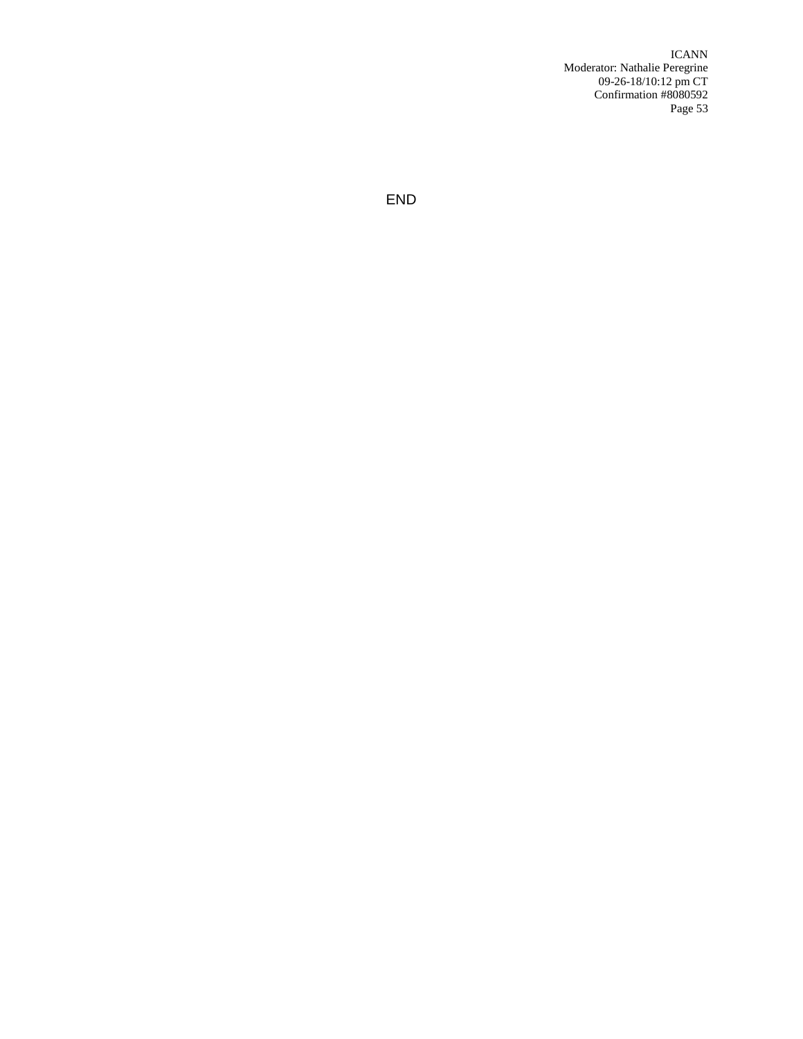END